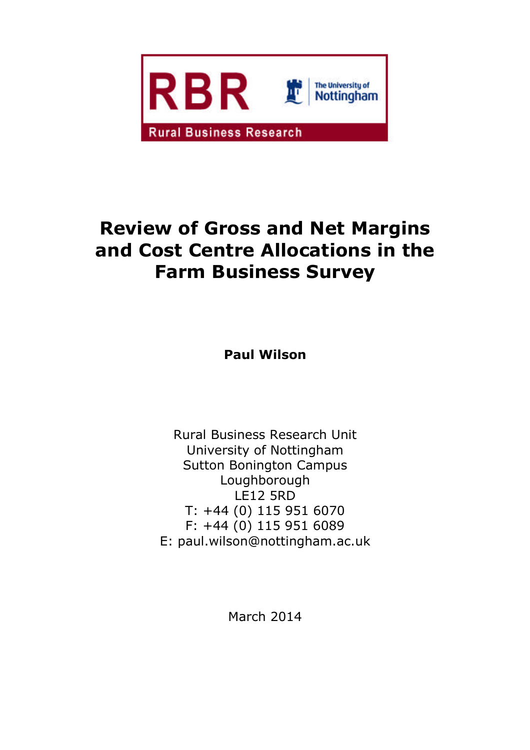RBR | The University of Nottingham

Rural Business Research

# Review of Gross and Net Margins and Cost Centre Allocations in the Farm Business Survey

**Paul Wilson**

Rural Business Research Unit
University of Nottingham
Sutton Bonington Campus
Loughborough
LE12 5RD
T: +44 (0) 115 951 6070
F: +44 (0) 115 951 6089
E: paul.wilson@nottingham.ac.uk

March 2014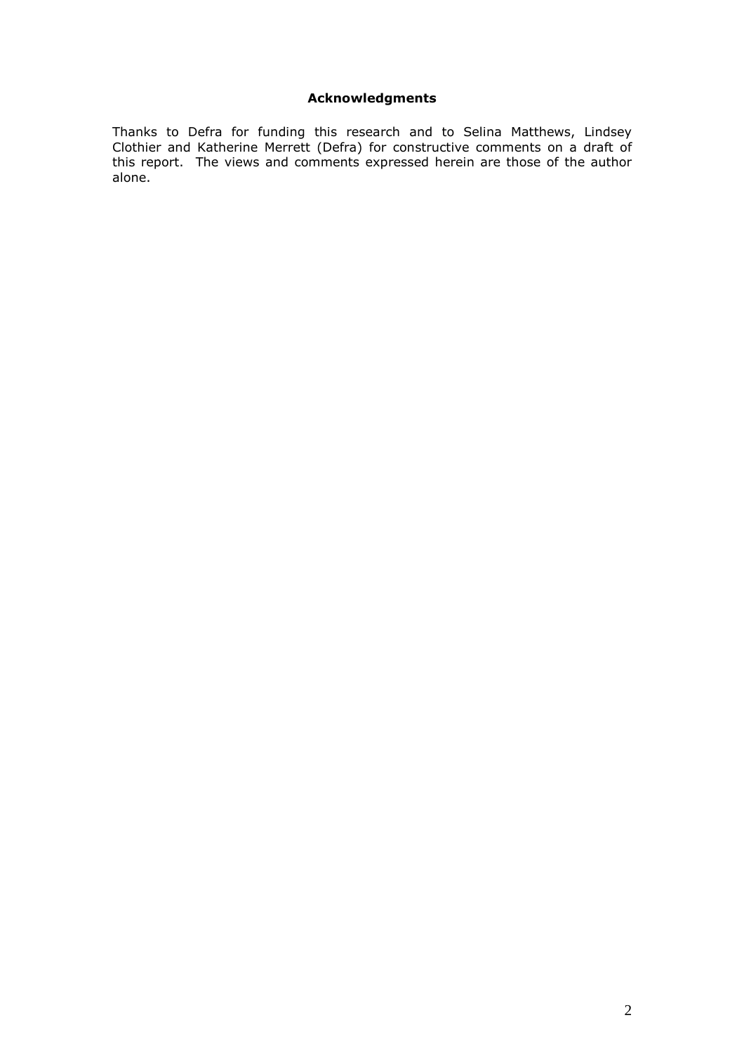## Acknowledgments

Thanks to Defra for funding this research and to Selina Matthews, Lindsey Clothier and Katherine Merrett (Defra) for constructive comments on a draft of this report. The views and comments expressed herein are those of the author alone.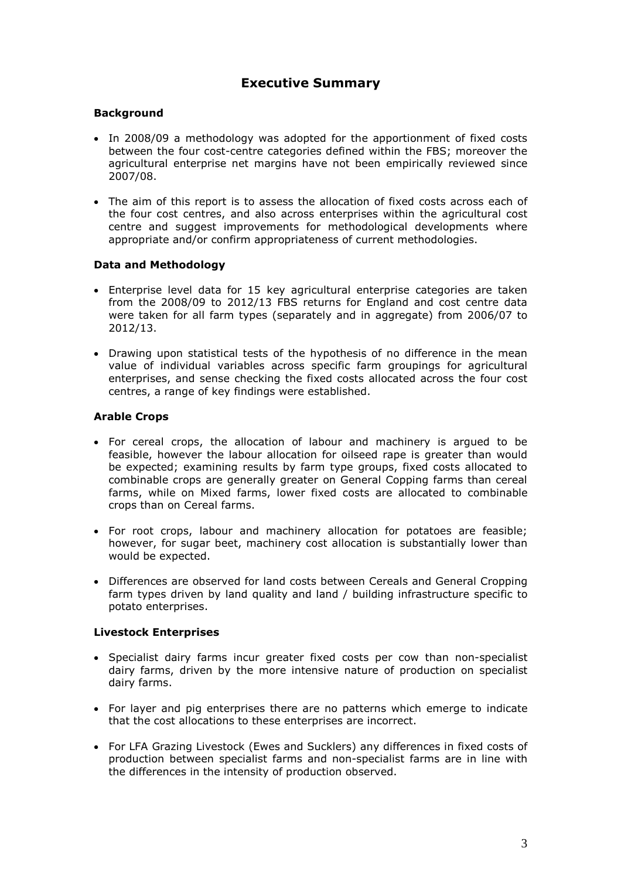# Executive Summary

### Background

- In 2008/09 a methodology was adopted for the apportionment of fixed costs between the four cost-centre categories defined within the FBS; moreover the agricultural enterprise net margins have not been empirically reviewed since 2007/08.
- The aim of this report is to assess the allocation of fixed costs across each of the four cost centres, and also across enterprises within the agricultural cost centre and suggest improvements for methodological developments where appropriate and/or confirm appropriateness of current methodologies.

### Data and Methodology

- Enterprise level data for 15 key agricultural enterprise categories are taken from the 2008/09 to 2012/13 FBS returns for England and cost centre data were taken for all farm types (separately and in aggregate) from 2006/07 to 2012/13.
- Drawing upon statistical tests of the hypothesis of no difference in the mean value of individual variables across specific farm groupings for agricultural enterprises, and sense checking the fixed costs allocated across the four cost centres, a range of key findings were established.

### Arable Crops

- For cereal crops, the allocation of labour and machinery is argued to be feasible, however the labour allocation for oilseed rape is greater than would be expected; examining results by farm type groups, fixed costs allocated to combinable crops are generally greater on General Copping farms than cereal farms, while on Mixed farms, lower fixed costs are allocated to combinable crops than on Cereal farms.
- For root crops, labour and machinery allocation for potatoes are feasible; however, for sugar beet, machinery cost allocation is substantially lower than would be expected.
- Differences are observed for land costs between Cereals and General Cropping farm types driven by land quality and land / building infrastructure specific to potato enterprises.

### Livestock Enterprises

- Specialist dairy farms incur greater fixed costs per cow than non-specialist dairy farms, driven by the more intensive nature of production on specialist dairy farms.
- For layer and pig enterprises there are no patterns which emerge to indicate that the cost allocations to these enterprises are incorrect.
- For LFA Grazing Livestock (Ewes and Sucklers) any differences in fixed costs of production between specialist farms and non-specialist farms are in line with the differences in the intensity of production observed.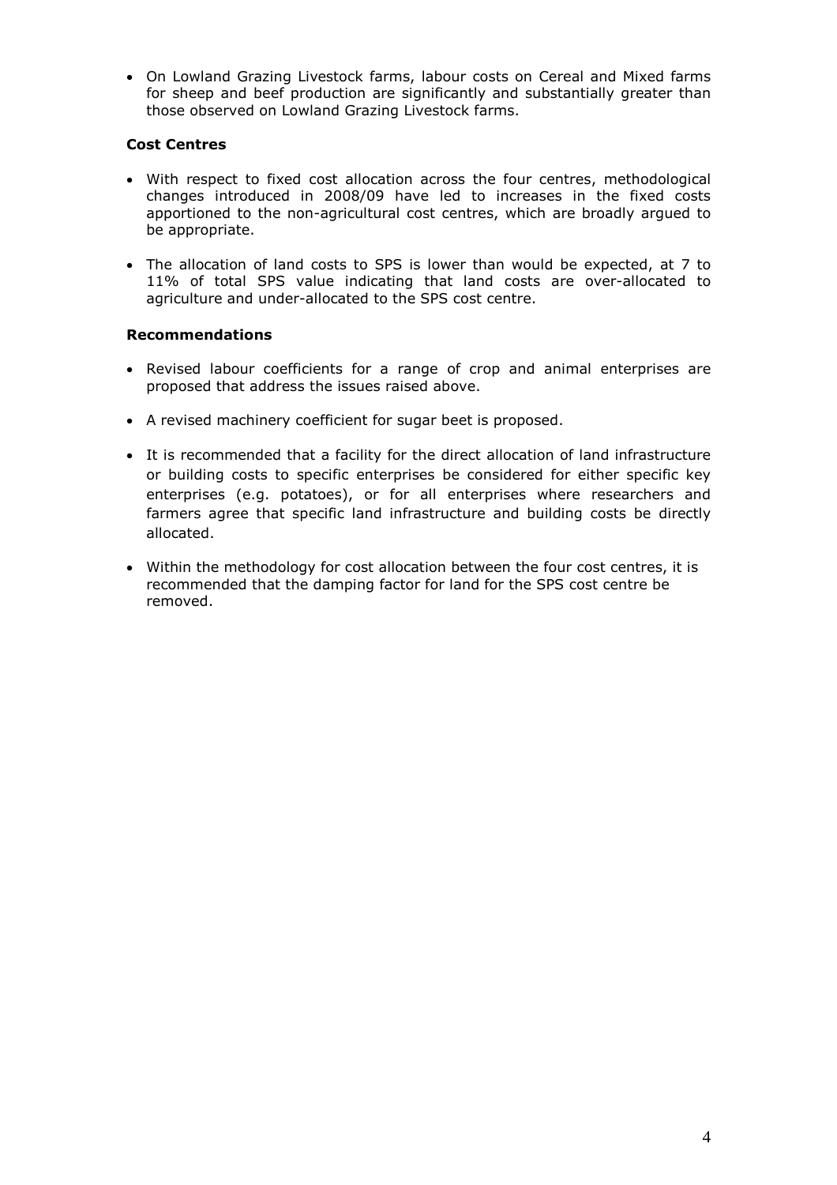- On Lowland Grazing Livestock farms, labour costs on Cereal and Mixed farms for sheep and beef production are significantly and substantially greater than those observed on Lowland Grazing Livestock farms.

**Cost Centres**

- With respect to fixed cost allocation across the four centres, methodological changes introduced in 2008/09 have led to increases in the fixed costs apportioned to the non-agricultural cost centres, which are broadly argued to be appropriate.
- The allocation of land costs to SPS is lower than would be expected, at 7 to 11% of total SPS value indicating that land costs are over-allocated to agriculture and under-allocated to the SPS cost centre.

**Recommendations**

- Revised labour coefficients for a range of crop and animal enterprises are proposed that address the issues raised above.
- A revised machinery coefficient for sugar beet is proposed.
- It is recommended that a facility for the direct allocation of land infrastructure or building costs to specific enterprises be considered for either specific key enterprises (e.g. potatoes), or for all enterprises where researchers and farmers agree that specific land infrastructure and building costs be directly allocated.
- Within the methodology for cost allocation between the four cost centres, it is recommended that the damping factor for land for the SPS cost centre be removed.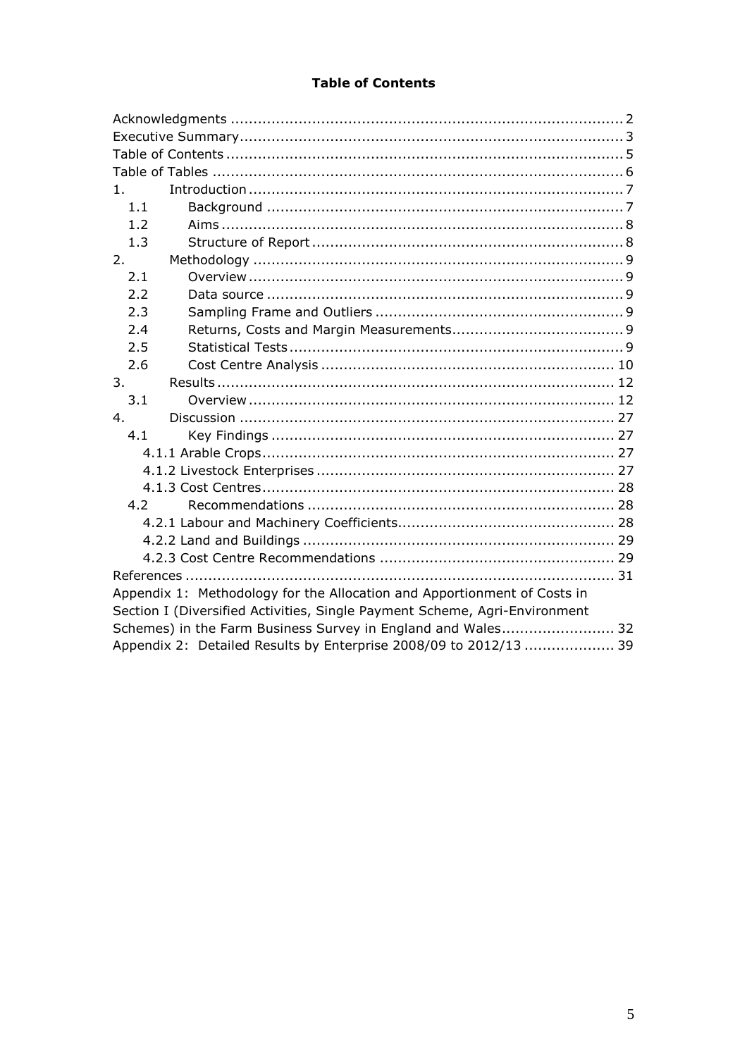# Table of Contents

Acknowledgments ........................................................................................ 2
Executive Summary...................................................................................... 3
Table of Contents ........................................................................................ 5
Table of Tables ............................................................................................ 6
1. Introduction .................................................................................. 7
  1.1 Background .............................................................................. 7
  1.2 Aims ......................................................................................... 8
  1.3 Structure of Report ..................................................................... 8
2. Methodology .................................................................................. 9
  2.1 Overview .................................................................................. 9
  2.2 Data source ............................................................................... 9
  2.3 Sampling Frame and Outliers ....................................................... 9
  2.4 Returns, Costs and Margin Measurements...................................... 9
  2.5 Statistical Tests .......................................................................... 9
  2.6 Cost Centre Analysis ................................................................. 10
3. Results ........................................................................................ 12
  3.1 Overview ................................................................................. 12
4. Discussion ................................................................................... 27
  4.1 Key Findings ............................................................................ 27
    4.1.1 Arable Crops.............................................................................. 27
    4.1.2 Livestock Enterprises .................................................................. 27
    4.1.3 Cost Centres.............................................................................. 28
  4.2 Recommendations .................................................................... 28
    4.2.1 Labour and Machinery Coefficients................................................ 28
    4.2.2 Land and Buildings ..................................................................... 29
    4.2.3 Cost Centre Recommendations .................................................... 29
References ............................................................................................... 31
Appendix 1: Methodology for the Allocation and Apportionment of Costs in Section I (Diversified Activities, Single Payment Scheme, Agri-Environment Schemes) in the Farm Business Survey in England and Wales......................... 32
Appendix 2: Detailed Results by Enterprise 2008/09 to 2012/13 .................... 39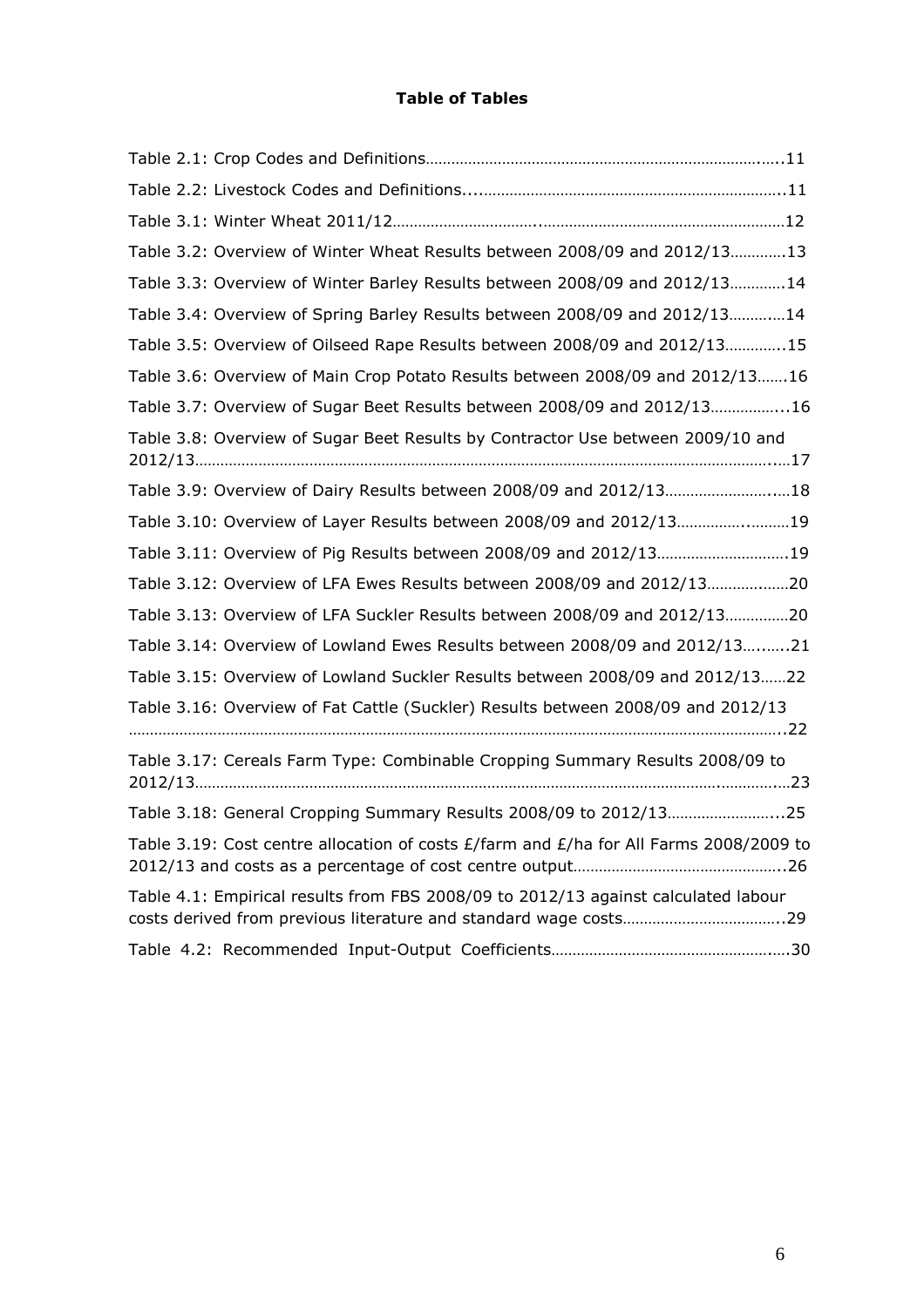**Table of Tables**

Table 2.1: Crop Codes and Definitions……………………………………………………………….….11

Table 2.2: Livestock Codes and Definitions....………………………………………………………..11

Table 3.1: Winter Wheat 2011/12…………………………..……………………………………………12

Table 3.2: Overview of Winter Wheat Results between 2008/09 and 2012/13…………13

Table 3.3: Overview of Winter Barley Results between 2008/09 and 2012/13…………14

Table 3.4: Overview of Spring Barley Results between 2008/09 and 2012/13………..…14

Table 3.5: Overview of Oilseed Rape Results between 2008/09 and 2012/13…………..15

Table 3.6: Overview of Main Crop Potato Results between 2008/09 and 2012/13…….16

Table 3.7: Overview of Sugar Beet Results between 2008/09 and 2012/13……………...16

Table 3.8: Overview of Sugar Beet Results by Contractor Use between 2009/10 and 2012/13…………………………………………………………………………………………………….….17

Table 3.9: Overview of Dairy Results between 2008/09 and 2012/13…………………….….18

Table 3.10: Overview of Layer Results between 2008/09 and 2012/13…………..………19

Table 3.11: Overview of Pig Results between 2008/09 and 2012/13………………………….19

Table 3.12: Overview of LFA Ewes Results between 2008/09 and 2012/13……………..…20

Table 3.13: Overview of LFA Suckler Results between 2008/09 and 2012/13……………20

Table 3.14: Overview of Lowland Ewes Results between 2008/09 and 2012/13….…...21

Table 3.15: Overview of Lowland Suckler Results between 2008/09 and 2012/13……22

Table 3.16: Overview of Fat Cattle (Suckler) Results between 2008/09 and 2012/13 …………………………………………………………………………………………………………………..22

Table 3.17: Cereals Farm Type: Combinable Cropping Summary Results 2008/09 to 2012/13…………………………………………………………………………………………………..…………23

Table 3.18: General Cropping Summary Results 2008/09 to 2012/13……………………...25

Table 3.19: Cost centre allocation of costs £/farm and £/ha for All Farms 2008/2009 to 2012/13 and costs as a percentage of cost centre output…………………………………………..26

Table 4.1: Empirical results from FBS 2008/09 to 2012/13 against calculated labour costs derived from previous literature and standard wage costs………………………………..29

Table 4.2: Recommended Input-Output Coefficients…………………………………………….....30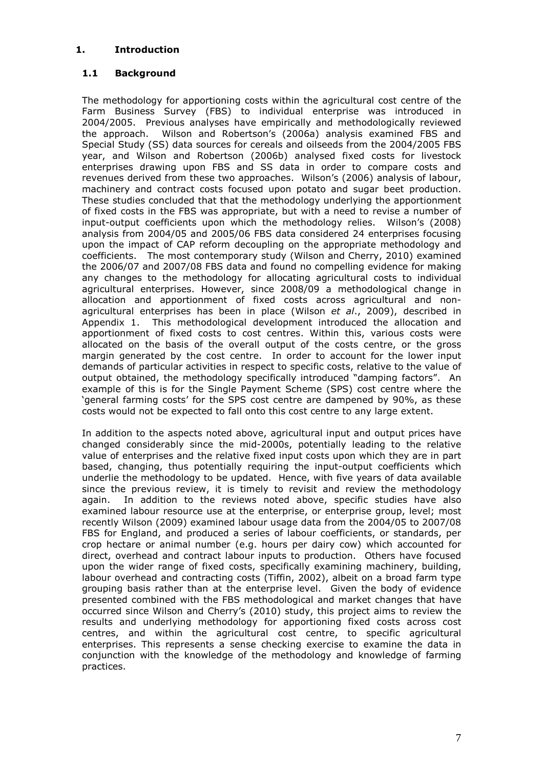# 1. Introduction

## 1.1 Background

The methodology for apportioning costs within the agricultural cost centre of the Farm Business Survey (FBS) to individual enterprise was introduced in 2004/2005. Previous analyses have empirically and methodologically reviewed the approach. Wilson and Robertson's (2006a) analysis examined FBS and Special Study (SS) data sources for cereals and oilseeds from the 2004/2005 FBS year, and Wilson and Robertson (2006b) analysed fixed costs for livestock enterprises drawing upon FBS and SS data in order to compare costs and revenues derived from these two approaches. Wilson's (2006) analysis of labour, machinery and contract costs focused upon potato and sugar beet production. These studies concluded that that the methodology underlying the apportionment of fixed costs in the FBS was appropriate, but with a need to revise a number of input-output coefficients upon which the methodology relies. Wilson's (2008) analysis from 2004/05 and 2005/06 FBS data considered 24 enterprises focusing upon the impact of CAP reform decoupling on the appropriate methodology and coefficients. The most contemporary study (Wilson and Cherry, 2010) examined the 2006/07 and 2007/08 FBS data and found no compelling evidence for making any changes to the methodology for allocating agricultural costs to individual agricultural enterprises. However, since 2008/09 a methodological change in allocation and apportionment of fixed costs across agricultural and non-agricultural enterprises has been in place (Wilson *et al*., 2009), described in Appendix 1. This methodological development introduced the allocation and apportionment of fixed costs to cost centres. Within this, various costs were allocated on the basis of the overall output of the costs centre, or the gross margin generated by the cost centre. In order to account for the lower input demands of particular activities in respect to specific costs, relative to the value of output obtained, the methodology specifically introduced "damping factors". An example of this is for the Single Payment Scheme (SPS) cost centre where the 'general farming costs' for the SPS cost centre are dampened by 90%, as these costs would not be expected to fall onto this cost centre to any large extent.

In addition to the aspects noted above, agricultural input and output prices have changed considerably since the mid-2000s, potentially leading to the relative value of enterprises and the relative fixed input costs upon which they are in part based, changing, thus potentially requiring the input-output coefficients which underlie the methodology to be updated. Hence, with five years of data available since the previous review, it is timely to revisit and review the methodology again. In addition to the reviews noted above, specific studies have also examined labour resource use at the enterprise, or enterprise group, level; most recently Wilson (2009) examined labour usage data from the 2004/05 to 2007/08 FBS for England, and produced a series of labour coefficients, or standards, per crop hectare or animal number (e.g. hours per dairy cow) which accounted for direct, overhead and contract labour inputs to production. Others have focused upon the wider range of fixed costs, specifically examining machinery, building, labour overhead and contracting costs (Tiffin, 2002), albeit on a broad farm type grouping basis rather than at the enterprise level. Given the body of evidence presented combined with the FBS methodological and market changes that have occurred since Wilson and Cherry's (2010) study, this project aims to review the results and underlying methodology for apportioning fixed costs across cost centres, and within the agricultural cost centre, to specific agricultural enterprises. This represents a sense checking exercise to examine the data in conjunction with the knowledge of the methodology and knowledge of farming practices.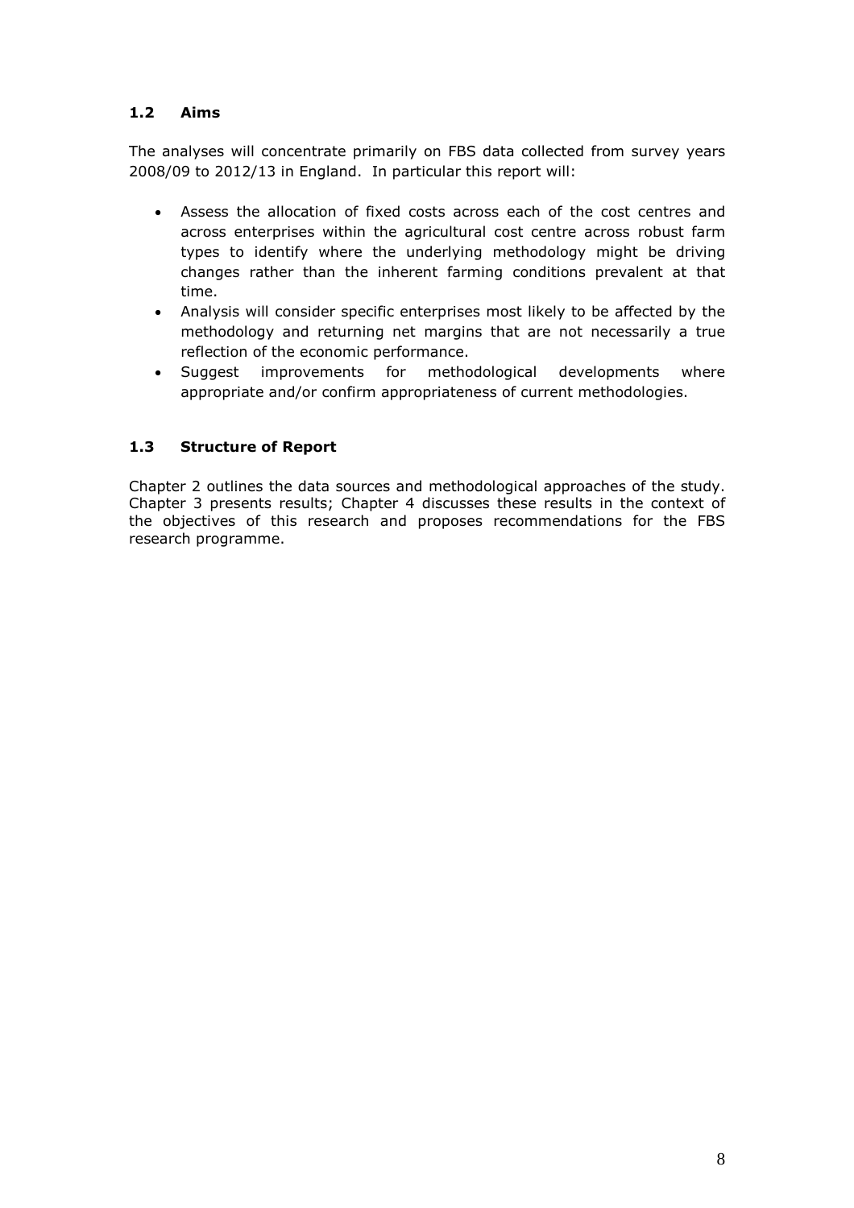### 1.2 Aims

The analyses will concentrate primarily on FBS data collected from survey years 2008/09 to 2012/13 in England. In particular this report will:

- Assess the allocation of fixed costs across each of the cost centres and across enterprises within the agricultural cost centre across robust farm types to identify where the underlying methodology might be driving changes rather than the inherent farming conditions prevalent at that time.
- Analysis will consider specific enterprises most likely to be affected by the methodology and returning net margins that are not necessarily a true reflection of the economic performance.
- Suggest improvements for methodological developments where appropriate and/or confirm appropriateness of current methodologies.

### 1.3 Structure of Report

Chapter 2 outlines the data sources and methodological approaches of the study. Chapter 3 presents results; Chapter 4 discusses these results in the context of the objectives of this research and proposes recommendations for the FBS research programme.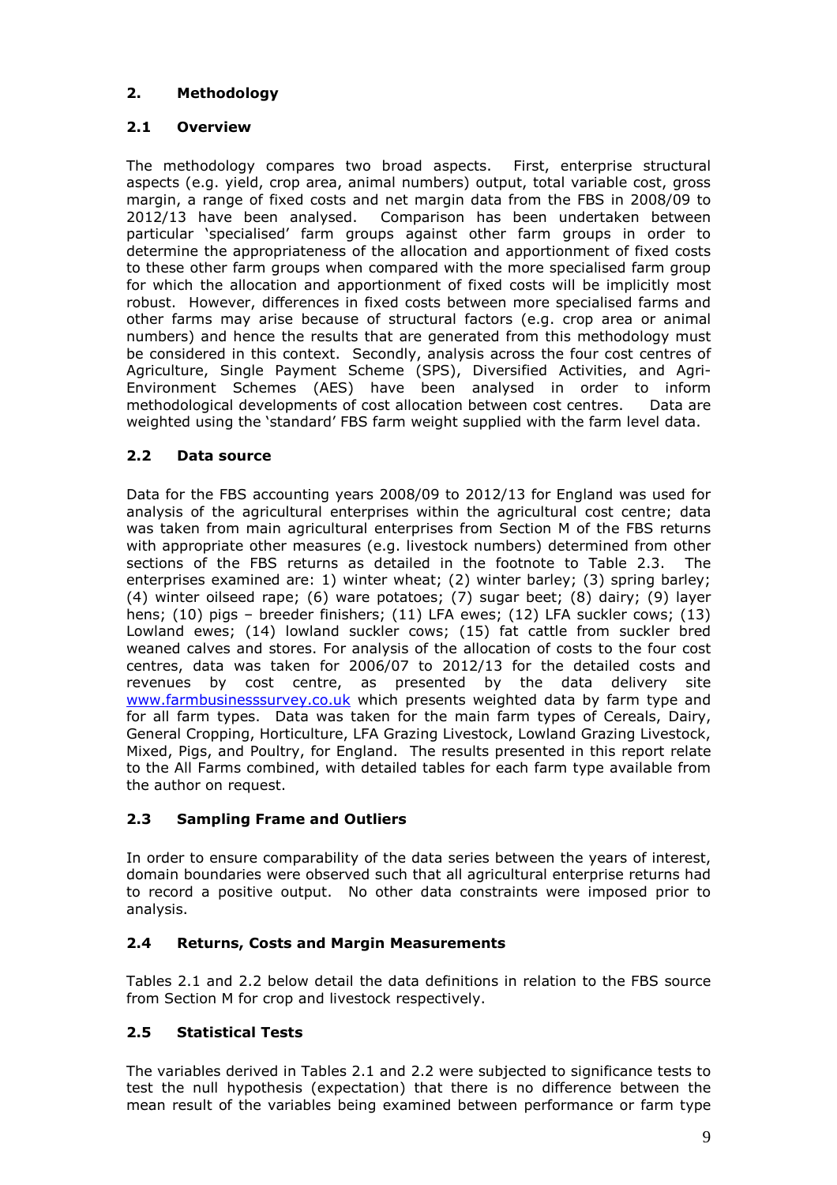## 2. Methodology

### 2.1 Overview

The methodology compares two broad aspects. First, enterprise structural aspects (e.g. yield, crop area, animal numbers) output, total variable cost, gross margin, a range of fixed costs and net margin data from the FBS in 2008/09 to 2012/13 have been analysed. Comparison has been undertaken between particular 'specialised' farm groups against other farm groups in order to determine the appropriateness of the allocation and apportionment of fixed costs to these other farm groups when compared with the more specialised farm group for which the allocation and apportionment of fixed costs will be implicitly most robust. However, differences in fixed costs between more specialised farms and other farms may arise because of structural factors (e.g. crop area or animal numbers) and hence the results that are generated from this methodology must be considered in this context. Secondly, analysis across the four cost centres of Agriculture, Single Payment Scheme (SPS), Diversified Activities, and Agri-Environment Schemes (AES) have been analysed in order to inform methodological developments of cost allocation between cost centres. Data are weighted using the 'standard' FBS farm weight supplied with the farm level data.

### 2.2 Data source

Data for the FBS accounting years 2008/09 to 2012/13 for England was used for analysis of the agricultural enterprises within the agricultural cost centre; data was taken from main agricultural enterprises from Section M of the FBS returns with appropriate other measures (e.g. livestock numbers) determined from other sections of the FBS returns as detailed in the footnote to Table 2.3. The enterprises examined are: 1) winter wheat; (2) winter barley; (3) spring barley; (4) winter oilseed rape; (6) ware potatoes; (7) sugar beet; (8) dairy; (9) layer hens; (10) pigs – breeder finishers; (11) LFA ewes; (12) LFA suckler cows; (13) Lowland ewes; (14) lowland suckler cows; (15) fat cattle from suckler bred weaned calves and stores. For analysis of the allocation of costs to the four cost centres, data was taken for 2006/07 to 2012/13 for the detailed costs and revenues by cost centre, as presented by the data delivery site www.farmbusinesssurvey.co.uk which presents weighted data by farm type and for all farm types. Data was taken for the main farm types of Cereals, Dairy, General Cropping, Horticulture, LFA Grazing Livestock, Lowland Grazing Livestock, Mixed, Pigs, and Poultry, for England. The results presented in this report relate to the All Farms combined, with detailed tables for each farm type available from the author on request.

### 2.3 Sampling Frame and Outliers

In order to ensure comparability of the data series between the years of interest, domain boundaries were observed such that all agricultural enterprise returns had to record a positive output. No other data constraints were imposed prior to analysis.

### 2.4 Returns, Costs and Margin Measurements

Tables 2.1 and 2.2 below detail the data definitions in relation to the FBS source from Section M for crop and livestock respectively.

### 2.5 Statistical Tests

The variables derived in Tables 2.1 and 2.2 were subjected to significance tests to test the null hypothesis (expectation) that there is no difference between the mean result of the variables being examined between performance or farm type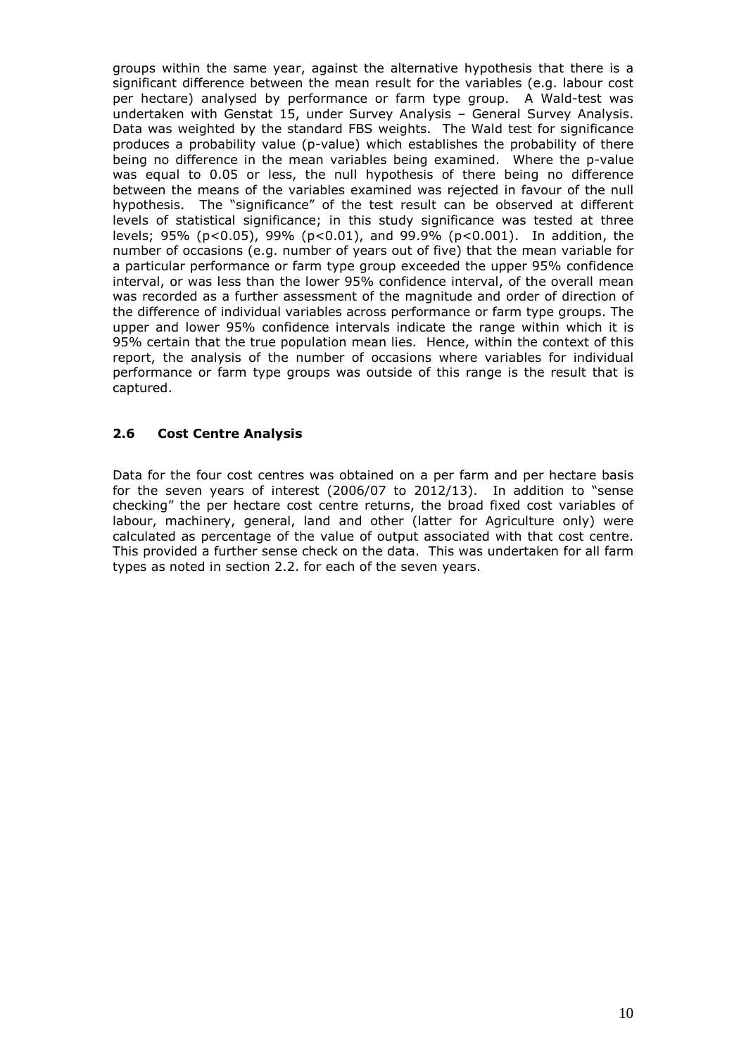groups within the same year, against the alternative hypothesis that there is a significant difference between the mean result for the variables (e.g. labour cost per hectare) analysed by performance or farm type group. A Wald-test was undertaken with Genstat 15, under Survey Analysis – General Survey Analysis. Data was weighted by the standard FBS weights. The Wald test for significance produces a probability value (p-value) which establishes the probability of there being no difference in the mean variables being examined. Where the p-value was equal to 0.05 or less, the null hypothesis of there being no difference between the means of the variables examined was rejected in favour of the null hypothesis. The "significance" of the test result can be observed at different levels of statistical significance; in this study significance was tested at three levels; 95% ($p<0.05$), 99% ($p<0.01$), and 99.9% ($p<0.001$). In addition, the number of occasions (e.g. number of years out of five) that the mean variable for a particular performance or farm type group exceeded the upper 95% confidence interval, or was less than the lower 95% confidence interval, of the overall mean was recorded as a further assessment of the magnitude and order of direction of the difference of individual variables across performance or farm type groups. The upper and lower 95% confidence intervals indicate the range within which it is 95% certain that the true population mean lies. Hence, within the context of this report, the analysis of the number of occasions where variables for individual performance or farm type groups was outside of this range is the result that is captured.

## 2.6 Cost Centre Analysis

Data for the four cost centres was obtained on a per farm and per hectare basis for the seven years of interest (2006/07 to 2012/13). In addition to "sense checking" the per hectare cost centre returns, the broad fixed cost variables of labour, machinery, general, land and other (latter for Agriculture only) were calculated as percentage of the value of output associated with that cost centre. This provided a further sense check on the data. This was undertaken for all farm types as noted in section 2.2. for each of the seven years.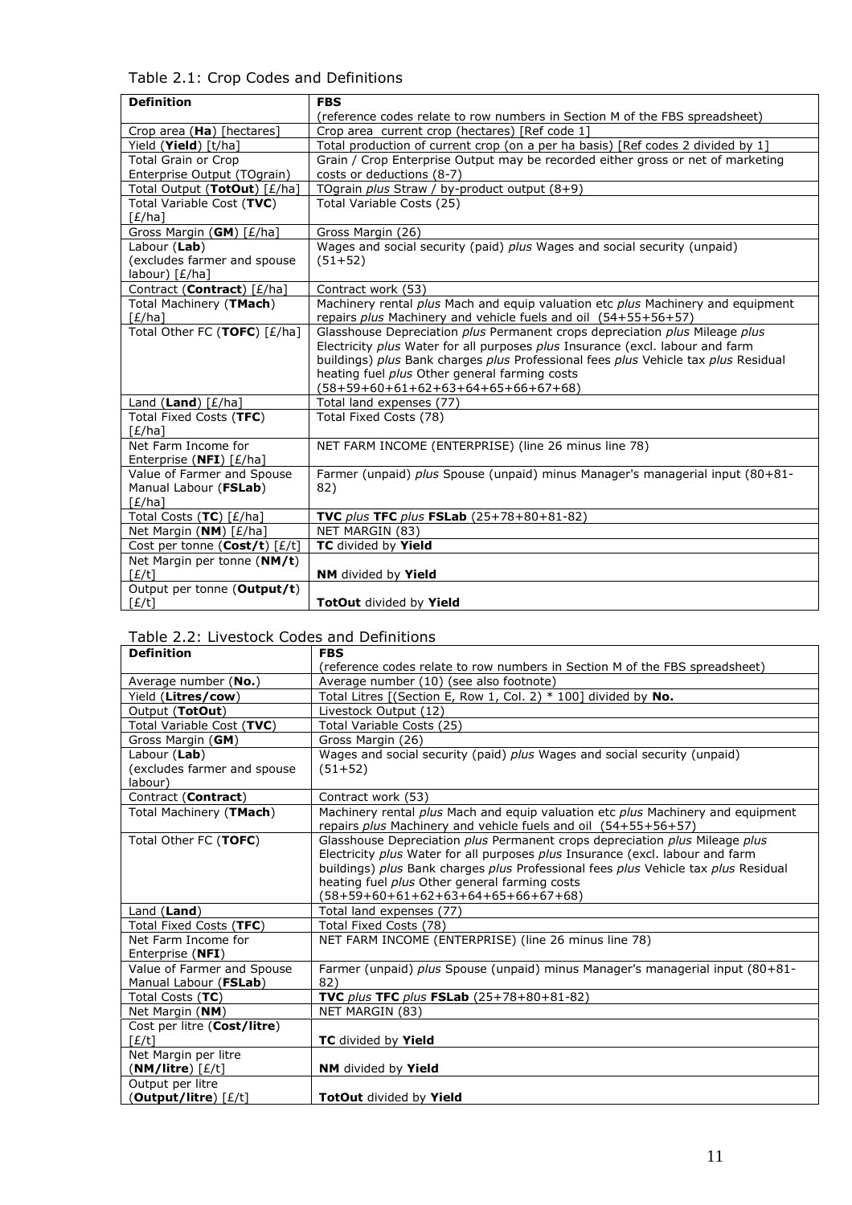Table 2.1: Crop Codes and Definitions

| **Definition** | **FBS**<br>(reference codes relate to row numbers in Section M of the FBS spreadsheet) |
|---|---|
| Crop area (**Ha**) [hectares] | Crop area current crop (hectares) [Ref code 1] |
| Yield (**Yield**) [t/ha] | Total production of current crop (on a per ha basis) [Ref codes 2 divided by 1] |
| Total Grain or Crop Enterprise Output (TOgrain) | Grain / Crop Enterprise Output may be recorded either gross or net of marketing costs or deductions (8-7) |
| Total Output (**TotOut**) [£/ha] | TOgrain *plus* Straw / by-product output (8+9) |
| Total Variable Cost (**TVC**) [£/ha] | Total Variable Costs (25) |
| Gross Margin (**GM**) [£/ha] | Gross Margin (26) |
| Labour (**Lab**) (excludes farmer and spouse labour) [£/ha] | Wages and social security (paid) *plus* Wages and social security (unpaid) (51+52) |
| Contract (**Contract**) [£/ha] | Contract work (53) |
| Total Machinery (**TMach**) [£/ha] | Machinery rental *plus* Mach and equip valuation etc *plus* Machinery and equipment repairs *plus* Machinery and vehicle fuels and oil (54+55+56+57) |
| Total Other FC (**TOFC**) [£/ha] | Glasshouse Depreciation *plus* Permanent crops depreciation *plus* Mileage *plus* Electricity *plus* Water for all purposes *plus* Insurance (excl. labour and farm buildings) *plus* Bank charges *plus* Professional fees *plus* Vehicle tax *plus* Residual heating fuel *plus* Other general farming costs (58+59+60+61+62+63+64+65+66+67+68) |
| Land (**Land**) [£/ha] | Total land expenses (77) |
| Total Fixed Costs (**TFC**) [£/ha] | Total Fixed Costs (78) |
| Net Farm Income for Enterprise (**NFI**) [£/ha] | NET FARM INCOME (ENTERPRISE) (line 26 minus line 78) |
| Value of Farmer and Spouse Manual Labour (**FSLab**) [£/ha] | Farmer (unpaid) *plus* Spouse (unpaid) minus Manager's managerial input (80+81-82) |
| Total Costs (**TC**) [£/ha] | **TVC** *plus* **TFC** *plus* **FSLab** (25+78+80+81-82) |
| Net Margin (**NM**) [£/ha] | NET MARGIN (83) |
| Cost per tonne (**Cost/t**) [£/t] | **TC** divided by **Yield** |
| Net Margin per tonne (**NM/t**) [£/t] | **NM** divided by **Yield** |
| Output per tonne (**Output/t**) [£/t] | **TotOut** divided by **Yield** |

Table 2.2: Livestock Codes and Definitions

| **Definition** | **FBS**<br>(reference codes relate to row numbers in Section M of the FBS spreadsheet) |
|---|---|
| Average number (**No.**) | Average number (10) (see also footnote) |
| Yield (**Litres/cow**) | Total Litres [(Section E, Row 1, Col. 2) * 100] divided by **No.** |
| Output (**TotOut**) | Livestock Output (12) |
| Total Variable Cost (**TVC**) | Total Variable Costs (25) |
| Gross Margin (**GM**) | Gross Margin (26) |
| Labour (**Lab**) (excludes farmer and spouse labour) | Wages and social security (paid) *plus* Wages and social security (unpaid) (51+52) |
| Contract (**Contract**) | Contract work (53) |
| Total Machinery (**TMach**) | Machinery rental *plus* Mach and equip valuation etc *plus* Machinery and equipment repairs *plus* Machinery and vehicle fuels and oil (54+55+56+57) |
| Total Other FC (**TOFC**) | Glasshouse Depreciation *plus* Permanent crops depreciation *plus* Mileage *plus* Electricity *plus* Water for all purposes *plus* Insurance (excl. labour and farm buildings) *plus* Bank charges *plus* Professional fees *plus* Vehicle tax *plus* Residual heating fuel *plus* Other general farming costs (58+59+60+61+62+63+64+65+66+67+68) |
| Land (**Land**) | Total land expenses (77) |
| Total Fixed Costs (**TFC**) | Total Fixed Costs (78) |
| Net Farm Income for Enterprise (**NFI**) | NET FARM INCOME (ENTERPRISE) (line 26 minus line 78) |
| Value of Farmer and Spouse Manual Labour (**FSLab**) | Farmer (unpaid) *plus* Spouse (unpaid) minus Manager's managerial input (80+81-82) |
| Total Costs (**TC**) | **TVC** *plus* **TFC** *plus* **FSLab** (25+78+80+81-82) |
| Net Margin (**NM**) | NET MARGIN (83) |
| Cost per litre (**Cost/litre**) [£/t] | **TC** divided by **Yield** |
| Net Margin per litre (**NM/litre**) [£/t] | **NM** divided by **Yield** |
| Output per litre (**Output/litre**) [£/t] | **TotOut** divided by **Yield** |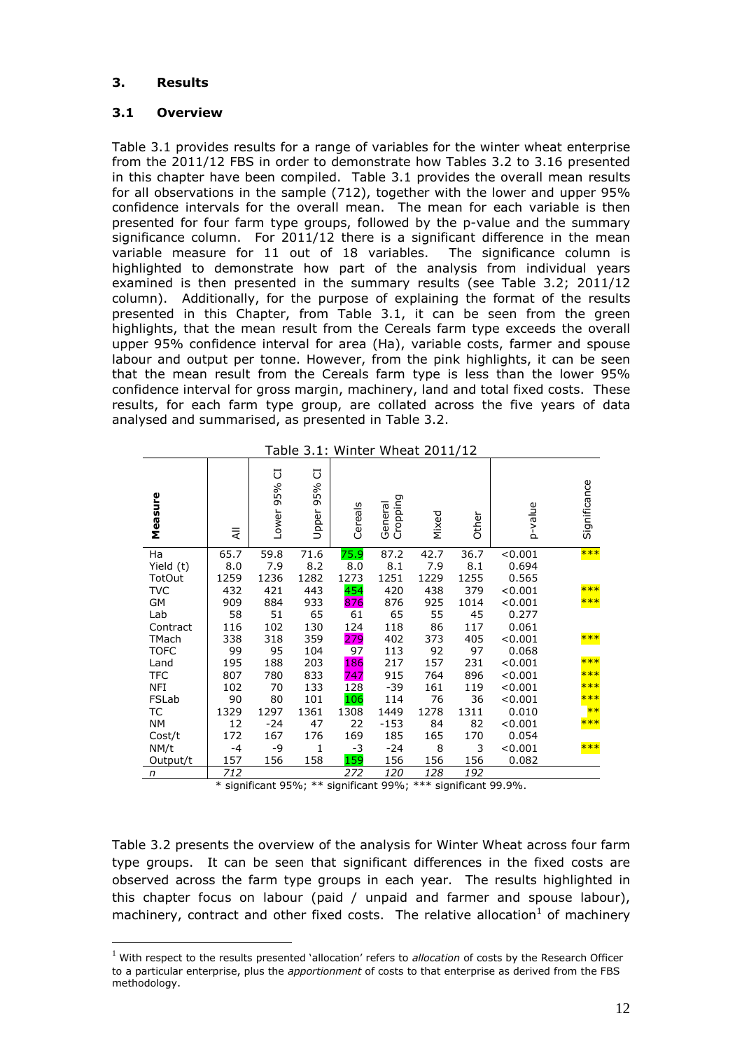## 3. Results

### 3.1 Overview

Table 3.1 provides results for a range of variables for the winter wheat enterprise from the 2011/12 FBS in order to demonstrate how Tables 3.2 to 3.16 presented in this chapter have been compiled. Table 3.1 provides the overall mean results for all observations in the sample (712), together with the lower and upper 95% confidence intervals for the overall mean. The mean for each variable is then presented for four farm type groups, followed by the p-value and the summary significance column. For 2011/12 there is a significant difference in the mean variable measure for 11 out of 18 variables. The significance column is highlighted to demonstrate how part of the analysis from individual years examined is then presented in the summary results (see Table 3.2; 2011/12 column). Additionally, for the purpose of explaining the format of the results presented in this Chapter, from Table 3.1, it can be seen from the green highlights, that the mean result from the Cereals farm type exceeds the overall upper 95% confidence interval for area (Ha), variable costs, farmer and spouse labour and output per tonne. However, from the pink highlights, it can be seen that the mean result from the Cereals farm type is less than the lower 95% confidence interval for gross margin, machinery, land and total fixed costs. These results, for each farm type group, are collated across the five years of data analysed and summarised, as presented in Table 3.2.

Table 3.1: Winter Wheat 2011/12

| Measure | All | Lower 95% CI | Upper 95% CI | Cereals | General Cropping | Mixed | Other | p-value | Significance |
|---|---|---|---|---|---|---|---|---|---|
| Ha | 65.7 | 59.8 | 71.6 | 75.9 | 87.2 | 42.7 | 36.7 | <0.001 | *** |
| Yield (t) | 8.0 | 7.9 | 8.2 | 8.0 | 8.1 | 7.9 | 8.1 | 0.694 | |
| TotOut | 1259 | 1236 | 1282 | 1273 | 1251 | 1229 | 1255 | 0.565 | |
| TVC | 432 | 421 | 443 | 454 | 420 | 438 | 379 | <0.001 | *** |
| GM | 909 | 884 | 933 | 876 | 876 | 925 | 1014 | <0.001 | *** |
| Lab | 58 | 51 | 65 | 61 | 65 | 55 | 45 | 0.277 | |
| Contract | 116 | 102 | 130 | 124 | 118 | 86 | 117 | 0.061 | |
| TMach | 338 | 318 | 359 | 279 | 402 | 373 | 405 | <0.001 | *** |
| TOFC | 99 | 95 | 104 | 97 | 113 | 92 | 97 | 0.068 | |
| Land | 195 | 188 | 203 | 186 | 217 | 157 | 231 | <0.001 | *** |
| TFC | 807 | 780 | 833 | 747 | 915 | 764 | 896 | <0.001 | *** |
| NFI | 102 | 70 | 133 | 128 | -39 | 161 | 119 | <0.001 | *** |
| FSLab | 90 | 80 | 101 | 106 | 114 | 76 | 36 | <0.001 | *** |
| TC | 1329 | 1297 | 1361 | 1308 | 1449 | 1278 | 1311 | 0.010 | ** |
| NM | 12 | -24 | 47 | 22 | -153 | 84 | 82 | <0.001 | *** |
| Cost/t | 172 | 167 | 176 | 169 | 185 | 165 | 170 | 0.054 | |
| NM/t | -4 | -9 | 1 | -3 | -24 | 8 | 3 | <0.001 | *** |
| Output/t | 157 | 156 | 158 | 159 | 156 | 156 | 156 | 0.082 | |
| *n* | *712* | | | *272* | *120* | *128* | *192* | | |

\* significant 95%; ** significant 99%; *** significant 99.9%.

Table 3.2 presents the overview of the analysis for Winter Wheat across four farm type groups. It can be seen that significant differences in the fixed costs are observed across the farm type groups in each year. The results highlighted in this chapter focus on labour (paid / unpaid and farmer and spouse labour), machinery, contract and other fixed costs. The relative allocation[1] of machinery

[1] With respect to the results presented 'allocation' refers to *allocation* of costs by the Research Officer to a particular enterprise, plus the *apportionment* of costs to that enterprise as derived from the FBS methodology.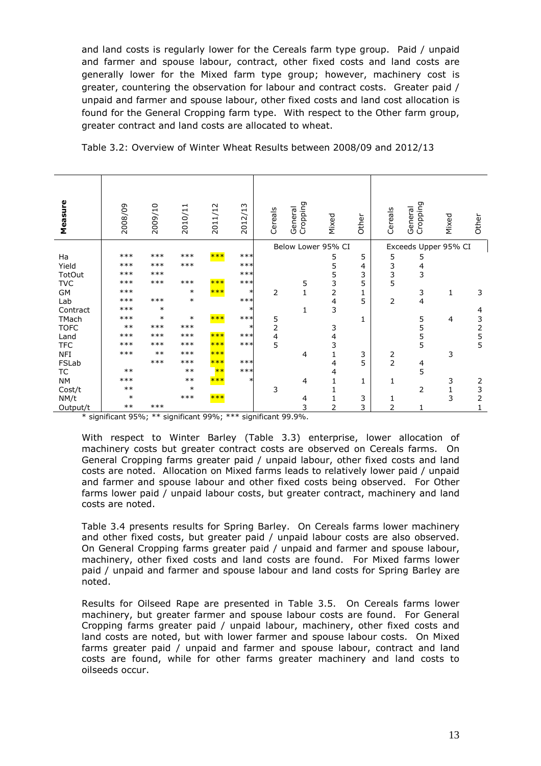and land costs is regularly lower for the Cereals farm type group. Paid / unpaid and farmer and spouse labour, contract, other fixed costs and land costs are generally lower for the Mixed farm type group; however, machinery cost is greater, countering the observation for labour and contract costs. Greater paid / unpaid and farmer and spouse labour, other fixed costs and land cost allocation is found for the General Cropping farm type. With respect to the Other farm group, greater contract and land costs are allocated to wheat.

Table 3.2: Overview of Winter Wheat Results between 2008/09 and 2012/13

| Measure | 2008/09 | 2009/10 | 2010/11 | 2011/12 | 2012/13 | Cereals | General Cropping | Mixed | Other | Cereals | General Cropping | Mixed | Other |
|---|---|---|---|---|---|---|---|---|---|---|---|---|---|
| | | | | | | Below Lower 95% CI | | | | Exceeds Upper 95% CI | | | |
| Ha | *** | *** | *** | *** | *** | | | 5 | 5 | 5 | 5 | | |
| Yield | *** | *** | *** | | *** | | | 5 | 4 | 3 | 4 | | |
| TotOut | *** | *** | | | *** | | | 5 | 3 | 3 | 3 | | |
| TVC | *** | *** | *** | *** | *** | | 5 | 3 | 5 | 5 | | | |
| GM | *** | | * | *** | * | 2 | 1 | 2 | 1 | | 3 | 1 | 3 |
| Lab | *** | *** | * | | *** | | | 4 | 5 | 2 | 4 | | |
| Contract | *** | * | | | * | | 1 | 3 | | | | | 4 |
| TMach | *** | * | * | *** | *** | 5 | | | 1 | | 5 | 4 | 3 |
| TOFC | ** | *** | *** | | * | 2 | | 3 | | | 5 | | 2 |
| Land | *** | *** | *** | *** | *** | 4 | | 4 | | | 5 | | 5 |
| TFC | *** | *** | *** | *** | *** | 5 | | 3 | | | 5 | | 5 |
| NFI | *** | ** | *** | *** | | | 4 | 1 | 3 | 2 | | 3 | |
| FSLab | | *** | *** | *** | *** | | | 4 | 5 | 2 | 4 | | |
| TC | ** | | ** | ** | *** | | | 4 | | | 5 | | |
| NM | *** | | ** | *** | * | | 4 | 1 | 1 | 1 | | 3 | 2 |
| Cost/t | ** | | * | | | 3 | | 1 | | | 2 | 1 | 3 |
| NM/t | * | | *** | *** | | | 4 | 1 | 3 | 1 | | 3 | 2 |
| Output/t | ** | *** | | | | | 3 | 2 | 3 | 2 | 1 | | 1 |

* significant 95%; ** significant 99%; *** significant 99.9%.

With respect to Winter Barley (Table 3.3) enterprise, lower allocation of machinery costs but greater contract costs are observed on Cereals farms. On General Cropping farms greater paid / unpaid labour, other fixed costs and land costs are noted. Allocation on Mixed farms leads to relatively lower paid / unpaid and farmer and spouse labour and other fixed costs being observed. For Other farms lower paid / unpaid labour costs, but greater contract, machinery and land costs are noted.

Table 3.4 presents results for Spring Barley. On Cereals farms lower machinery and other fixed costs, but greater paid / unpaid labour costs are also observed. On General Cropping farms greater paid / unpaid and farmer and spouse labour, machinery, other fixed costs and land costs are found. For Mixed farms lower paid / unpaid and farmer and spouse labour and land costs for Spring Barley are noted.

Results for Oilseed Rape are presented in Table 3.5. On Cereals farms lower machinery, but greater farmer and spouse labour costs are found. For General Cropping farms greater paid / unpaid labour, machinery, other fixed costs and land costs are noted, but with lower farmer and spouse labour costs. On Mixed farms greater paid / unpaid and farmer and spouse labour, contract and land costs are found, while for other farms greater machinery and land costs to oilseeds occur.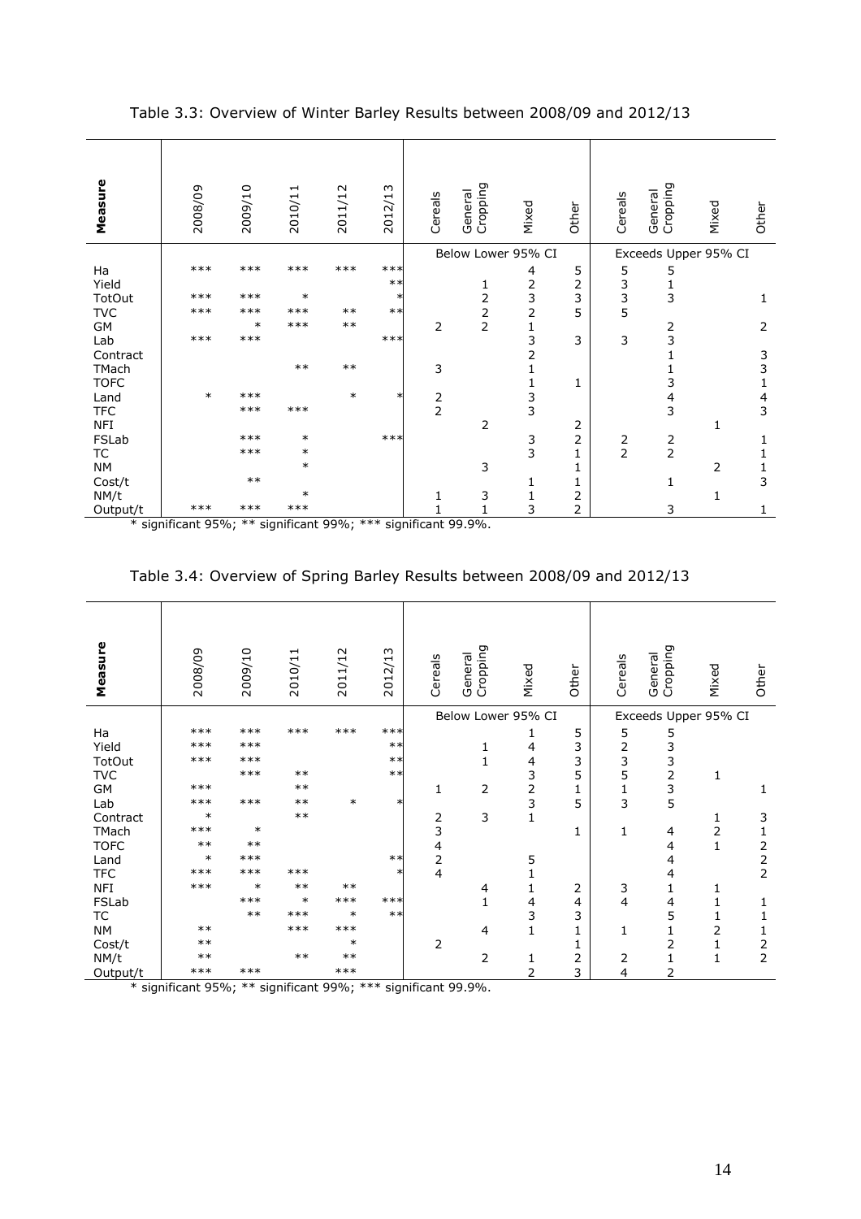Table 3.3: Overview of Winter Barley Results between 2008/09 and 2012/13

| Measure | 2008/09 | 2009/10 | 2010/11 | 2011/12 | 2012/13 | Cereals | General Cropping | Mixed | Other | Cereals | General Cropping | Mixed | Other |
|---|---|---|---|---|---|---|---|---|---|---|---|---|---|
| | | | | | | Below Lower 95% CI | | | | Exceeds Upper 95% CI | | | |
| Ha | *** | *** | *** | *** | *** | | | 4 | 5 | 5 | 5 | | |
| Yield | | | | | ** | | 1 | 2 | 2 | 3 | 1 | | |
| TotOut | *** | *** | * | | * | | 2 | 3 | 3 | 3 | 3 | | 1 |
| TVC | *** | *** | *** | ** | ** | | 2 | 2 | 5 | 5 | | | |
| GM | | * | *** | ** | | 2 | 2 | 1 | | | 2 | | 2 |
| Lab | *** | *** | | | *** | | | 3 | 3 | 3 | 3 | | |
| Contract | | | | | | | | 2 | | | 1 | | 3 |
| TMach | | | ** | ** | | 3 | | 1 | | | 1 | | 3 |
| TOFC | | | | | | | | 1 | 1 | | 3 | | 1 |
| Land | * | *** | | * | * | 2 | | 3 | | | 4 | | 4 |
| TFC | | *** | *** | | | 2 | | 3 | | | 3 | | 3 |
| NFI | | | | | | | 2 | | 2 | | | 1 | |
| FSLab | | *** | * | | *** | | | 3 | 2 | 2 | 2 | | 1 |
| TC | | *** | * | | | | | 3 | 1 | 2 | 2 | | 1 |
| NM | | | * | | | | 3 | | 1 | | | 2 | 1 |
| Cost/t | | ** | | | | | | 1 | 1 | | 1 | | 3 |
| NM/t | | | * | | | 1 | 3 | 1 | 2 | | | 1 | |
| Output/t | *** | *** | *** | | | 1 | 1 | 3 | 2 | | 3 | | 1 |

* significant 95%; ** significant 99%; *** significant 99.9%.

Table 3.4: Overview of Spring Barley Results between 2008/09 and 2012/13

| Measure | 2008/09 | 2009/10 | 2010/11 | 2011/12 | 2012/13 | Cereals | General Cropping | Mixed | Other | Cereals | General Cropping | Mixed | Other |
|---|---|---|---|---|---|---|---|---|---|---|---|---|---|
| | | | | | | Below Lower 95% CI | | | | Exceeds Upper 95% CI | | | |
| Ha | *** | *** | *** | *** | *** | | | 1 | 5 | 5 | 5 | | |
| Yield | *** | *** | | | ** | | 1 | 4 | 3 | 2 | 3 | | |
| TotOut | *** | *** | | | ** | | 1 | 4 | 3 | 3 | 3 | | |
| TVC | | *** | ** | | ** | | | 3 | 5 | 5 | 2 | 1 | |
| GM | *** | | ** | | | 1 | 2 | 2 | 1 | 1 | 3 | | 1 |
| Lab | *** | *** | ** | * | * | | | 3 | 5 | 3 | 5 | | |
| Contract | * | | ** | | | 2 | 3 | 1 | | | | 1 | 3 |
| TMach | *** | * | | | | 3 | | | 1 | 1 | 4 | 2 | 1 |
| TOFC | ** | ** | | | | 4 | | | | | 4 | 1 | 2 |
| Land | * | *** | | | ** | 2 | | 5 | | | 4 | | 2 |
| TFC | *** | *** | *** | | * | 4 | | 1 | | | 4 | | 2 |
| NFI | *** | * | ** | ** | | | 4 | 1 | 2 | 3 | 1 | 1 | |
| FSLab | | *** | * | *** | *** | | 1 | 4 | 4 | 4 | 4 | 1 | 1 |
| TC | | ** | *** | * | ** | | | 3 | 3 | | 5 | 1 | 1 |
| NM | ** | | *** | *** | | | 4 | 1 | 1 | 1 | 1 | 2 | 1 |
| Cost/t | ** | | | * | | 2 | | | 1 | | 2 | 1 | 2 |
| NM/t | ** | | ** | ** | | | 2 | 1 | 2 | 2 | 1 | 1 | 2 |
| Output/t | *** | *** | | *** | | | | 2 | 3 | 4 | 2 | | |

* significant 95%; ** significant 99%; *** significant 99.9%.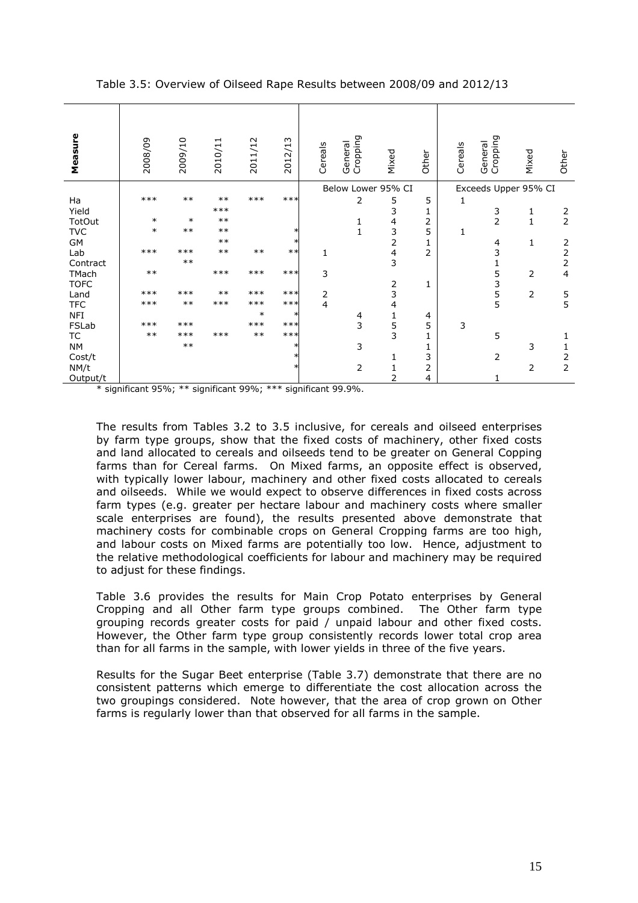Table 3.5: Overview of Oilseed Rape Results between 2008/09 and 2012/13

| Measure | 2008/09 | 2009/10 | 2010/11 | 2011/12 | 2012/13 | Below Lower 95% CI | | | | Exceeds Upper 95% CI | | | |
|---|---|---|---|---|---|---|---|---|---|---|---|---|---|
| | | | | | | Cereals | General Cropping | Mixed | Other | Cereals | General Cropping | Mixed | Other |
| Ha | *** | ** | ** | *** | *** | | 2 | 5 | 5 | 1 | | | |
| Yield | | | *** | | | | | 3 | 1 | | 3 | 1 | 2 |
| TotOut | * | * | ** | | | | 1 | 4 | 2 | | 2 | 1 | 2 |
| TVC | * | ** | ** | | * | | 1 | 3 | 5 | 1 | | | |
| GM | | | ** | | * | | | 2 | 1 | | 4 | 1 | 2 |
| Lab | *** | *** | ** | ** | ** | 1 | | 4 | 2 | | 3 | | 2 |
| Contract | | ** | | | | | | 3 | | | 1 | | 2 |
| TMach | ** | | *** | *** | *** | 3 | | | | | 5 | 2 | 4 |
| TOFC | | | | | | | | 2 | 1 | | 3 | | |
| Land | *** | *** | ** | *** | *** | 2 | | 3 | | | 5 | 2 | 5 |
| TFC | *** | ** | *** | *** | *** | 4 | | 4 | | | 5 | | 5 |
| NFI | | | | * | * | | 4 | 1 | 4 | | | | |
| FSLab | *** | *** | | *** | *** | | 3 | 5 | 5 | 3 | | | |
| TC | ** | *** | *** | ** | *** | | | 3 | 1 | | 5 | | 1 |
| NM | | ** | | | * | | 3 | | 1 | | | 3 | 1 |
| Cost/t | | | | | * | | | 1 | 3 | | 2 | | 2 |
| NM/t | | | | | * | | 2 | 1 | 2 | | | 2 | 2 |
| Output/t | | | | | | | | 2 | 4 | | 1 | | |

* significant 95%; ** significant 99%; *** significant 99.9%.

The results from Tables 3.2 to 3.5 inclusive, for cereals and oilseed enterprises by farm type groups, show that the fixed costs of machinery, other fixed costs and land allocated to cereals and oilseeds tend to be greater on General Copping farms than for Cereal farms. On Mixed farms, an opposite effect is observed, with typically lower labour, machinery and other fixed costs allocated to cereals and oilseeds. While we would expect to observe differences in fixed costs across farm types (e.g. greater per hectare labour and machinery costs where smaller scale enterprises are found), the results presented above demonstrate that machinery costs for combinable crops on General Cropping farms are too high, and labour costs on Mixed farms are potentially too low. Hence, adjustment to the relative methodological coefficients for labour and machinery may be required to adjust for these findings.

Table 3.6 provides the results for Main Crop Potato enterprises by General Cropping and all Other farm type groups combined. The Other farm type grouping records greater costs for paid / unpaid labour and other fixed costs. However, the Other farm type group consistently records lower total crop area than for all farms in the sample, with lower yields in three of the five years.

Results for the Sugar Beet enterprise (Table 3.7) demonstrate that there are no consistent patterns which emerge to differentiate the cost allocation across the two groupings considered. Note however, that the area of crop grown on Other farms is regularly lower than that observed for all farms in the sample.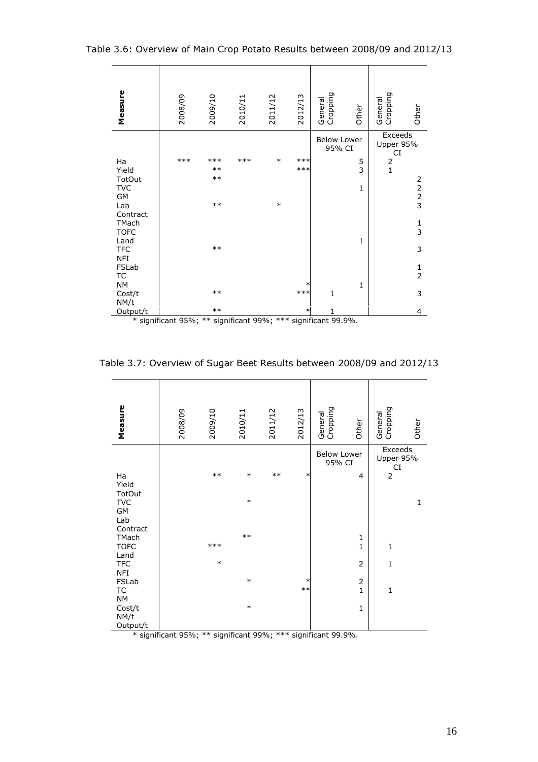Table 3.6: Overview of Main Crop Potato Results between 2008/09 and 2012/13

| **Measure** | 2008/09 | 2009/10 | 2010/11 | 2011/12 | 2012/13 | General Cropping | Other | General Cropping | Other |
|---|---|---|---|---|---|---|---|---|---|
| | | | | | | Below Lower 95% CI | | Exceeds Upper 95% CI | |
| Ha | *** | *** | *** | * | *** | | 5 | 2 | |
| Yield | | ** | | | *** | | 3 | 1 | |
| TotOut | | ** | | | | | | | 2 |
| TVC | | | | | | | 1 | | 2 |
| GM | | | | | | | | | 2 |
| Lab | | ** | | * | | | | | 3 |
| Contract | | | | | | | | | |
| TMach | | | | | | | | | 1 |
| TOFC | | | | | | | | | 3 |
| Land | | | | | | | 1 | | |
| TFC | | ** | | | | | | | 3 |
| NFI | | | | | | | | | |
| FSLab | | | | | | | | | 1 |
| TC | | | | | | | | | 2 |
| NM | | | | | * | | 1 | | |
| Cost/t | | ** | | | *** | 1 | | | 3 |
| NM/t | | | | | | | | | |
| Output/t | | ** | | | * | 1 | | | 4 |

* significant 95%; ** significant 99%; *** significant 99.9%.

Table 3.7: Overview of Sugar Beet Results between 2008/09 and 2012/13

| **Measure** | 2008/09 | 2009/10 | 2010/11 | 2011/12 | 2012/13 | General Cropping | Other | General Cropping | Other |
|---|---|---|---|---|---|---|---|---|---|
| | | | | | | Below Lower 95% CI | | Exceeds Upper 95% CI | |
| Ha | | ** | * | ** | * | | 4 | 2 | |
| Yield | | | | | | | | | |
| TotOut | | | | | | | | | |
| TVC | | | * | | | | | | 1 |
| GM | | | | | | | | | |
| Lab | | | | | | | | | |
| Contract | | | | | | | | | |
| TMach | | | ** | | | | 1 | | |
| TOFC | | *** | | | | | 1 | 1 | |
| Land | | | | | | | | | |
| TFC | | * | | | | | 2 | 1 | |
| NFI | | | | | | | | | |
| FSLab | | | * | | * | | 2 | | |
| TC | | | | | ** | | 1 | 1 | |
| NM | | | | | | | | | |
| Cost/t | | | * | | | | 1 | | |
| NM/t | | | | | | | | | |
| Output/t | | | | | | | | | |

* significant 95%; ** significant 99%; *** significant 99.9%.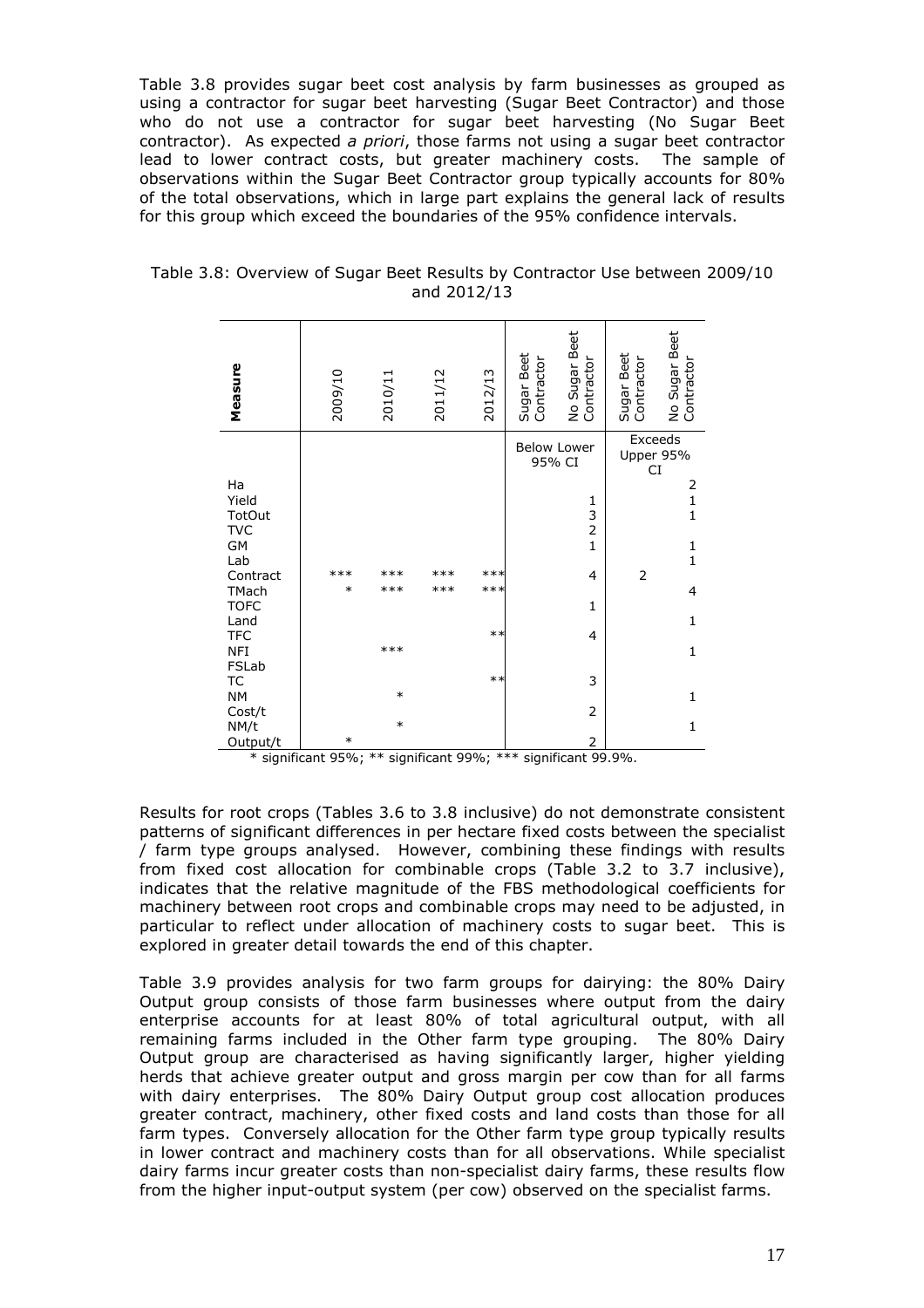Table 3.8 provides sugar beet cost analysis by farm businesses as grouped as using a contractor for sugar beet harvesting (Sugar Beet Contractor) and those who do not use a contractor for sugar beet harvesting (No Sugar Beet contractor). As expected *a priori*, those farms not using a sugar beet contractor lead to lower contract costs, but greater machinery costs. The sample of observations within the Sugar Beet Contractor group typically accounts for 80% of the total observations, which in large part explains the general lack of results for this group which exceed the boundaries of the 95% confidence intervals.

Table 3.8: Overview of Sugar Beet Results by Contractor Use between 2009/10 and 2012/13

| **Measure** | 2009/10 | 2010/11 | 2011/12 | 2012/13 | Below Lower 95% CI | | Exceeds Upper 95% CI | |
|---|---|---|---|---|---|---|---|---|
| | | | | | Sugar Beet Contractor | No Sugar Beet Contractor | Sugar Beet Contractor | No Sugar Beet Contractor |
| Ha | | | | | | | | 2 |
| Yield | | | | | | 1 | | 1 |
| TotOut | | | | | | 3 | | 1 |
| TVC | | | | | | 2 | | |
| GM | | | | | | 1 | | 1 |
| Lab | | | | | | | | 1 |
| Contract | *** | *** | *** | *** | | 4 | 2 | |
| TMach | * | *** | *** | *** | | | | 4 |
| TOFC | | | | | | 1 | | |
| Land | | | | | | | | 1 |
| TFC | | | | ** | | 4 | | |
| NFI | | *** | | | | | | 1 |
| FSLab | | | | | | | | |
| TC | | | | ** | | 3 | | |
| NM | | * | | | | | | 1 |
| Cost/t | | | | | | 2 | | |
| NM/t | | * | | | | | | 1 |
| Output/t | * | | | | | 2 | | |

\* significant 95%; ** significant 99%; *** significant 99.9%.

Results for root crops (Tables 3.6 to 3.8 inclusive) do not demonstrate consistent patterns of significant differences in per hectare fixed costs between the specialist / farm type groups analysed. However, combining these findings with results from fixed cost allocation for combinable crops (Table 3.2 to 3.7 inclusive), indicates that the relative magnitude of the FBS methodological coefficients for machinery between root crops and combinable crops may need to be adjusted, in particular to reflect under allocation of machinery costs to sugar beet. This is explored in greater detail towards the end of this chapter.

Table 3.9 provides analysis for two farm groups for dairying: the 80% Dairy Output group consists of those farm businesses where output from the dairy enterprise accounts for at least 80% of total agricultural output, with all remaining farms included in the Other farm type grouping. The 80% Dairy Output group are characterised as having significantly larger, higher yielding herds that achieve greater output and gross margin per cow than for all farms with dairy enterprises. The 80% Dairy Output group cost allocation produces greater contract, machinery, other fixed costs and land costs than those for all farm types. Conversely allocation for the Other farm type group typically results in lower contract and machinery costs than for all observations. While specialist dairy farms incur greater costs than non-specialist dairy farms, these results flow from the higher input-output system (per cow) observed on the specialist farms.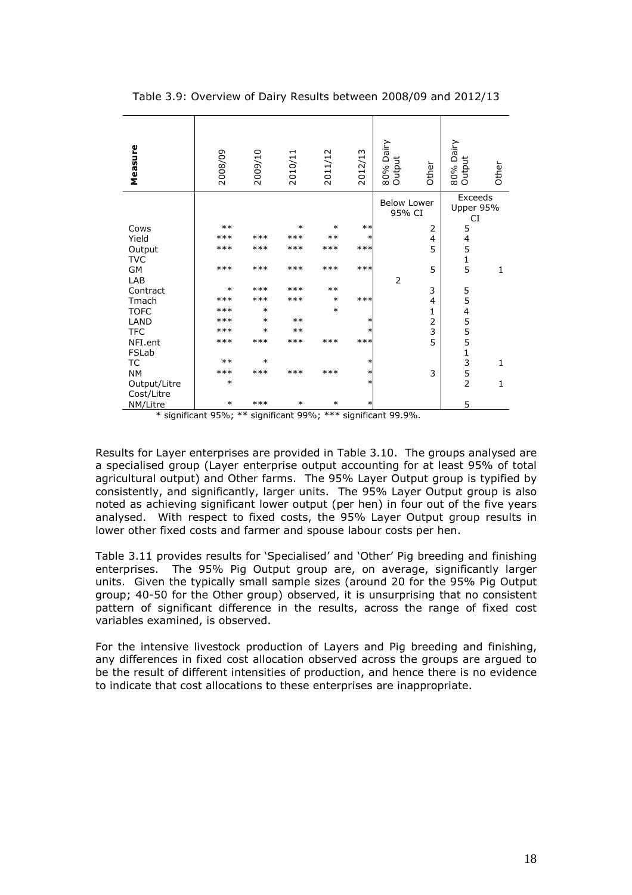Table 3.9: Overview of Dairy Results between 2008/09 and 2012/13

| Measure | 2008/09 | 2009/10 | 2010/11 | 2011/12 | 2012/13 | Below Lower 95% CI | | Exceeds Upper 95% CI | |
|---|---|---|---|---|---|---|---|---|---|
| | | | | | | 80% Dairy Output | Other | 80% Dairy Output | Other |
| Cows | ** | | * | * | ** | | 2 | 5 | |
| Yield | *** | *** | *** | ** | * | | 4 | 4 | |
| Output | *** | *** | *** | *** | *** | | 5 | 5 | |
| TVC | | | | | | | | 1 | |
| GM | *** | *** | *** | *** | *** | | 5 | 5 | 1 |
| LAB | | | | | | 2 | | | |
| Contract | * | *** | *** | ** | | | 3 | 5 | |
| Tmach | *** | *** | *** | * | *** | | 4 | 5 | |
| TOFC | *** | * | | * | | | 1 | 4 | |
| LAND | *** | * | ** | | * | | 2 | 5 | |
| TFC | *** | * | ** | | * | | 3 | 5 | |
| NFI.ent | *** | *** | *** | *** | *** | | 5 | 5 | |
| FSLab | | | | | | | | 1 | |
| TC | ** | * | | | * | | | 3 | 1 |
| NM | *** | *** | *** | *** | * | | 3 | 5 | |
| Output/Litre | * | | | | * | | | 2 | 1 |
| Cost/Litre | | | | | | | | | |
| NM/Litre | * | *** | * | * | * | | | 5 | |

* significant 95%; ** significant 99%; *** significant 99.9%.

Results for Layer enterprises are provided in Table 3.10. The groups analysed are a specialised group (Layer enterprise output accounting for at least 95% of total agricultural output) and Other farms. The 95% Layer Output group is typified by consistently, and significantly, larger units. The 95% Layer Output group is also noted as achieving significant lower output (per hen) in four out of the five years analysed. With respect to fixed costs, the 95% Layer Output group results in lower other fixed costs and farmer and spouse labour costs per hen.

Table 3.11 provides results for 'Specialised' and 'Other' Pig breeding and finishing enterprises. The 95% Pig Output group are, on average, significantly larger units. Given the typically small sample sizes (around 20 for the 95% Pig Output group; 40-50 for the Other group) observed, it is unsurprising that no consistent pattern of significant difference in the results, across the range of fixed cost variables examined, is observed.

For the intensive livestock production of Layers and Pig breeding and finishing, any differences in fixed cost allocation observed across the groups are argued to be the result of different intensities of production, and hence there is no evidence to indicate that cost allocations to these enterprises are inappropriate.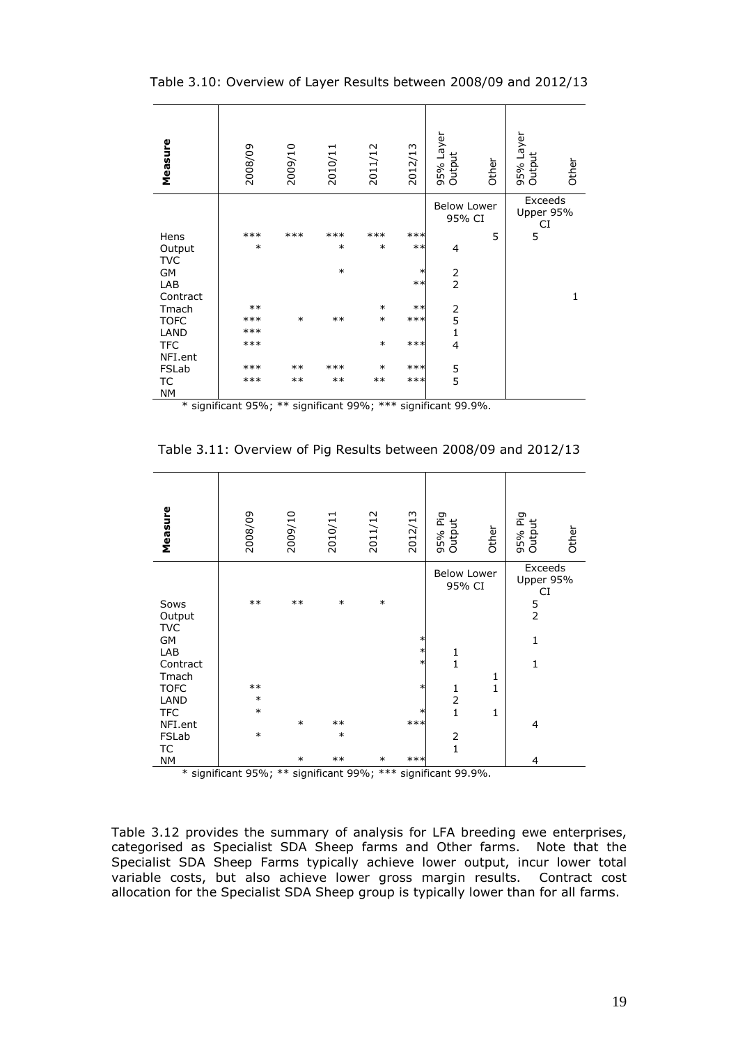Table 3.10: Overview of Layer Results between 2008/09 and 2012/13

| Measure | 2008/09 | 2009/10 | 2010/11 | 2011/12 | 2012/13 | 95% Layer Output | Other | 95% Layer Output | Other |
|---|---|---|---|---|---|---|---|---|---|
| | | | | | | Below Lower 95% CI | | Exceeds Upper 95% CI | |
| Hens | *** | *** | *** | *** | *** | | 5 | 5 | |
| Output | * | | * | * | ** | 4 | | | |
| TVC | | | | | | | | | |
| GM | | | * | | * | 2 | | | |
| LAB | | | | | ** | 2 | | | |
| Contract | | | | | | | | | 1 |
| Tmach | ** | | | * | ** | 2 | | | |
| TOFC | *** | * | ** | * | *** | 5 | | | |
| LAND | *** | | | | | 1 | | | |
| TFC | *** | | | * | *** | 4 | | | |
| NFI.ent | | | | | | | | | |
| FSLab | *** | ** | *** | * | *** | 5 | | | |
| TC | *** | ** | ** | ** | *** | 5 | | | |
| NM | | | | | | | | | |

* significant 95%; ** significant 99%; *** significant 99.9%.

Table 3.11: Overview of Pig Results between 2008/09 and 2012/13

| Measure | 2008/09 | 2009/10 | 2010/11 | 2011/12 | 2012/13 | 95% Pig Output | Other | 95% Pig Output | Other |
|---|---|---|---|---|---|---|---|---|---|
| | | | | | | Below Lower 95% CI | | Exceeds Upper 95% CI | |
| Sows | ** | ** | * | * | | | | 5 | |
| Output | | | | | | | | 2 | |
| TVC | | | | | | | | | |
| GM | | | | | * | | | 1 | |
| LAB | | | | | * | 1 | | | |
| Contract | | | | | * | 1 | | 1 | |
| Tmach | | | | | | | 1 | | |
| TOFC | ** | | | | * | 1 | 1 | | |
| LAND | * | | | | | 2 | | | |
| TFC | * | | | | * | 1 | 1 | | |
| NFI.ent | | * | ** | | *** | | | 4 | |
| FSLab | * | | * | | | 2 | | | |
| TC | | | | | | 1 | | | |
| NM | | * | ** | * | *** | | | 4 | |

* significant 95%; ** significant 99%; *** significant 99.9%.

Table 3.12 provides the summary of analysis for LFA breeding ewe enterprises, categorised as Specialist SDA Sheep farms and Other farms. Note that the Specialist SDA Sheep Farms typically achieve lower output, incur lower total variable costs, but also achieve lower gross margin results. Contract cost allocation for the Specialist SDA Sheep group is typically lower than for all farms.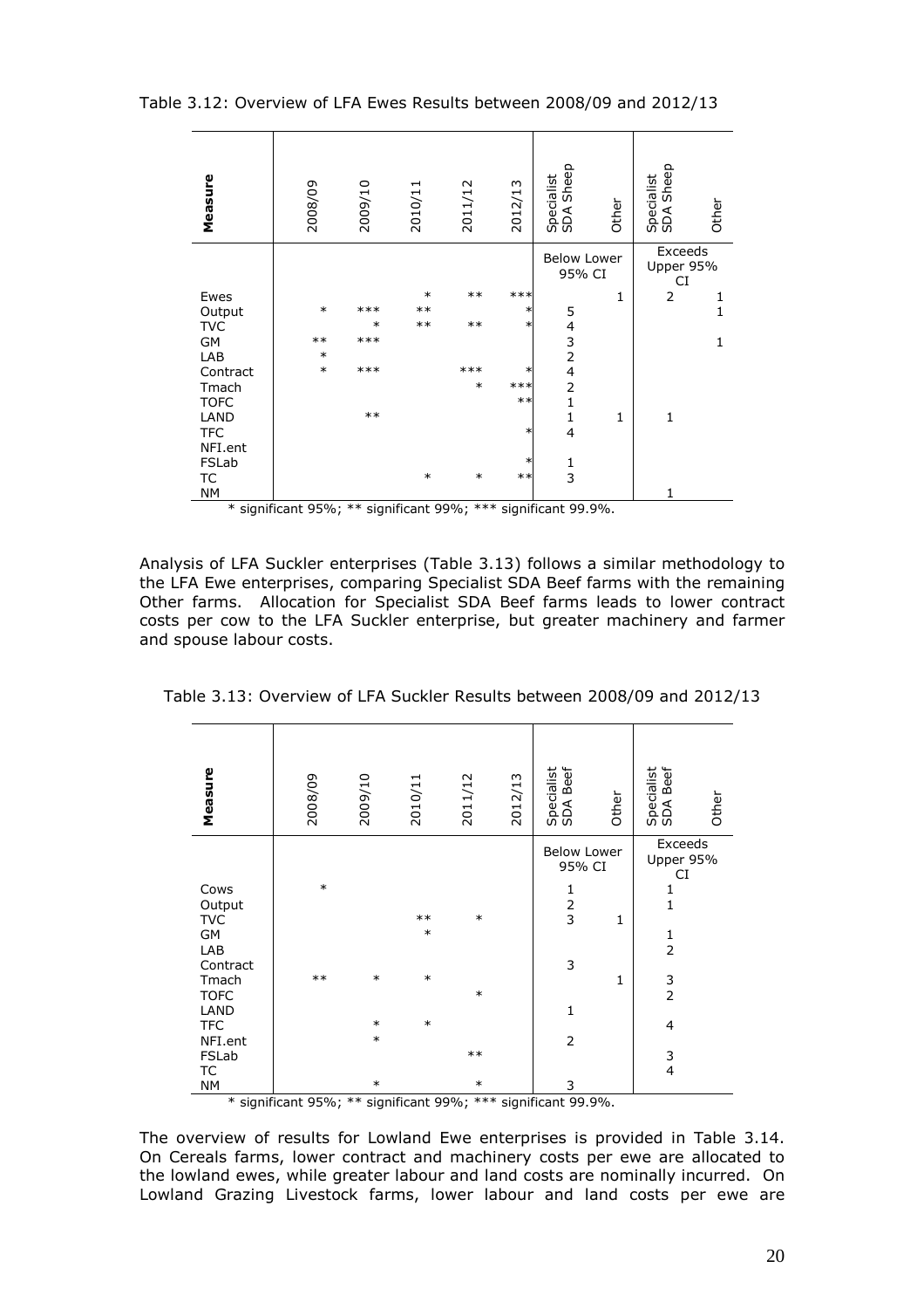Table 3.12: Overview of LFA Ewes Results between 2008/09 and 2012/13

| Measure | 2008/09 | 2009/10 | 2010/11 | 2011/12 | 2012/13 | Specialist SDA Sheep | Other | Specialist SDA Sheep | Other |
|---|---|---|---|---|---|---|---|---|---|
| | | | | | | Below Lower 95% CI | | Exceeds Upper 95% CI | |
| Ewes | | | * | ** | *** | | 1 | 2 | 1 |
| Output | * | *** | ** | | * | 5 | | | 1 |
| TVC | | * | ** | ** | * | 4 | | | |
| GM | ** | *** | | | | 3 | | | 1 |
| LAB | * | | | | | 2 | | | |
| Contract | * | *** | | *** | * | 4 | | | |
| Tmach | | | | * | *** | 2 | | | |
| TOFC | | | | | ** | 1 | | | |
| LAND | | ** | | | | 1 | 1 | 1 | |
| TFC | | | | | * | 4 | | | |
| NFI.ent | | | | | | | | | |
| FSLab | | | | | * | 1 | | | |
| TC | | | * | * | ** | 3 | | | |
| NM | | | | | | | | 1 | |

* significant 95%; ** significant 99%; *** significant 99.9%.

Analysis of LFA Suckler enterprises (Table 3.13) follows a similar methodology to the LFA Ewe enterprises, comparing Specialist SDA Beef farms with the remaining Other farms. Allocation for Specialist SDA Beef farms leads to lower contract costs per cow to the LFA Suckler enterprise, but greater machinery and farmer and spouse labour costs.

Table 3.13: Overview of LFA Suckler Results between 2008/09 and 2012/13

| Measure | 2008/09 | 2009/10 | 2010/11 | 2011/12 | 2012/13 | Specialist SDA Beef | Other | Specialist SDA Beef | Other |
|---|---|---|---|---|---|---|---|---|---|
| | | | | | | Below Lower 95% CI | | Exceeds Upper 95% CI | |
| Cows | * | | | | | 1 | | 1 | |
| Output | | | | | | 2 | | 1 | |
| TVC | | | ** | * | | 3 | 1 | | |
| GM | | | * | | | | | 1 | |
| LAB | | | | | | | | 2 | |
| Contract | | | | | | 3 | | | |
| Tmach | ** | * | * | | | | 1 | 3 | |
| TOFC | | | | * | | | | 2 | |
| LAND | | | | | | 1 | | | |
| TFC | | * | * | | | | | 4 | |
| NFI.ent | | * | | | | 2 | | | |
| FSLab | | | | ** | | | | 3 | |
| TC | | | | | | | | 4 | |
| NM | | * | | * | | 3 | | | |

* significant 95%; ** significant 99%; *** significant 99.9%.

The overview of results for Lowland Ewe enterprises is provided in Table 3.14. On Cereals farms, lower contract and machinery costs per ewe are allocated to the lowland ewes, while greater labour and land costs are nominally incurred. On Lowland Grazing Livestock farms, lower labour and land costs per ewe are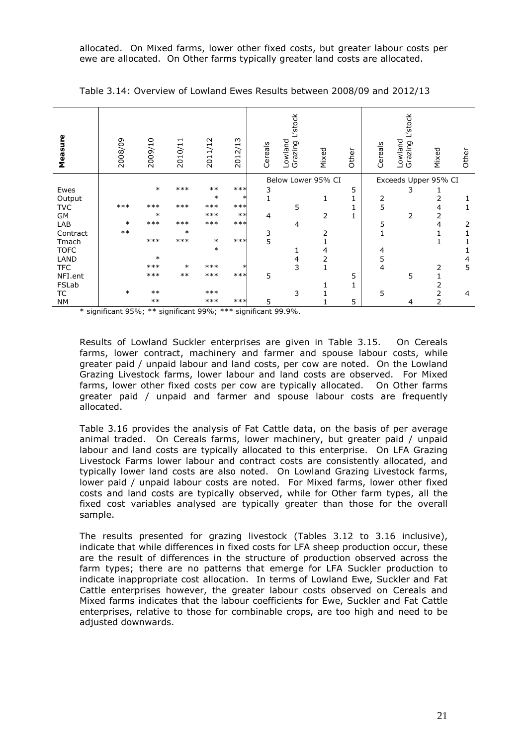allocated. On Mixed farms, lower other fixed costs, but greater labour costs per ewe are allocated. On Other farms typically greater land costs are allocated.

Table 3.14: Overview of Lowland Ewes Results between 2008/09 and 2012/13

| Measure | 2008/09 | 2009/10 | 2010/11 | 2011/12 | 2012/13 | Below Lower 95% CI | | | | Exceeds Upper 95% CI | | | |
|---|---|---|---|---|---|---|---|---|---|---|---|---|---|
| | | | | | | Cereals | Lowland Grazing L'stock | Mixed | Other | Cereals | Lowland Grazing L'stock | Mixed | Other |
| Ewes | | * | *** | ** | *** | 3 | | | 5 | | 3 | 1 | |
| Output | | | | * | * | 1 | | 1 | 1 | 2 | | 2 | 1 |
| TVC | *** | *** | *** | *** | *** | | 5 | | 1 | 5 | | 4 | 1 |
| GM | | * | | *** | ** | 4 | | 2 | 1 | | 2 | 2 | |
| LAB | * | *** | *** | *** | *** | | 4 | | | 5 | | 4 | 2 |
| Contract | ** | | * | | | 3 | | 2 | | 1 | | 1 | 1 |
| Tmach | | *** | *** | * | *** | 5 | | 1 | | | | 1 | 1 |
| TOFC | | | | * | | | 1 | 4 | | 4 | | | 1 |
| LAND | | * | | | | | 4 | 2 | | 5 | | | 4 |
| TFC | | *** | * | *** | * | | 3 | 1 | | 4 | | 2 | 5 |
| NFI.ent | | *** | ** | *** | *** | 5 | | | 5 | | 5 | 1 | |
| FSLab | | | | | | | | 1 | 1 | | | 2 | |
| TC | * | ** | | *** | | | 3 | 1 | | 5 | | 2 | 4 |
| NM | | ** | | *** | *** | 5 | | 1 | 5 | | 4 | 2 | |

\* significant 95%; ** significant 99%; *** significant 99.9%.

Results of Lowland Suckler enterprises are given in Table 3.15. On Cereals farms, lower contract, machinery and farmer and spouse labour costs, while greater paid / unpaid labour and land costs, per cow are noted. On the Lowland Grazing Livestock farms, lower labour and land costs are observed. For Mixed farms, lower other fixed costs per cow are typically allocated. On Other farms greater paid / unpaid and farmer and spouse labour costs are frequently allocated.

Table 3.16 provides the analysis of Fat Cattle data, on the basis of per average animal traded. On Cereals farms, lower machinery, but greater paid / unpaid labour and land costs are typically allocated to this enterprise. On LFA Grazing Livestock Farms lower labour and contract costs are consistently allocated, and typically lower land costs are also noted. On Lowland Grazing Livestock farms, lower paid / unpaid labour costs are noted. For Mixed farms, lower other fixed costs and land costs are typically observed, while for Other farm types, all the fixed cost variables analysed are typically greater than those for the overall sample.

The results presented for grazing livestock (Tables 3.12 to 3.16 inclusive), indicate that while differences in fixed costs for LFA sheep production occur, these are the result of differences in the structure of production observed across the farm types; there are no patterns that emerge for LFA Suckler production to indicate inappropriate cost allocation. In terms of Lowland Ewe, Suckler and Fat Cattle enterprises however, the greater labour costs observed on Cereals and Mixed farms indicates that the labour coefficients for Ewe, Suckler and Fat Cattle enterprises, relative to those for combinable crops, are too high and need to be adjusted downwards.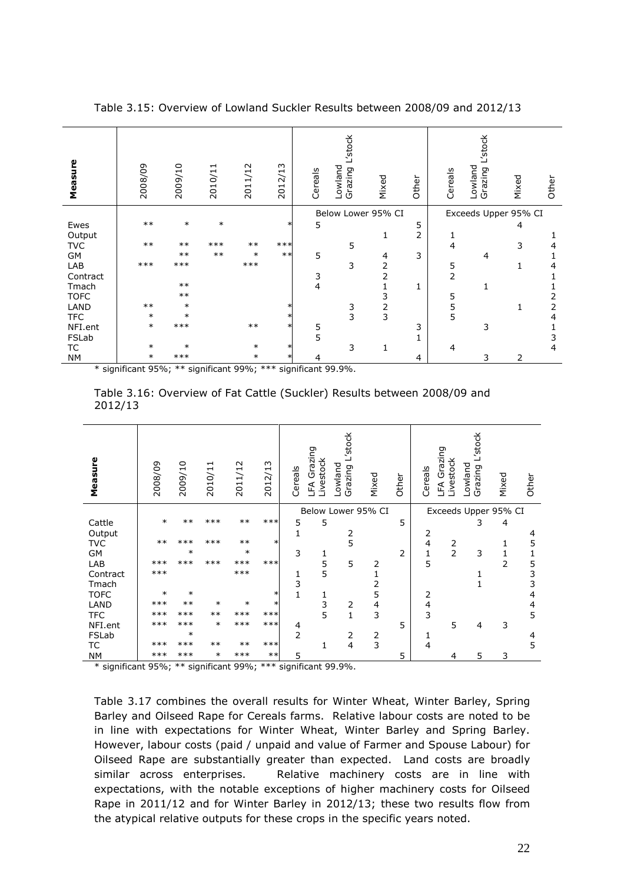Table 3.15: Overview of Lowland Suckler Results between 2008/09 and 2012/13

| Measure | 2008/09 | 2009/10 | 2010/11 | 2011/12 | 2012/13 | Below Lower 95% CI | | | | Exceeds Upper 95% CI | | | |
|---|---|---|---|---|---|---|---|---|---|---|---|---|---|
| | | | | | | Cereals | Lowland Grazing L'stock | Mixed | Other | Cereals | Lowland Grazing L'stock | Mixed | Other |
| Ewes | ** | * | * | | * | 5 | | | 5 | | | 4 | |
| Output | | | | | | | | 1 | 2 | 1 | | | 1 |
| TVC | ** | ** | *** | ** | *** | | 5 | | | 4 | | 3 | 4 |
| GM | | ** | ** | * | ** | 5 | | 4 | 3 | | 4 | | 1 |
| LAB | *** | *** | | *** | | | 3 | 2 | | 5 | | 1 | 4 |
| Contract | | | | | | 3 | | 2 | | 2 | | | 1 |
| Tmach | | ** | | | | 4 | | 1 | 1 | | 1 | | 1 |
| TOFC | | ** | | | | | | 3 | | 5 | | | 2 |
| LAND | ** | * | | | * | | 3 | 2 | | 5 | | 1 | 2 |
| TFC | * | * | | | * | | 3 | 3 | | 5 | | | 4 |
| NFI.ent | * | *** | | ** | * | 5 | | | 3 | | 3 | | 1 |
| FSLab | | | | | | 5 | | | 1 | | | | 3 |
| TC | * | * | | * | * | | 3 | 1 | | 4 | | | 4 |
| NM | * | *** | | * | * | 4 | | | 4 | | 3 | 2 | |

* significant 95%; ** significant 99%; *** significant 99.9%.

Table 3.16: Overview of Fat Cattle (Suckler) Results between 2008/09 and 2012/13

| Measure | 2008/09 | 2009/10 | 2010/11 | 2011/12 | 2012/13 | Below Lower 95% CI | | | | | Exceeds Upper 95% CI | | | | |
|---|---|---|---|---|---|---|---|---|---|---|---|---|---|---|---|
| | | | | | | Cereals | LFA Grazing Livestock | Lowland Grazing L'stock | Mixed | Other | Cereals | LFA Grazing Livestock | Lowland Grazing L'stock | Mixed | Other |
| Cattle | * | ** | *** | ** | *** | 5 | 5 | | | 5 | | | 3 | 4 | |
| Output | | | | | | 1 | | 2 | | | 2 | | | | 4 |
| TVC | ** | *** | *** | ** | * | | | 5 | | | 4 | 2 | | 1 | 5 |
| GM | | * | | * | | 3 | 1 | | | 2 | 1 | 2 | 3 | 1 | 1 |
| LAB | *** | *** | *** | *** | *** | | 5 | 5 | 2 | | 5 | | | 2 | 5 |
| Contract | *** | | | *** | | 1 | 5 | | 1 | | | | 1 | | 3 |
| Tmach | | | | | | 3 | | | 2 | | | | 1 | | 3 |
| TOFC | * | * | | | * | 1 | 1 | | 5 | | 2 | | | | 4 |
| LAND | *** | ** | * | * | * | | 3 | 2 | 4 | | 4 | | | | 4 |
| TFC | *** | *** | ** | *** | *** | | 5 | 1 | 3 | | 3 | | | | 5 |
| NFI.ent | *** | *** | * | *** | *** | 4 | | | | 5 | | 5 | 4 | 3 | |
| FSLab | | * | | | | 2 | | 2 | 2 | | 1 | | | | 4 |
| TC | *** | *** | ** | ** | *** | | 1 | 4 | 3 | | 4 | | | | 5 |
| NM | *** | *** | * | *** | ** | 5 | | | | 5 | | 4 | 5 | 3 | |

* significant 95%; ** significant 99%; *** significant 99.9%.

Table 3.17 combines the overall results for Winter Wheat, Winter Barley, Spring Barley and Oilseed Rape for Cereals farms. Relative labour costs are noted to be in line with expectations for Winter Wheat, Winter Barley and Spring Barley. However, labour costs (paid / unpaid and value of Farmer and Spouse Labour) for Oilseed Rape are substantially greater than expected. Land costs are broadly similar across enterprises. Relative machinery costs are in line with expectations, with the notable exceptions of higher machinery costs for Oilseed Rape in 2011/12 and for Winter Barley in 2012/13; these two results flow from the atypical relative outputs for these crops in the specific years noted.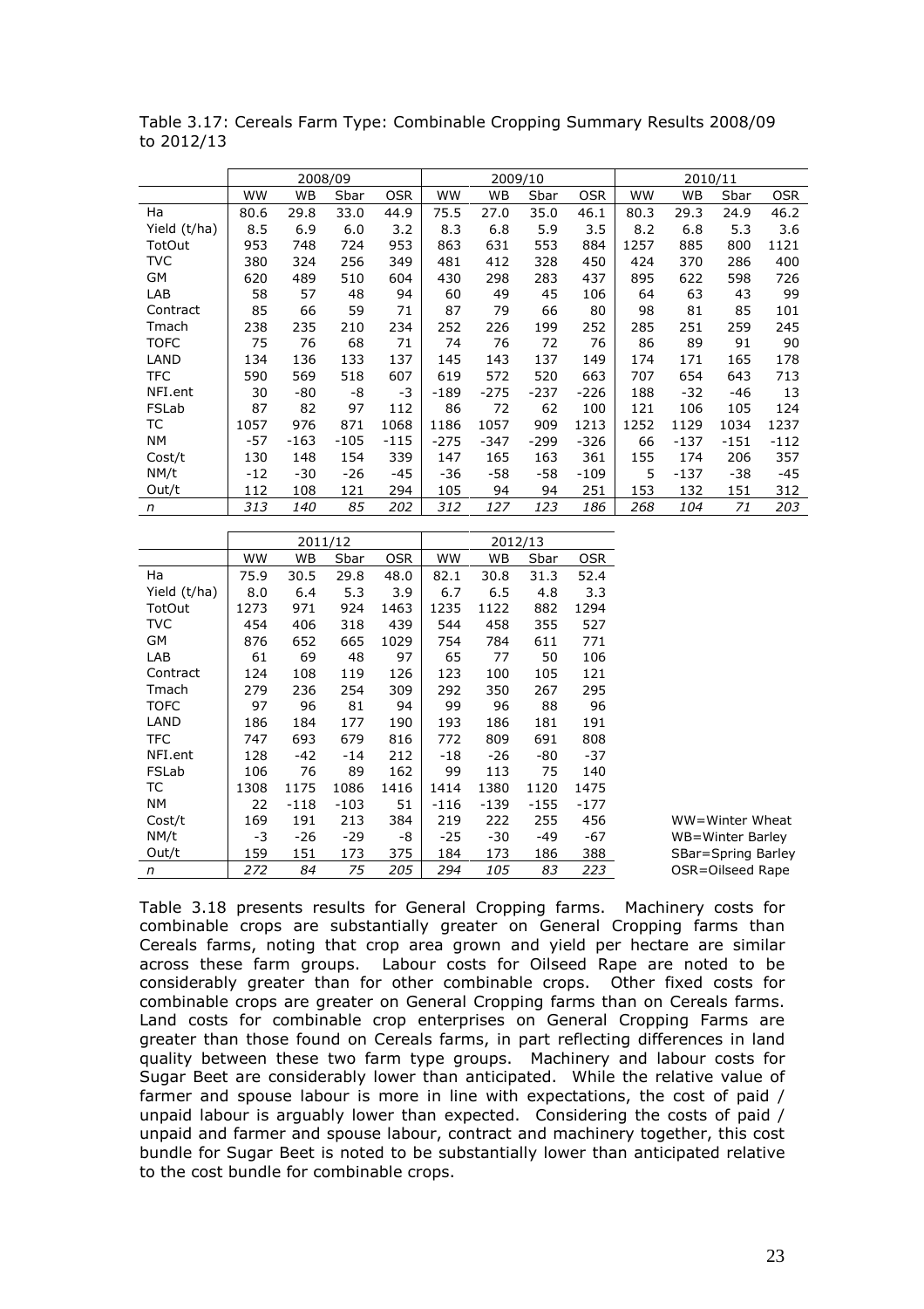Table 3.17: Cereals Farm Type: Combinable Cropping Summary Results 2008/09 to 2012/13

| | 2008/09 | | | | 2009/10 | | | | 2010/11 | | | |
|---|---|---|---|---|---|---|---|---|---|---|---|---|
| | WW | WB | Sbar | OSR | WW | WB | Sbar | OSR | WW | WB | Sbar | OSR |
| Ha | 80.6 | 29.8 | 33.0 | 44.9 | 75.5 | 27.0 | 35.0 | 46.1 | 80.3 | 29.3 | 24.9 | 46.2 |
| Yield (t/ha) | 8.5 | 6.9 | 6.0 | 3.2 | 8.3 | 6.8 | 5.9 | 3.5 | 8.2 | 6.8 | 5.3 | 3.6 |
| TotOut | 953 | 748 | 724 | 953 | 863 | 631 | 553 | 884 | 1257 | 885 | 800 | 1121 |
| TVC | 380 | 324 | 256 | 349 | 481 | 412 | 328 | 450 | 424 | 370 | 286 | 400 |
| GM | 620 | 489 | 510 | 604 | 430 | 298 | 283 | 437 | 895 | 622 | 598 | 726 |
| LAB | 58 | 57 | 48 | 94 | 60 | 49 | 45 | 106 | 64 | 63 | 43 | 99 |
| Contract | 85 | 66 | 59 | 71 | 87 | 79 | 66 | 80 | 98 | 81 | 85 | 101 |
| Tmach | 238 | 235 | 210 | 234 | 252 | 226 | 199 | 252 | 285 | 251 | 259 | 245 |
| TOFC | 75 | 76 | 68 | 71 | 74 | 76 | 72 | 76 | 86 | 89 | 91 | 90 |
| LAND | 134 | 136 | 133 | 137 | 145 | 143 | 137 | 149 | 174 | 171 | 165 | 178 |
| TFC | 590 | 569 | 518 | 607 | 619 | 572 | 520 | 663 | 707 | 654 | 643 | 713 |
| NFI.ent | 30 | -80 | -8 | -3 | -189 | -275 | -237 | -226 | 188 | -32 | -46 | 13 |
| FSLab | 87 | 82 | 97 | 112 | 86 | 72 | 62 | 100 | 121 | 106 | 105 | 124 |
| TC | 1057 | 976 | 871 | 1068 | 1186 | 1057 | 909 | 1213 | 1252 | 1129 | 1034 | 1237 |
| NM | -57 | -163 | -105 | -115 | -275 | -347 | -299 | -326 | 66 | -137 | -151 | -112 |
| Cost/t | 130 | 148 | 154 | 339 | 147 | 165 | 163 | 361 | 155 | 174 | 206 | 357 |
| NM/t | -12 | -30 | -26 | -45 | -36 | -58 | -58 | -109 | 5 | -137 | -38 | -45 |
| Out/t | 112 | 108 | 121 | 294 | 105 | 94 | 94 | 251 | 153 | 132 | 151 | 312 |
| *n* | *313* | *140* | *85* | *202* | *312* | *127* | *123* | *186* | *268* | *104* | *71* | *203* |

| | 2011/12 | | | | 2012/13 | | | |
|---|---|---|---|---|---|---|---|---|
| | WW | WB | Sbar | OSR | WW | WB | Sbar | OSR |
| Ha | 75.9 | 30.5 | 29.8 | 48.0 | 82.1 | 30.8 | 31.3 | 52.4 |
| Yield (t/ha) | 8.0 | 6.4 | 5.3 | 3.9 | 6.7 | 6.5 | 4.8 | 3.3 |
| TotOut | 1273 | 971 | 924 | 1463 | 1235 | 1122 | 882 | 1294 |
| TVC | 454 | 406 | 318 | 439 | 544 | 458 | 355 | 527 |
| GM | 876 | 652 | 665 | 1029 | 754 | 784 | 611 | 771 |
| LAB | 61 | 69 | 48 | 97 | 65 | 77 | 50 | 106 |
| Contract | 124 | 108 | 119 | 126 | 123 | 100 | 105 | 121 |
| Tmach | 279 | 236 | 254 | 309 | 292 | 350 | 267 | 295 |
| TOFC | 97 | 96 | 81 | 94 | 99 | 96 | 88 | 96 |
| LAND | 186 | 184 | 177 | 190 | 193 | 186 | 181 | 191 |
| TFC | 747 | 693 | 679 | 816 | 772 | 809 | 691 | 808 |
| NFI.ent | 128 | -42 | -14 | 212 | -18 | -26 | -80 | -37 |
| FSLab | 106 | 76 | 89 | 162 | 99 | 113 | 75 | 140 |
| TC | 1308 | 1175 | 1086 | 1416 | 1414 | 1380 | 1120 | 1475 |
| NM | 22 | -118 | -103 | 51 | -116 | -139 | -155 | -177 |
| Cost/t | 169 | 191 | 213 | 384 | 219 | 222 | 255 | 456 |
| NM/t | -3 | -26 | -29 | -8 | -25 | -30 | -49 | -67 |
| Out/t | 159 | 151 | 173 | 375 | 184 | 173 | 186 | 388 |
| *n* | *272* | *84* | *75* | *205* | *294* | *105* | *83* | *223* |

WW=Winter Wheat
WB=Winter Barley
SBar=Spring Barley
OSR=Oilseed Rape

Table 3.18 presents results for General Cropping farms. Machinery costs for combinable crops are substantially greater on General Cropping farms than Cereals farms, noting that crop area grown and yield per hectare are similar across these farm groups. Labour costs for Oilseed Rape are noted to be considerably greater than for other combinable crops. Other fixed costs for combinable crops are greater on General Cropping farms than on Cereals farms. Land costs for combinable crop enterprises on General Cropping Farms are greater than those found on Cereals farms, in part reflecting differences in land quality between these two farm type groups. Machinery and labour costs for Sugar Beet are considerably lower than anticipated. While the relative value of farmer and spouse labour is more in line with expectations, the cost of paid / unpaid labour is arguably lower than expected. Considering the costs of paid / unpaid and farmer and spouse labour, contract and machinery together, this cost bundle for Sugar Beet is noted to be substantially lower than anticipated relative to the cost bundle for combinable crops.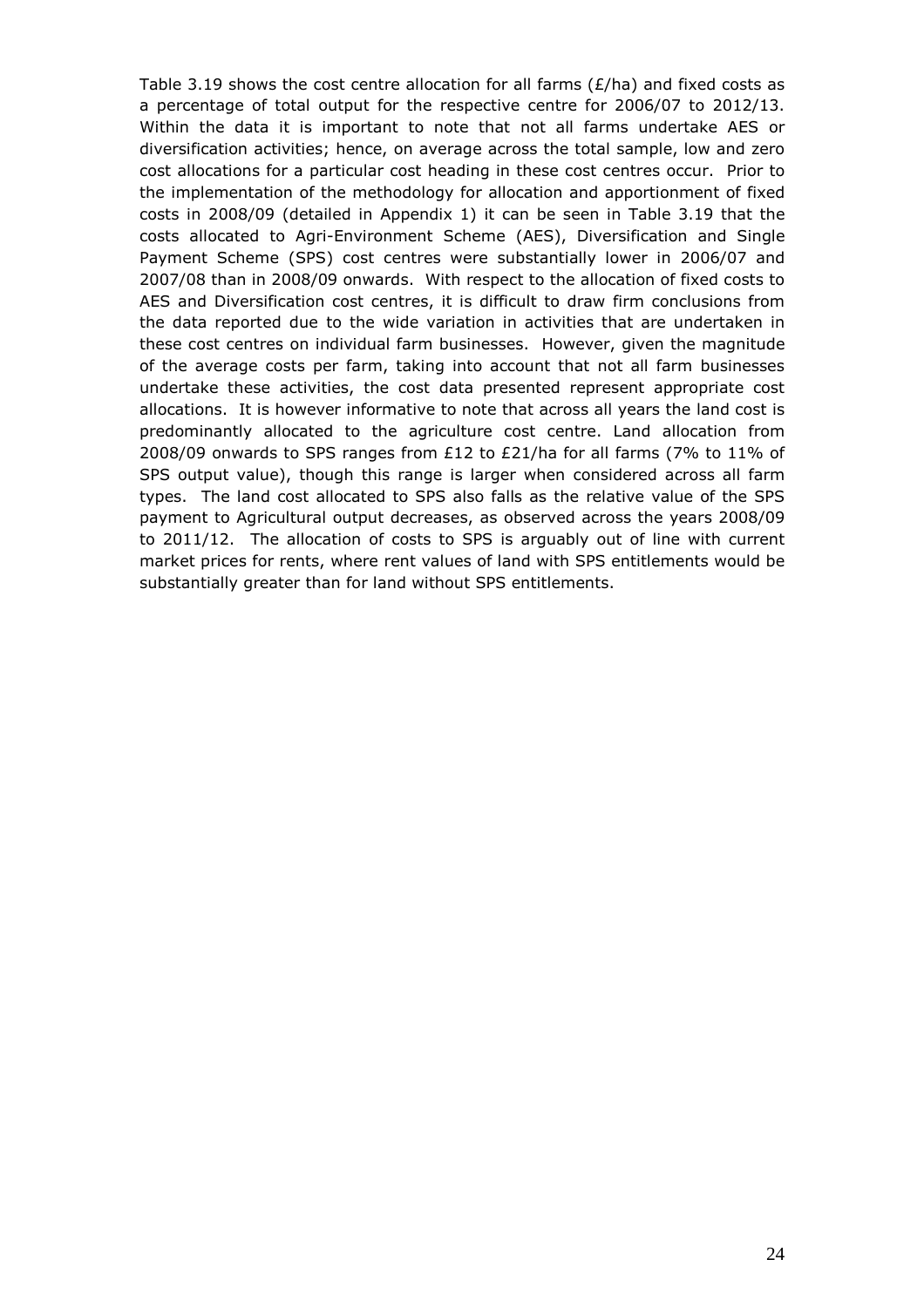Table 3.19 shows the cost centre allocation for all farms (£/ha) and fixed costs as a percentage of total output for the respective centre for 2006/07 to 2012/13. Within the data it is important to note that not all farms undertake AES or diversification activities; hence, on average across the total sample, low and zero cost allocations for a particular cost heading in these cost centres occur. Prior to the implementation of the methodology for allocation and apportionment of fixed costs in 2008/09 (detailed in Appendix 1) it can be seen in Table 3.19 that the costs allocated to Agri-Environment Scheme (AES), Diversification and Single Payment Scheme (SPS) cost centres were substantially lower in 2006/07 and 2007/08 than in 2008/09 onwards. With respect to the allocation of fixed costs to AES and Diversification cost centres, it is difficult to draw firm conclusions from the data reported due to the wide variation in activities that are undertaken in these cost centres on individual farm businesses. However, given the magnitude of the average costs per farm, taking into account that not all farm businesses undertake these activities, the cost data presented represent appropriate cost allocations. It is however informative to note that across all years the land cost is predominantly allocated to the agriculture cost centre. Land allocation from 2008/09 onwards to SPS ranges from £12 to £21/ha for all farms (7% to 11% of SPS output value), though this range is larger when considered across all farm types. The land cost allocated to SPS also falls as the relative value of the SPS payment to Agricultural output decreases, as observed across the years 2008/09 to 2011/12. The allocation of costs to SPS is arguably out of line with current market prices for rents, where rent values of land with SPS entitlements would be substantially greater than for land without SPS entitlements.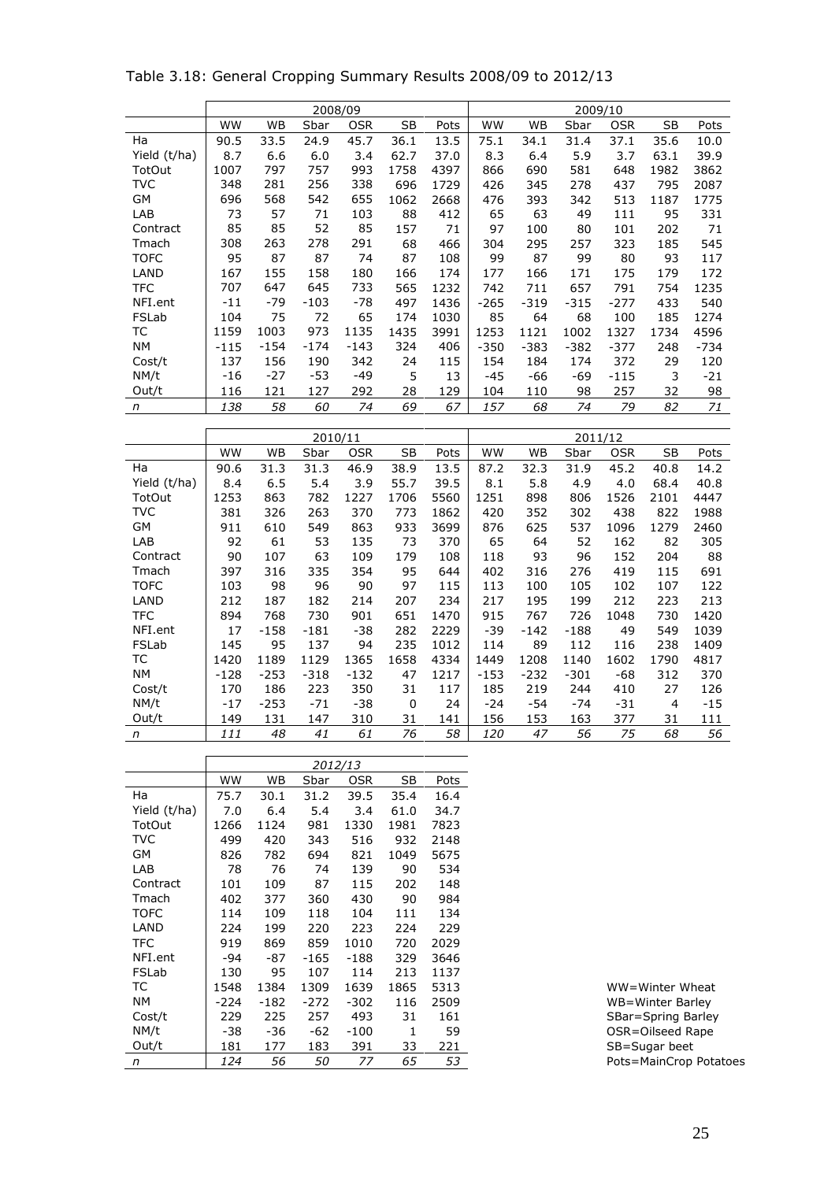Table 3.18: General Cropping Summary Results 2008/09 to 2012/13

| | 2008/09 | | | | | | 2009/10 | | | | | |
|---|---|---|---|---|---|---|---|---|---|---|---|---|
| | WW | WB | Sbar | OSR | SB | Pots | WW | WB | Sbar | OSR | SB | Pots |
| Ha | 90.5 | 33.5 | 24.9 | 45.7 | 36.1 | 13.5 | 75.1 | 34.1 | 31.4 | 37.1 | 35.6 | 10.0 |
| Yield (t/ha) | 8.7 | 6.6 | 6.0 | 3.4 | 62.7 | 37.0 | 8.3 | 6.4 | 5.9 | 3.7 | 63.1 | 39.9 |
| TotOut | 1007 | 797 | 757 | 993 | 1758 | 4397 | 866 | 690 | 581 | 648 | 1982 | 3862 |
| TVC | 348 | 281 | 256 | 338 | 696 | 1729 | 426 | 345 | 278 | 437 | 795 | 2087 |
| GM | 696 | 568 | 542 | 655 | 1062 | 2668 | 476 | 393 | 342 | 513 | 1187 | 1775 |
| LAB | 73 | 57 | 71 | 103 | 88 | 412 | 65 | 63 | 49 | 111 | 95 | 331 |
| Contract | 85 | 85 | 52 | 85 | 157 | 71 | 97 | 100 | 80 | 101 | 202 | 71 |
| Tmach | 308 | 263 | 278 | 291 | 68 | 466 | 304 | 295 | 257 | 323 | 185 | 545 |
| TOFC | 95 | 87 | 87 | 74 | 87 | 108 | 99 | 87 | 99 | 80 | 93 | 117 |
| LAND | 167 | 155 | 158 | 180 | 166 | 174 | 177 | 166 | 171 | 175 | 179 | 172 |
| TFC | 707 | 647 | 645 | 733 | 565 | 1232 | 742 | 711 | 657 | 791 | 754 | 1235 |
| NFI.ent | -11 | -79 | -103 | -78 | 497 | 1436 | -265 | -319 | -315 | -277 | 433 | 540 |
| FSLab | 104 | 75 | 72 | 65 | 174 | 1030 | 85 | 64 | 68 | 100 | 185 | 1274 |
| TC | 1159 | 1003 | 973 | 1135 | 1435 | 3991 | 1253 | 1121 | 1002 | 1327 | 1734 | 4596 |
| NM | -115 | -154 | -174 | -143 | 324 | 406 | -350 | -383 | -382 | -377 | 248 | -734 |
| Cost/t | 137 | 156 | 190 | 342 | 24 | 115 | 154 | 184 | 174 | 372 | 29 | 120 |
| NM/t | -16 | -27 | -53 | -49 | 5 | 13 | -45 | -66 | -69 | -115 | 3 | -21 |
| Out/t | 116 | 121 | 127 | 292 | 28 | 129 | 104 | 110 | 98 | 257 | 32 | 98 |
| *n* | *138* | *58* | *60* | *74* | *69* | *67* | *157* | *68* | *74* | *79* | *82* | *71* |

| | 2010/11 | | | | | | 2011/12 | | | | | |
|---|---|---|---|---|---|---|---|---|---|---|---|---|
| | WW | WB | Sbar | OSR | SB | Pots | WW | WB | Sbar | OSR | SB | Pots |
| Ha | 90.6 | 31.3 | 31.3 | 46.9 | 38.9 | 13.5 | 87.2 | 32.3 | 31.9 | 45.2 | 40.8 | 14.2 |
| Yield (t/ha) | 8.4 | 6.5 | 5.4 | 3.9 | 55.7 | 39.5 | 8.1 | 5.8 | 4.9 | 4.0 | 68.4 | 40.8 |
| TotOut | 1253 | 863 | 782 | 1227 | 1706 | 5560 | 1251 | 898 | 806 | 1526 | 2101 | 4447 |
| TVC | 381 | 326 | 263 | 370 | 773 | 1862 | 420 | 352 | 302 | 438 | 822 | 1988 |
| GM | 911 | 610 | 549 | 863 | 933 | 3699 | 876 | 625 | 537 | 1096 | 1279 | 2460 |
| LAB | 92 | 61 | 53 | 135 | 73 | 370 | 65 | 64 | 52 | 162 | 82 | 305 |
| Contract | 90 | 107 | 63 | 109 | 179 | 108 | 118 | 93 | 96 | 152 | 204 | 88 |
| Tmach | 397 | 316 | 335 | 354 | 95 | 644 | 402 | 316 | 276 | 419 | 115 | 691 |
| TOFC | 103 | 98 | 96 | 90 | 97 | 115 | 113 | 100 | 105 | 102 | 107 | 122 |
| LAND | 212 | 187 | 182 | 214 | 207 | 234 | 217 | 195 | 199 | 212 | 223 | 213 |
| TFC | 894 | 768 | 730 | 901 | 651 | 1470 | 915 | 767 | 726 | 1048 | 730 | 1420 |
| NFI.ent | 17 | -158 | -181 | -38 | 282 | 2229 | -39 | -142 | -188 | 49 | 549 | 1039 |
| FSLab | 145 | 95 | 137 | 94 | 235 | 1012 | 114 | 89 | 112 | 116 | 238 | 1409 |
| TC | 1420 | 1189 | 1129 | 1365 | 1658 | 4334 | 1449 | 1208 | 1140 | 1602 | 1790 | 4817 |
| NM | -128 | -253 | -318 | -132 | 47 | 1217 | -153 | -232 | -301 | -68 | 312 | 370 |
| Cost/t | 170 | 186 | 223 | 350 | 31 | 117 | 185 | 219 | 244 | 410 | 27 | 126 |
| NM/t | -17 | -253 | -71 | -38 | 0 | 24 | -24 | -54 | -74 | -31 | 4 | -15 |
| Out/t | 149 | 131 | 147 | 310 | 31 | 141 | 156 | 153 | 163 | 377 | 31 | 111 |
| *n* | *111* | *48* | *41* | *61* | *76* | *58* | *120* | *47* | *56* | *75* | *68* | *56* |

| | *2012/13* | | | | | |
|---|---|---|---|---|---|---|
| | WW | WB | Sbar | OSR | SB | Pots |
| Ha | 75.7 | 30.1 | 31.2 | 39.5 | 35.4 | 16.4 |
| Yield (t/ha) | 7.0 | 6.4 | 5.4 | 3.4 | 61.0 | 34.7 |
| TotOut | 1266 | 1124 | 981 | 1330 | 1981 | 7823 |
| TVC | 499 | 420 | 343 | 516 | 932 | 2148 |
| GM | 826 | 782 | 694 | 821 | 1049 | 5675 |
| LAB | 78 | 76 | 74 | 139 | 90 | 534 |
| Contract | 101 | 109 | 87 | 115 | 202 | 148 |
| Tmach | 402 | 377 | 360 | 430 | 90 | 984 |
| TOFC | 114 | 109 | 118 | 104 | 111 | 134 |
| LAND | 224 | 199 | 220 | 223 | 224 | 229 |
| TFC | 919 | 869 | 859 | 1010 | 720 | 2029 |
| NFI.ent | -94 | -87 | -165 | -188 | 329 | 3646 |
| FSLab | 130 | 95 | 107 | 114 | 213 | 1137 |
| TC | 1548 | 1384 | 1309 | 1639 | 1865 | 5313 |
| NM | -224 | -182 | -272 | -302 | 116 | 2509 |
| Cost/t | 229 | 225 | 257 | 493 | 31 | 161 |
| NM/t | -38 | -36 | -62 | -100 | 1 | 59 |
| Out/t | 181 | 177 | 183 | 391 | 33 | 221 |
| *n* | *124* | *56* | *50* | *77* | *65* | *53* |

WW=Winter Wheat
WB=Winter Barley
SBar=Spring Barley
OSR=Oilseed Rape
SB=Sugar beet
Pots=MainCrop Potatoes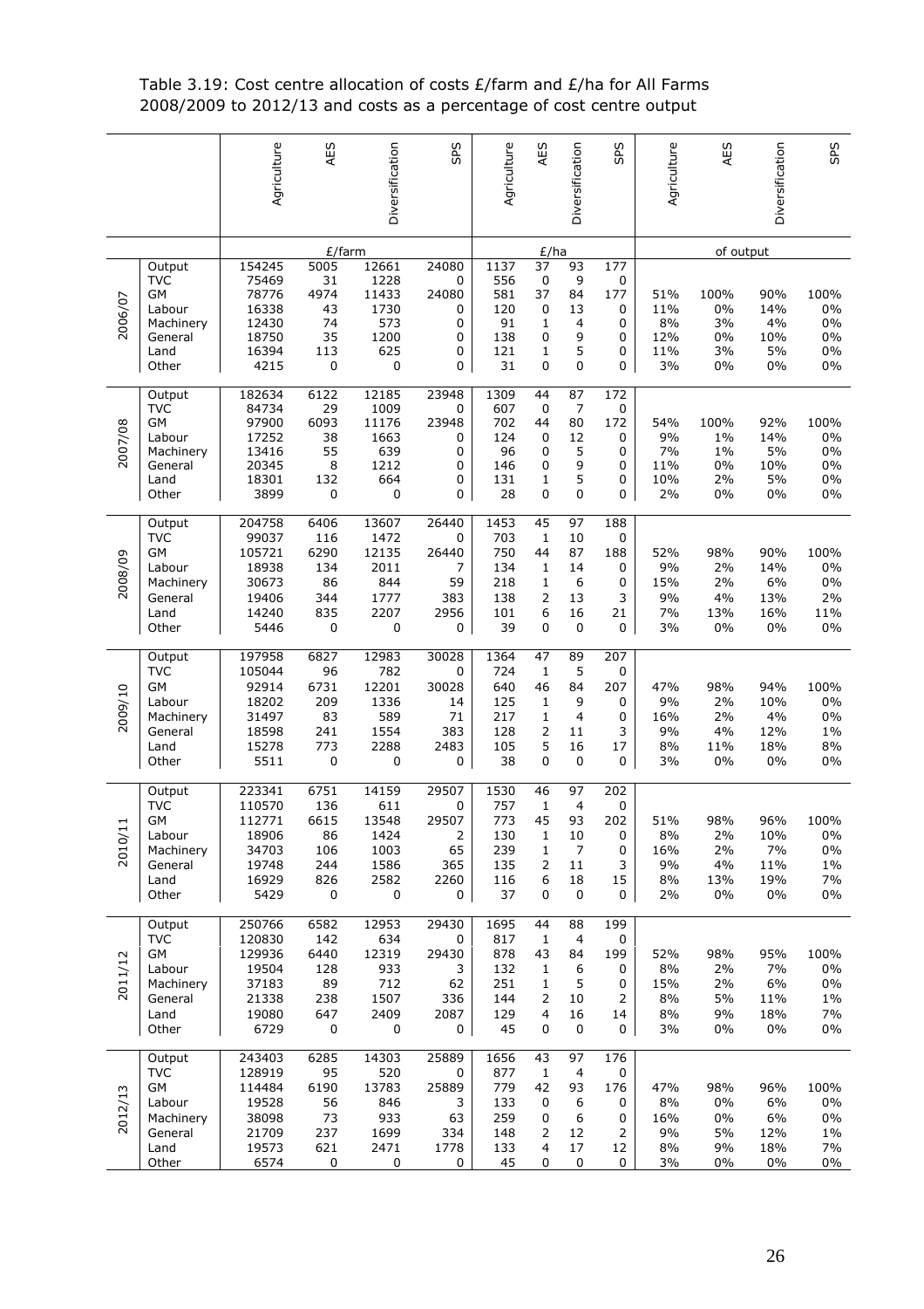Table 3.19: Cost centre allocation of costs £/farm and £/ha for All Farms 2008/2009 to 2012/13 and costs as a percentage of cost centre output

| | | Agriculture | AES | Diversification | SPS | Agriculture | AES | Diversification | SPS | Agriculture | AES | Diversification | SPS |
|---|---|---|---|---|---|---|---|---|---|---|---|---|---|
| | | £/farm | | | | £/ha | | | | of output | | | |
| 2006/07 | Output | 154245 | 5005 | 12661 | 24080 | 1137 | 37 | 93 | 177 | | | | |
| | TVC | 75469 | 31 | 1228 | 0 | 556 | 0 | 9 | 0 | | | | |
| | GM | 78776 | 4974 | 11433 | 24080 | 581 | 37 | 84 | 177 | 51% | 100% | 90% | 100% |
| | Labour | 16338 | 43 | 1730 | 0 | 120 | 0 | 13 | 0 | 11% | 0% | 14% | 0% |
| | Machinery | 12430 | 74 | 573 | 0 | 91 | 1 | 4 | 0 | 8% | 3% | 4% | 0% |
| | General | 18750 | 35 | 1200 | 0 | 138 | 0 | 9 | 0 | 12% | 0% | 10% | 0% |
| | Land | 16394 | 113 | 625 | 0 | 121 | 1 | 5 | 0 | 11% | 3% | 5% | 0% |
| | Other | 4215 | 0 | 0 | 0 | 31 | 0 | 0 | 0 | 3% | 0% | 0% | 0% |
| 2007/08 | Output | 182634 | 6122 | 12185 | 23948 | 1309 | 44 | 87 | 172 | | | | |
| | TVC | 84734 | 29 | 1009 | 0 | 607 | 0 | 7 | 0 | | | | |
| | GM | 97900 | 6093 | 11176 | 23948 | 702 | 44 | 80 | 172 | 54% | 100% | 92% | 100% |
| | Labour | 17252 | 38 | 1663 | 0 | 124 | 0 | 12 | 0 | 9% | 1% | 14% | 0% |
| | Machinery | 13416 | 55 | 639 | 0 | 96 | 0 | 5 | 0 | 7% | 1% | 5% | 0% |
| | General | 20345 | 8 | 1212 | 0 | 146 | 0 | 9 | 0 | 11% | 0% | 10% | 0% |
| | Land | 18301 | 132 | 664 | 0 | 131 | 1 | 5 | 0 | 10% | 2% | 5% | 0% |
| | Other | 3899 | 0 | 0 | 0 | 28 | 0 | 0 | 0 | 2% | 0% | 0% | 0% |
| 2008/09 | Output | 204758 | 6406 | 13607 | 26440 | 1453 | 45 | 97 | 188 | | | | |
| | TVC | 99037 | 116 | 1472 | 0 | 703 | 1 | 10 | 0 | | | | |
| | GM | 105721 | 6290 | 12135 | 26440 | 750 | 44 | 87 | 188 | 52% | 98% | 90% | 100% |
| | Labour | 18938 | 134 | 2011 | 7 | 134 | 1 | 14 | 0 | 9% | 2% | 14% | 0% |
| | Machinery | 30673 | 86 | 844 | 59 | 218 | 1 | 6 | 0 | 15% | 2% | 6% | 0% |
| | General | 19406 | 344 | 1777 | 383 | 138 | 2 | 13 | 3 | 9% | 4% | 13% | 2% |
| | Land | 14240 | 835 | 2207 | 2956 | 101 | 6 | 16 | 21 | 7% | 13% | 16% | 11% |
| | Other | 5446 | 0 | 0 | 0 | 39 | 0 | 0 | 0 | 3% | 0% | 0% | 0% |
| 2009/10 | Output | 197958 | 6827 | 12983 | 30028 | 1364 | 47 | 89 | 207 | | | | |
| | TVC | 105044 | 96 | 782 | 0 | 724 | 1 | 5 | 0 | | | | |
| | GM | 92914 | 6731 | 12201 | 30028 | 640 | 46 | 84 | 207 | 47% | 98% | 94% | 100% |
| | Labour | 18202 | 209 | 1336 | 14 | 125 | 1 | 9 | 0 | 9% | 2% | 10% | 0% |
| | Machinery | 31497 | 83 | 589 | 71 | 217 | 1 | 4 | 0 | 16% | 2% | 4% | 0% |
| | General | 18598 | 241 | 1554 | 383 | 128 | 2 | 11 | 3 | 9% | 4% | 12% | 1% |
| | Land | 15278 | 773 | 2288 | 2483 | 105 | 5 | 16 | 17 | 8% | 11% | 18% | 8% |
| | Other | 5511 | 0 | 0 | 0 | 38 | 0 | 0 | 0 | 3% | 0% | 0% | 0% |
| 2010/11 | Output | 223341 | 6751 | 14159 | 29507 | 1530 | 46 | 97 | 202 | | | | |
| | TVC | 110570 | 136 | 611 | 0 | 757 | 1 | 4 | 0 | | | | |
| | GM | 112771 | 6615 | 13548 | 29507 | 773 | 45 | 93 | 202 | 51% | 98% | 96% | 100% |
| | Labour | 18906 | 86 | 1424 | 2 | 130 | 1 | 10 | 0 | 8% | 2% | 10% | 0% |
| | Machinery | 34703 | 106 | 1003 | 65 | 239 | 1 | 7 | 0 | 16% | 2% | 7% | 0% |
| | General | 19748 | 244 | 1586 | 365 | 135 | 2 | 11 | 3 | 9% | 4% | 11% | 1% |
| | Land | 16929 | 826 | 2582 | 2260 | 116 | 6 | 18 | 15 | 8% | 13% | 19% | 7% |
| | Other | 5429 | 0 | 0 | 0 | 37 | 0 | 0 | 0 | 2% | 0% | 0% | 0% |
| 2011/12 | Output | 250766 | 6582 | 12953 | 29430 | 1695 | 44 | 88 | 199 | | | | |
| | TVC | 120830 | 142 | 634 | 0 | 817 | 1 | 4 | 0 | | | | |
| | GM | 129936 | 6440 | 12319 | 29430 | 878 | 43 | 84 | 199 | 52% | 98% | 95% | 100% |
| | Labour | 19504 | 128 | 933 | 3 | 132 | 1 | 6 | 0 | 8% | 2% | 7% | 0% |
| | Machinery | 37183 | 89 | 712 | 62 | 251 | 1 | 5 | 0 | 15% | 2% | 6% | 0% |
| | General | 21338 | 238 | 1507 | 336 | 144 | 2 | 10 | 2 | 8% | 5% | 11% | 1% |
| | Land | 19080 | 647 | 2409 | 2087 | 129 | 4 | 16 | 14 | 8% | 9% | 18% | 7% |
| | Other | 6729 | 0 | 0 | 0 | 45 | 0 | 0 | 0 | 3% | 0% | 0% | 0% |
| 2012/13 | Output | 243403 | 6285 | 14303 | 25889 | 1656 | 43 | 97 | 176 | | | | |
| | TVC | 128919 | 95 | 520 | 0 | 877 | 1 | 4 | 0 | | | | |
| | GM | 114484 | 6190 | 13783 | 25889 | 779 | 42 | 93 | 176 | 47% | 98% | 96% | 100% |
| | Labour | 19528 | 56 | 846 | 3 | 133 | 0 | 6 | 0 | 8% | 0% | 6% | 0% |
| | Machinery | 38098 | 73 | 933 | 63 | 259 | 0 | 6 | 0 | 16% | 0% | 6% | 0% |
| | General | 21709 | 237 | 1699 | 334 | 148 | 2 | 12 | 2 | 9% | 5% | 12% | 1% |
| | Land | 19573 | 621 | 2471 | 1778 | 133 | 4 | 17 | 12 | 8% | 9% | 18% | 7% |
| | Other | 6574 | 0 | 0 | 0 | 45 | 0 | 0 | 0 | 3% | 0% | 0% | 0% |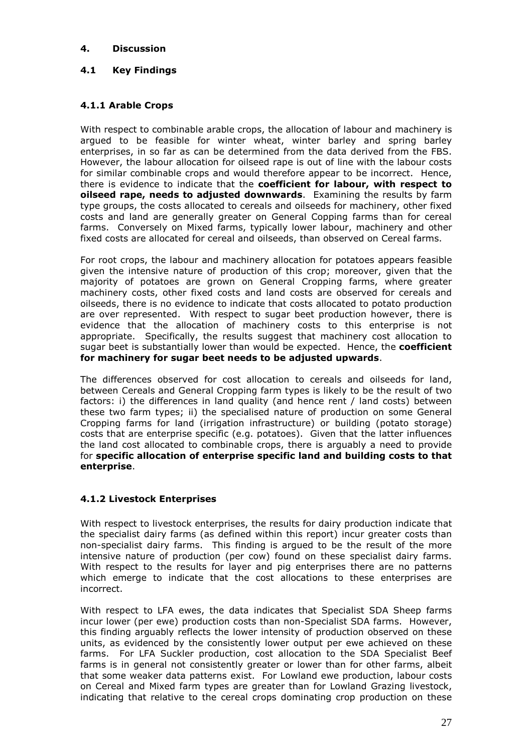## 4. Discussion

### 4.1 Key Findings

#### 4.1.1 Arable Crops

With respect to combinable arable crops, the allocation of labour and machinery is argued to be feasible for winter wheat, winter barley and spring barley enterprises, in so far as can be determined from the data derived from the FBS. However, the labour allocation for oilseed rape is out of line with the labour costs for similar combinable crops and would therefore appear to be incorrect. Hence, there is evidence to indicate that the **coefficient for labour, with respect to oilseed rape, needs to adjusted downwards**. Examining the results by farm type groups, the costs allocated to cereals and oilseeds for machinery, other fixed costs and land are generally greater on General Copping farms than for cereal farms. Conversely on Mixed farms, typically lower labour, machinery and other fixed costs are allocated for cereal and oilseeds, than observed on Cereal farms.

For root crops, the labour and machinery allocation for potatoes appears feasible given the intensive nature of production of this crop; moreover, given that the majority of potatoes are grown on General Cropping farms, where greater machinery costs, other fixed costs and land costs are observed for cereals and oilseeds, there is no evidence to indicate that costs allocated to potato production are over represented. With respect to sugar beet production however, there is evidence that the allocation of machinery costs to this enterprise is not appropriate. Specifically, the results suggest that machinery cost allocation to sugar beet is substantially lower than would be expected. Hence, the **coefficient for machinery for sugar beet needs to be adjusted upwards**.

The differences observed for cost allocation to cereals and oilseeds for land, between Cereals and General Cropping farm types is likely to be the result of two factors: i) the differences in land quality (and hence rent / land costs) between these two farm types; ii) the specialised nature of production on some General Cropping farms for land (irrigation infrastructure) or building (potato storage) costs that are enterprise specific (e.g. potatoes). Given that the latter influences the land cost allocated to combinable crops, there is arguably a need to provide for **specific allocation of enterprise specific land and building costs to that enterprise**.

#### 4.1.2 Livestock Enterprises

With respect to livestock enterprises, the results for dairy production indicate that the specialist dairy farms (as defined within this report) incur greater costs than non-specialist dairy farms. This finding is argued to be the result of the more intensive nature of production (per cow) found on these specialist dairy farms. With respect to the results for layer and pig enterprises there are no patterns which emerge to indicate that the cost allocations to these enterprises are incorrect.

With respect to LFA ewes, the data indicates that Specialist SDA Sheep farms incur lower (per ewe) production costs than non-Specialist SDA farms. However, this finding arguably reflects the lower intensity of production observed on these units, as evidenced by the consistently lower output per ewe achieved on these farms. For LFA Suckler production, cost allocation to the SDA Specialist Beef farms is in general not consistently greater or lower than for other farms, albeit that some weaker data patterns exist. For Lowland ewe production, labour costs on Cereal and Mixed farm types are greater than for Lowland Grazing livestock, indicating that relative to the cereal crops dominating crop production on these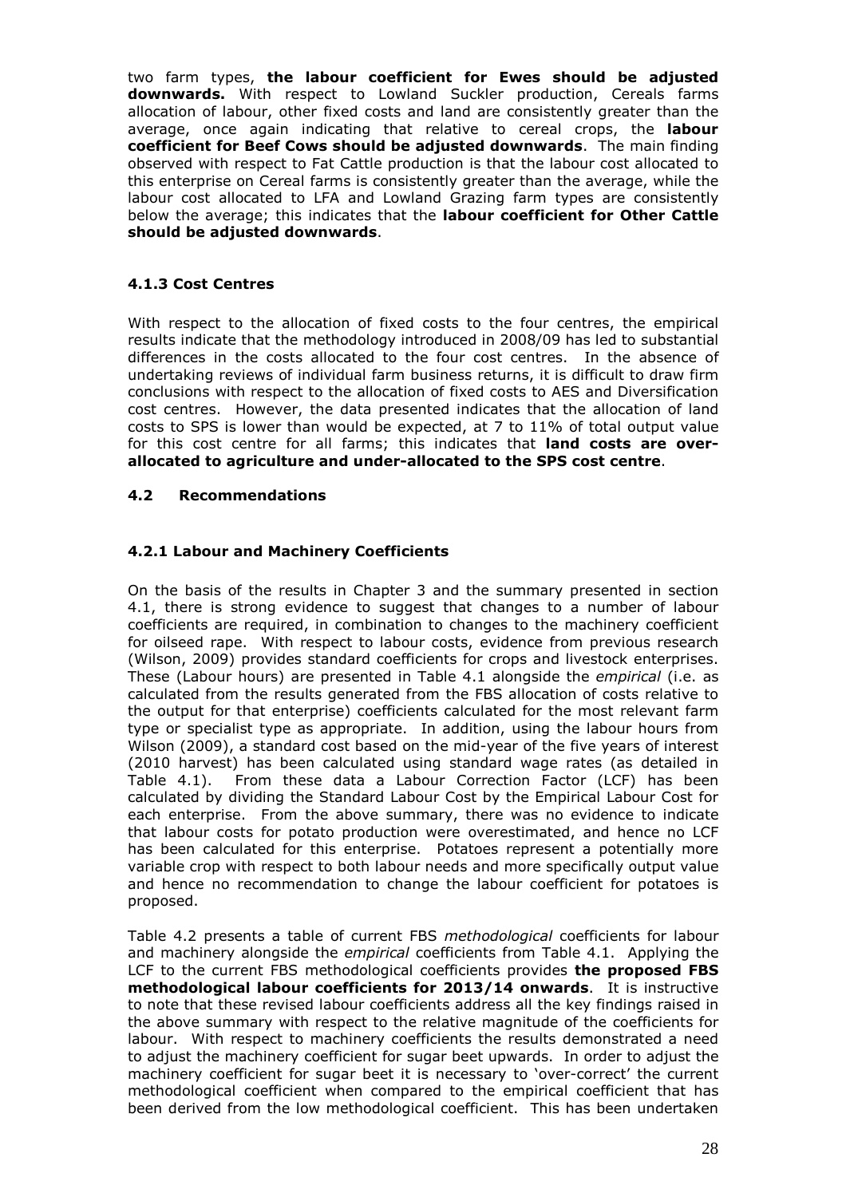two farm types, **the labour coefficient for Ewes should be adjusted downwards.** With respect to Lowland Suckler production, Cereals farms allocation of labour, other fixed costs and land are consistently greater than the average, once again indicating that relative to cereal crops, the **labour coefficient for Beef Cows should be adjusted downwards**. The main finding observed with respect to Fat Cattle production is that the labour cost allocated to this enterprise on Cereal farms is consistently greater than the average, while the labour cost allocated to LFA and Lowland Grazing farm types are consistently below the average; this indicates that the **labour coefficient for Other Cattle should be adjusted downwards**.

### 4.1.3 Cost Centres

With respect to the allocation of fixed costs to the four centres, the empirical results indicate that the methodology introduced in 2008/09 has led to substantial differences in the costs allocated to the four cost centres. In the absence of undertaking reviews of individual farm business returns, it is difficult to draw firm conclusions with respect to the allocation of fixed costs to AES and Diversification cost centres. However, the data presented indicates that the allocation of land costs to SPS is lower than would be expected, at 7 to 11% of total output value for this cost centre for all farms; this indicates that **land costs are over-allocated to agriculture and under-allocated to the SPS cost centre**.

## 4.2 Recommendations

### 4.2.1 Labour and Machinery Coefficients

On the basis of the results in Chapter 3 and the summary presented in section 4.1, there is strong evidence to suggest that changes to a number of labour coefficients are required, in combination to changes to the machinery coefficient for oilseed rape. With respect to labour costs, evidence from previous research (Wilson, 2009) provides standard coefficients for crops and livestock enterprises. These (Labour hours) are presented in Table 4.1 alongside the *empirical* (i.e. as calculated from the results generated from the FBS allocation of costs relative to the output for that enterprise) coefficients calculated for the most relevant farm type or specialist type as appropriate. In addition, using the labour hours from Wilson (2009), a standard cost based on the mid-year of the five years of interest (2010 harvest) has been calculated using standard wage rates (as detailed in Table 4.1). From these data a Labour Correction Factor (LCF) has been calculated by dividing the Standard Labour Cost by the Empirical Labour Cost for each enterprise. From the above summary, there was no evidence to indicate that labour costs for potato production were overestimated, and hence no LCF has been calculated for this enterprise. Potatoes represent a potentially more variable crop with respect to both labour needs and more specifically output value and hence no recommendation to change the labour coefficient for potatoes is proposed.

Table 4.2 presents a table of current FBS *methodological* coefficients for labour and machinery alongside the *empirical* coefficients from Table 4.1. Applying the LCF to the current FBS methodological coefficients provides **the proposed FBS methodological labour coefficients for 2013/14 onwards**. It is instructive to note that these revised labour coefficients address all the key findings raised in the above summary with respect to the relative magnitude of the coefficients for labour. With respect to machinery coefficients the results demonstrated a need to adjust the machinery coefficient for sugar beet upwards. In order to adjust the machinery coefficient for sugar beet it is necessary to 'over-correct' the current methodological coefficient when compared to the empirical coefficient that has been derived from the low methodological coefficient. This has been undertaken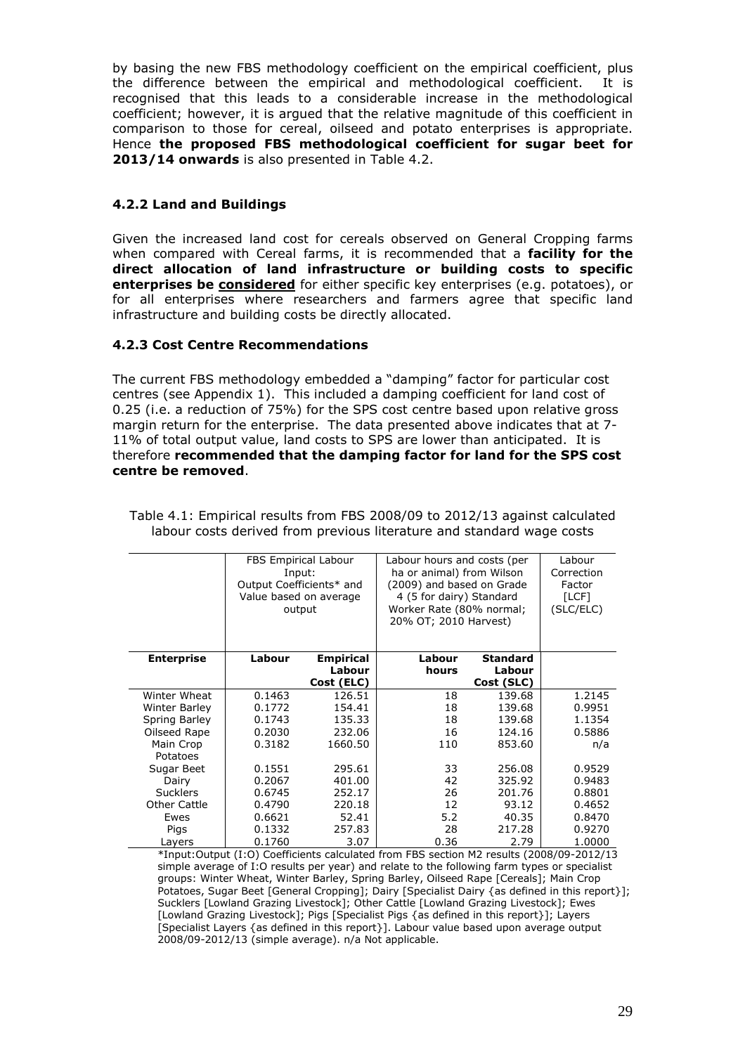by basing the new FBS methodology coefficient on the empirical coefficient, plus the difference between the empirical and methodological coefficient. It is recognised that this leads to a considerable increase in the methodological coefficient; however, it is argued that the relative magnitude of this coefficient in comparison to those for cereal, oilseed and potato enterprises is appropriate. Hence **the proposed FBS methodological coefficient for sugar beet for 2013/14 onwards** is also presented in Table 4.2.

### 4.2.2 Land and Buildings

Given the increased land cost for cereals observed on General Cropping farms when compared with Cereal farms, it is recommended that a **facility for the direct allocation of land infrastructure or building costs to specific enterprises be <u>considered</u>** for either specific key enterprises (e.g. potatoes), or for all enterprises where researchers and farmers agree that specific land infrastructure and building costs be directly allocated.

### 4.2.3 Cost Centre Recommendations

The current FBS methodology embedded a "damping" factor for particular cost centres (see Appendix 1). This included a damping coefficient for land cost of 0.25 (i.e. a reduction of 75%) for the SPS cost centre based upon relative gross margin return for the enterprise. The data presented above indicates that at 7-11% of total output value, land costs to SPS are lower than anticipated. It is therefore **recommended that the damping factor for land for the SPS cost centre be removed**.

Table 4.1: Empirical results from FBS 2008/09 to 2012/13 against calculated labour costs derived from previous literature and standard wage costs

| | FBS Empirical Labour Input: Output Coefficients* and Value based on average output | | Labour hours and costs (per ha or animal) from Wilson (2009) and based on Grade 4 (5 for dairy) Standard Worker Rate (80% normal; 20% OT; 2010 Harvest) | | Labour Correction Factor [LCF] (SLC/ELC) |
|---|---|---|---|---|---|
| **Enterprise** | **Labour** | **Empirical Labour Cost (ELC)** | **Labour hours** | **Standard Labour Cost (SLC)** | |
| Winter Wheat | 0.1463 | 126.51 | 18 | 139.68 | 1.2145 |
| Winter Barley | 0.1772 | 154.41 | 18 | 139.68 | 0.9951 |
| Spring Barley | 0.1743 | 135.33 | 18 | 139.68 | 1.1354 |
| Oilseed Rape | 0.2030 | 232.06 | 16 | 124.16 | 0.5886 |
| Main Crop Potatoes | 0.3182 | 1660.50 | 110 | 853.60 | n/a |
| Sugar Beet | 0.1551 | 295.61 | 33 | 256.08 | 0.9529 |
| Dairy | 0.2067 | 401.00 | 42 | 325.92 | 0.9483 |
| Sucklers | 0.6745 | 252.17 | 26 | 201.76 | 0.8801 |
| Other Cattle | 0.4790 | 220.18 | 12 | 93.12 | 0.4652 |
| Ewes | 0.6621 | 52.41 | 5.2 | 40.35 | 0.8470 |
| Pigs | 0.1332 | 257.83 | 28 | 217.28 | 0.9270 |
| Layers | 0.1760 | 3.07 | 0.36 | 2.79 | 1.0000 |

*Input:Output (I:O) Coefficients calculated from FBS section M2 results (2008/09-2012/13 simple average of I:O results per year) and relate to the following farm types or specialist groups: Winter Wheat, Winter Barley, Spring Barley, Oilseed Rape [Cereals]; Main Crop Potatoes, Sugar Beet [General Cropping]; Dairy [Specialist Dairy {as defined in this report}]; Sucklers [Lowland Grazing Livestock]; Other Cattle [Lowland Grazing Livestock]; Ewes [Lowland Grazing Livestock]; Pigs [Specialist Pigs {as defined in this report}]; Layers [Specialist Layers {as defined in this report}]. Labour value based upon average output 2008/09-2012/13 (simple average). n/a Not applicable.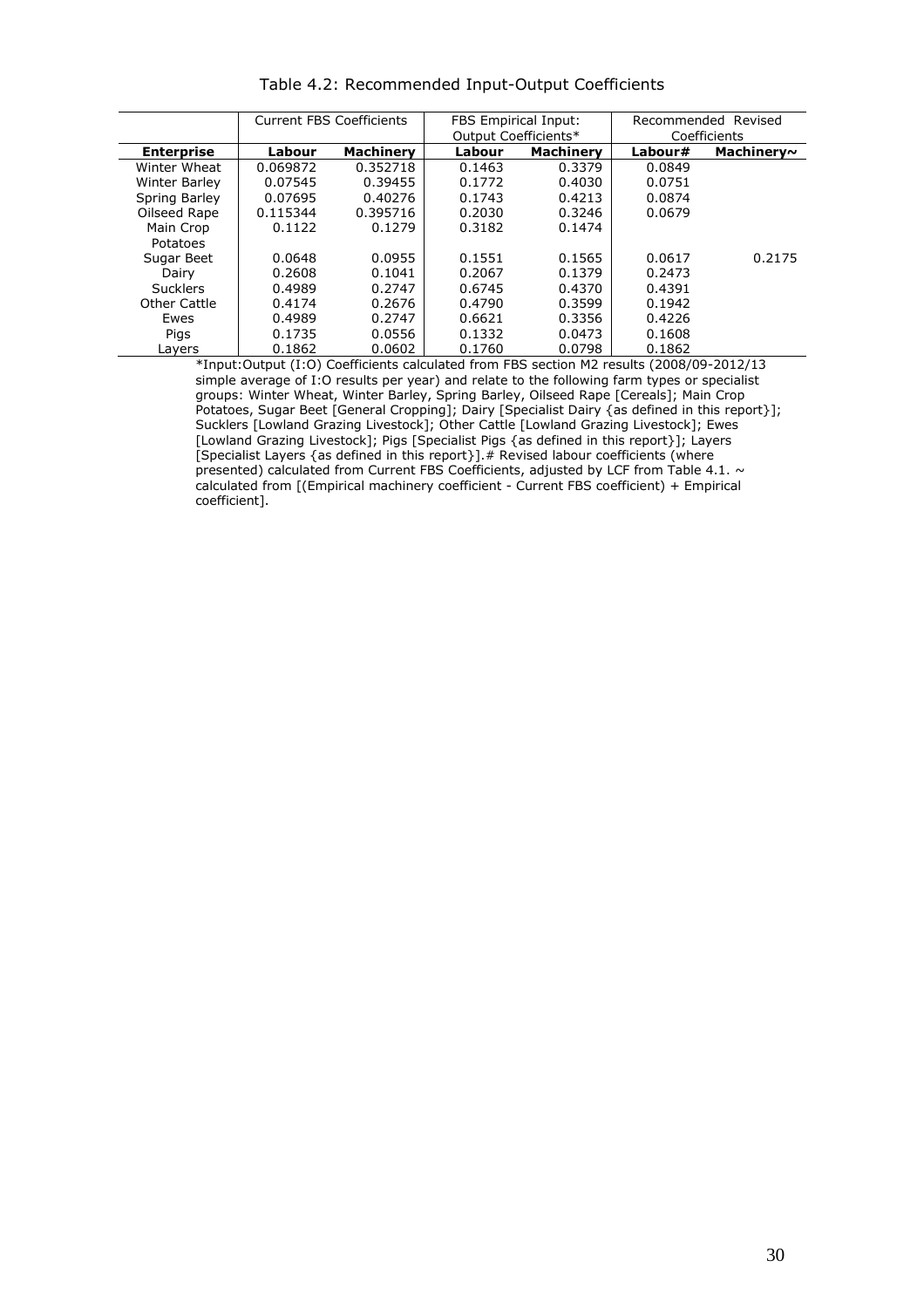Table 4.2: Recommended Input-Output Coefficients

| | Current FBS Coefficients | | FBS Empirical Input: Output Coefficients* | | Recommended Revised Coefficients | |
|---|---|---|---|---|---|---|
| **Enterprise** | **Labour** | **Machinery** | **Labour** | **Machinery** | **Labour#** | **Machinery~** |
| Winter Wheat | 0.069872 | 0.352718 | 0.1463 | 0.3379 | 0.0849 | |
| Winter Barley | 0.07545 | 0.39455 | 0.1772 | 0.4030 | 0.0751 | |
| Spring Barley | 0.07695 | 0.40276 | 0.1743 | 0.4213 | 0.0874 | |
| Oilseed Rape | 0.115344 | 0.395716 | 0.2030 | 0.3246 | 0.0679 | |
| Main Crop Potatoes | 0.1122 | 0.1279 | 0.3182 | 0.1474 | | |
| Sugar Beet | 0.0648 | 0.0955 | 0.1551 | 0.1565 | 0.0617 | 0.2175 |
| Dairy | 0.2608 | 0.1041 | 0.2067 | 0.1379 | 0.2473 | |
| Sucklers | 0.4989 | 0.2747 | 0.6745 | 0.4370 | 0.4391 | |
| Other Cattle | 0.4174 | 0.2676 | 0.4790 | 0.3599 | 0.1942 | |
| Ewes | 0.4989 | 0.2747 | 0.6621 | 0.3356 | 0.4226 | |
| Pigs | 0.1735 | 0.0556 | 0.1332 | 0.0473 | 0.1608 | |
| Layers | 0.1862 | 0.0602 | 0.1760 | 0.0798 | 0.1862 | |

*Input:Output (I:O) Coefficients calculated from FBS section M2 results (2008/09-2012/13 simple average of I:O results per year) and relate to the following farm types or specialist groups: Winter Wheat, Winter Barley, Spring Barley, Oilseed Rape [Cereals]; Main Crop Potatoes, Sugar Beet [General Cropping]; Dairy [Specialist Dairy {as defined in this report}]; Sucklers [Lowland Grazing Livestock]; Other Cattle [Lowland Grazing Livestock]; Ewes [Lowland Grazing Livestock]; Pigs [Specialist Pigs {as defined in this report}]; Layers [Specialist Layers {as defined in this report}].# Revised labour coefficients (where presented) calculated from Current FBS Coefficients, adjusted by LCF from Table 4.1. ~ calculated from [(Empirical machinery coefficient - Current FBS coefficient) + Empirical coefficient].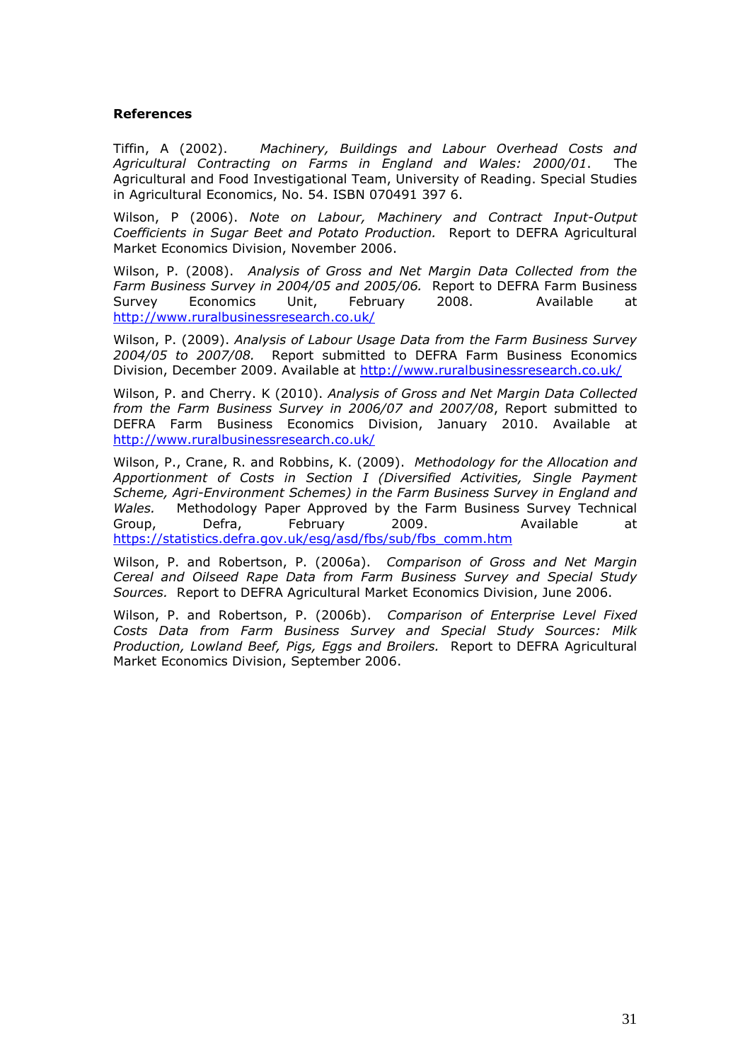**References**

Tiffin, A (2002). *Machinery, Buildings and Labour Overhead Costs and Agricultural Contracting on Farms in England and Wales: 2000/01*. The Agricultural and Food Investigational Team, University of Reading. Special Studies in Agricultural Economics, No. 54. ISBN 070491 397 6.

Wilson, P (2006). *Note on Labour, Machinery and Contract Input-Output Coefficients in Sugar Beet and Potato Production.* Report to DEFRA Agricultural Market Economics Division, November 2006.

Wilson, P. (2008). *Analysis of Gross and Net Margin Data Collected from the Farm Business Survey in 2004/05 and 2005/06.* Report to DEFRA Farm Business Survey Economics Unit, February 2008. Available at http://www.ruralbusinessresearch.co.uk/

Wilson, P. (2009). *Analysis of Labour Usage Data from the Farm Business Survey 2004/05 to 2007/08.* Report submitted to DEFRA Farm Business Economics Division, December 2009. Available at http://www.ruralbusinessresearch.co.uk/

Wilson, P. and Cherry. K (2010). *Analysis of Gross and Net Margin Data Collected from the Farm Business Survey in 2006/07 and 2007/08*, Report submitted to DEFRA Farm Business Economics Division, January 2010. Available at http://www.ruralbusinessresearch.co.uk/

Wilson, P., Crane, R. and Robbins, K. (2009). *Methodology for the Allocation and Apportionment of Costs in Section I (Diversified Activities, Single Payment Scheme, Agri-Environment Schemes) in the Farm Business Survey in England and Wales.* Methodology Paper Approved by the Farm Business Survey Technical Group, Defra, February 2009. Available at https://statistics.defra.gov.uk/esg/asd/fbs/sub/fbs_comm.htm

Wilson, P. and Robertson, P. (2006a). *Comparison of Gross and Net Margin Cereal and Oilseed Rape Data from Farm Business Survey and Special Study Sources.* Report to DEFRA Agricultural Market Economics Division, June 2006.

Wilson, P. and Robertson, P. (2006b). *Comparison of Enterprise Level Fixed Costs Data from Farm Business Survey and Special Study Sources: Milk Production, Lowland Beef, Pigs, Eggs and Broilers.* Report to DEFRA Agricultural Market Economics Division, September 2006.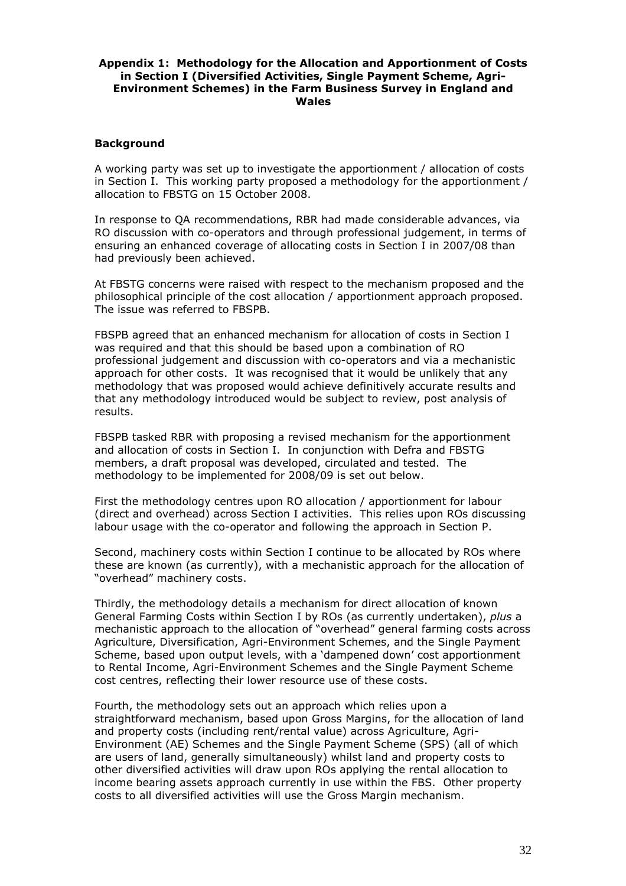## Appendix 1: Methodology for the Allocation and Apportionment of Costs in Section I (Diversified Activities, Single Payment Scheme, Agri-Environment Schemes) in the Farm Business Survey in England and Wales

### Background

A working party was set up to investigate the apportionment / allocation of costs in Section I. This working party proposed a methodology for the apportionment / allocation to FBSTG on 15 October 2008.

In response to QA recommendations, RBR had made considerable advances, via RO discussion with co-operators and through professional judgement, in terms of ensuring an enhanced coverage of allocating costs in Section I in 2007/08 than had previously been achieved.

At FBSTG concerns were raised with respect to the mechanism proposed and the philosophical principle of the cost allocation / apportionment approach proposed. The issue was referred to FBSPB.

FBSPB agreed that an enhanced mechanism for allocation of costs in Section I was required and that this should be based upon a combination of RO professional judgement and discussion with co-operators and via a mechanistic approach for other costs. It was recognised that it would be unlikely that any methodology that was proposed would achieve definitively accurate results and that any methodology introduced would be subject to review, post analysis of results.

FBSPB tasked RBR with proposing a revised mechanism for the apportionment and allocation of costs in Section I. In conjunction with Defra and FBSTG members, a draft proposal was developed, circulated and tested. The methodology to be implemented for 2008/09 is set out below.

First the methodology centres upon RO allocation / apportionment for labour (direct and overhead) across Section I activities. This relies upon ROs discussing labour usage with the co-operator and following the approach in Section P.

Second, machinery costs within Section I continue to be allocated by ROs where these are known (as currently), with a mechanistic approach for the allocation of "overhead" machinery costs.

Thirdly, the methodology details a mechanism for direct allocation of known General Farming Costs within Section I by ROs (as currently undertaken), *plus* a mechanistic approach to the allocation of "overhead" general farming costs across Agriculture, Diversification, Agri-Environment Schemes, and the Single Payment Scheme, based upon output levels, with a 'dampened down' cost apportionment to Rental Income, Agri-Environment Schemes and the Single Payment Scheme cost centres, reflecting their lower resource use of these costs.

Fourth, the methodology sets out an approach which relies upon a straightforward mechanism, based upon Gross Margins, for the allocation of land and property costs (including rent/rental value) across Agriculture, Agri-Environment (AE) Schemes and the Single Payment Scheme (SPS) (all of which are users of land, generally simultaneously) whilst land and property costs to other diversified activities will draw upon ROs applying the rental allocation to income bearing assets approach currently in use within the FBS. Other property costs to all diversified activities will use the Gross Margin mechanism.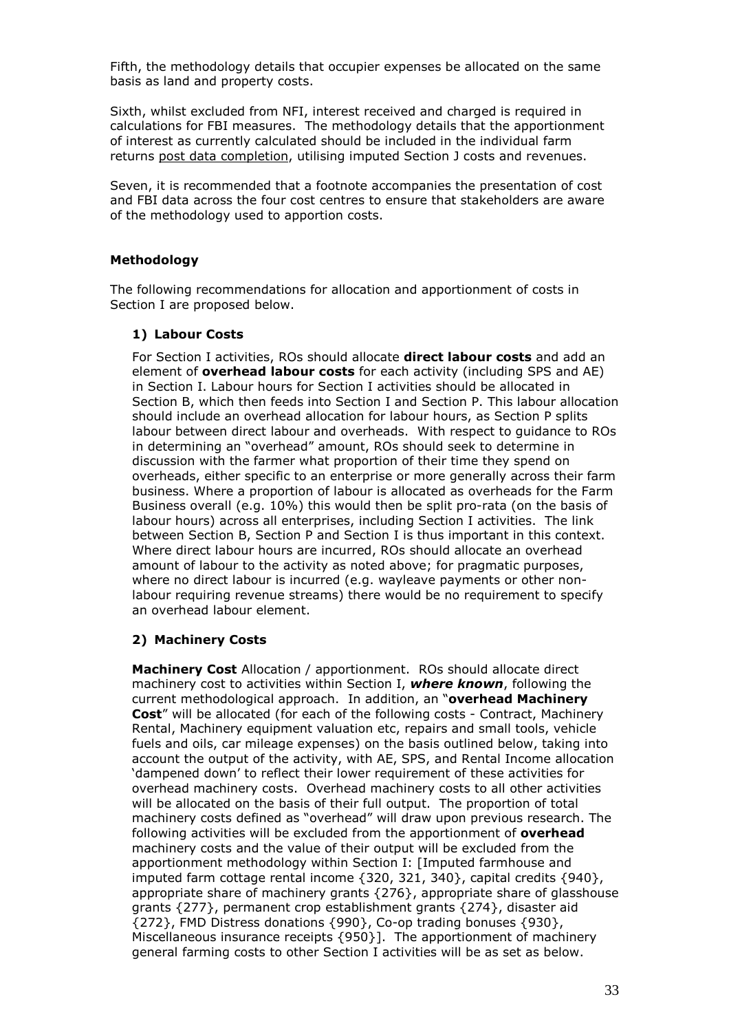Fifth, the methodology details that occupier expenses be allocated on the same basis as land and property costs.

Sixth, whilst excluded from NFI, interest received and charged is required in calculations for FBI measures. The methodology details that the apportionment of interest as currently calculated should be included in the individual farm returns <u>post data completion</u>, utilising imputed Section J costs and revenues.

Seven, it is recommended that a footnote accompanies the presentation of cost and FBI data across the four cost centres to ensure that stakeholders are aware of the methodology used to apportion costs.

### Methodology

The following recommendations for allocation and apportionment of costs in Section I are proposed below.

#### 1) Labour Costs

For Section I activities, ROs should allocate **direct labour costs** and add an element of **overhead labour costs** for each activity (including SPS and AE) in Section I. Labour hours for Section I activities should be allocated in Section B, which then feeds into Section I and Section P. This labour allocation should include an overhead allocation for labour hours, as Section P splits labour between direct labour and overheads. With respect to guidance to ROs in determining an "overhead" amount, ROs should seek to determine in discussion with the farmer what proportion of their time they spend on overheads, either specific to an enterprise or more generally across their farm business. Where a proportion of labour is allocated as overheads for the Farm Business overall (e.g. 10%) this would then be split pro-rata (on the basis of labour hours) across all enterprises, including Section I activities. The link between Section B, Section P and Section I is thus important in this context. Where direct labour hours are incurred, ROs should allocate an overhead amount of labour to the activity as noted above; for pragmatic purposes, where no direct labour is incurred (e.g. wayleave payments or other non-labour requiring revenue streams) there would be no requirement to specify an overhead labour element.

#### 2) Machinery Costs

**Machinery Cost** Allocation / apportionment. ROs should allocate direct machinery cost to activities within Section I, ***where known***, following the current methodological approach. In addition, an "**overhead Machinery Cost**" will be allocated (for each of the following costs - Contract, Machinery Rental, Machinery equipment valuation etc, repairs and small tools, vehicle fuels and oils, car mileage expenses) on the basis outlined below, taking into account the output of the activity, with AE, SPS, and Rental Income allocation 'dampened down' to reflect their lower requirement of these activities for overhead machinery costs. Overhead machinery costs to all other activities will be allocated on the basis of their full output. The proportion of total machinery costs defined as "overhead" will draw upon previous research. The following activities will be excluded from the apportionment of **overhead** machinery costs and the value of their output will be excluded from the apportionment methodology within Section I: [Imputed farmhouse and imputed farm cottage rental income {320, 321, 340}, capital credits {940}, appropriate share of machinery grants {276}, appropriate share of glasshouse grants {277}, permanent crop establishment grants {274}, disaster aid {272}, FMD Distress donations {990}, Co-op trading bonuses {930}, Miscellaneous insurance receipts {950}]. The apportionment of machinery general farming costs to other Section I activities will be as set as below.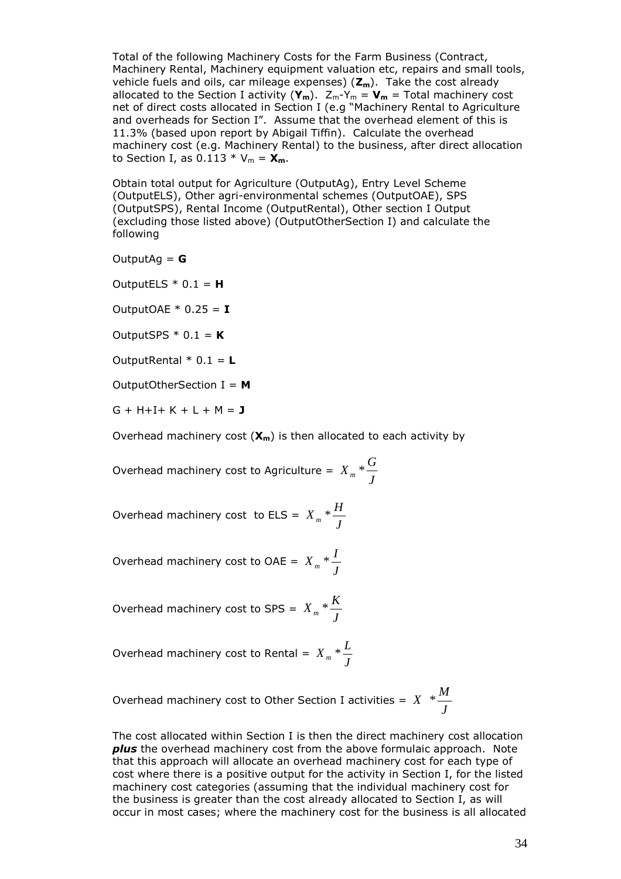Total of the following Machinery Costs for the Farm Business (Contract, Machinery Rental, Machinery equipment valuation etc, repairs and small tools, vehicle fuels and oils, car mileage expenses) ($\mathbf{Z_m}$). Take the cost already allocated to the Section I activity ($\mathbf{Y_m}$). $Z_m - Y_m = \mathbf{V_m}$ = Total machinery cost net of direct costs allocated in Section I (e.g "Machinery Rental to Agriculture and overheads for Section I". Assume that the overhead element of this is 11.3% (based upon report by Abigail Tiffin). Calculate the overhead machinery cost (e.g. Machinery Rental) to the business, after direct allocation to Section I, as $0.113 * V_m = \mathbf{X_m}$.

Obtain total output for Agriculture (OutputAg), Entry Level Scheme (OutputELS), Other agri-environmental schemes (OutputOAE), SPS (OutputSPS), Rental Income (OutputRental), Other section I Output (excluding those listed above) (OutputOtherSection I) and calculate the following

OutputAg = $\mathbf{G}$

OutputELS * 0.1 = $\mathbf{H}$

OutputOAE * 0.25 = $\mathbf{I}$

OutputSPS * 0.1 = $\mathbf{K}$

OutputRental * 0.1 = $\mathbf{L}$

OutputOtherSection I = $\mathbf{M}$

$G + H + I + K + L + M = \mathbf{J}$

Overhead machinery cost ($\mathbf{X_m}$) is then allocated to each activity by

Overhead machinery cost to Agriculture = $X_m * \frac{G}{J}$

Overhead machinery cost to ELS = $X_m * \frac{H}{J}$

Overhead machinery cost to OAE = $X_m * \frac{I}{J}$

Overhead machinery cost to SPS = $X_m * \frac{K}{J}$

Overhead machinery cost to Rental = $X_m * \frac{L}{J}$

Overhead machinery cost to Other Section I activities = $X \ * \frac{M}{J}$

The cost allocated within Section I is then the direct machinery cost allocation ***plus*** the overhead machinery cost from the above formulaic approach. Note that this approach will allocate an overhead machinery cost for each type of cost where there is a positive output for the activity in Section I, for the listed machinery cost categories (assuming that the individual machinery cost for the business is greater than the cost already allocated to Section I, as will occur in most cases; where the machinery cost for the business is all allocated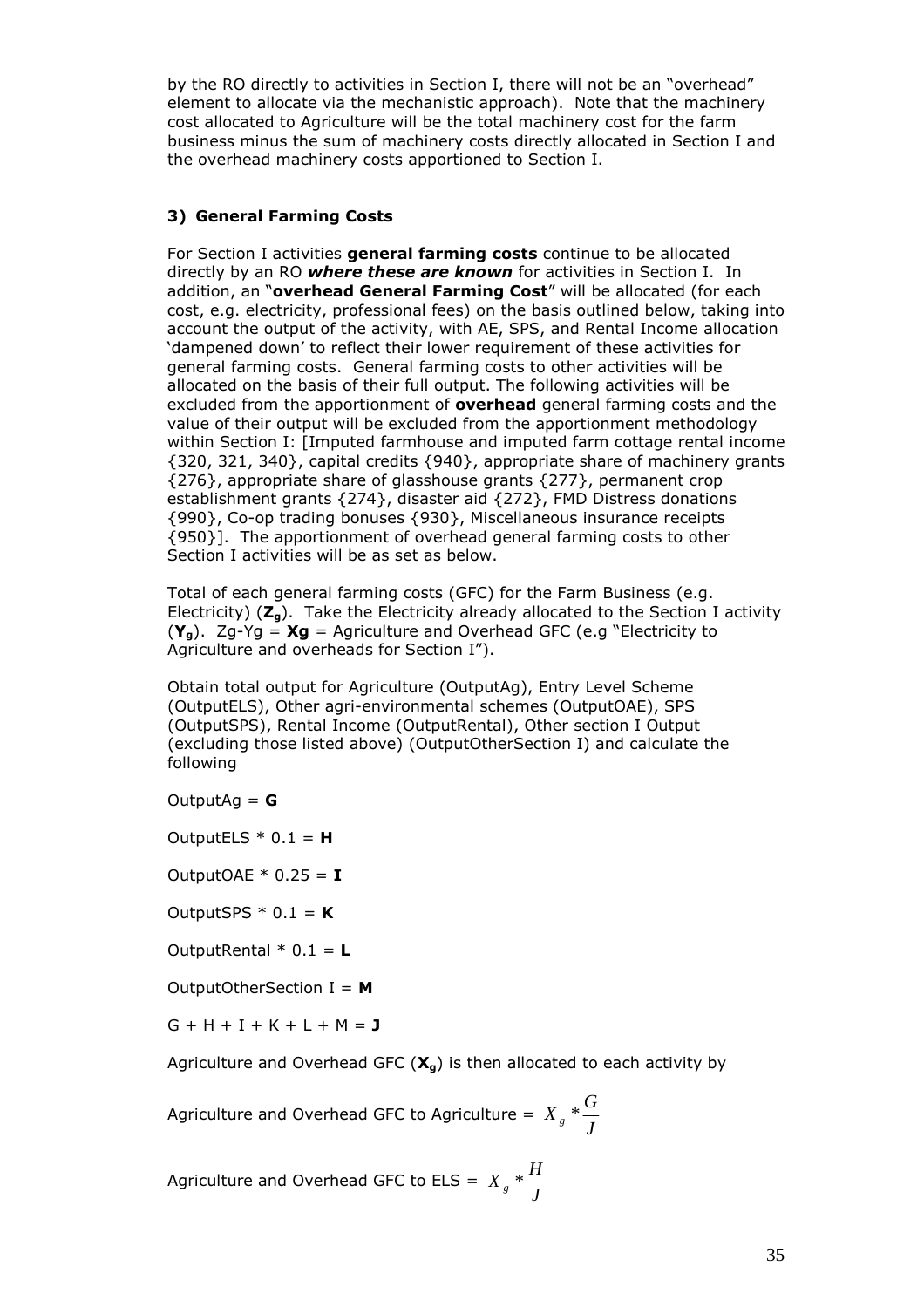by the RO directly to activities in Section I, there will not be an "overhead" element to allocate via the mechanistic approach). Note that the machinery cost allocated to Agriculture will be the total machinery cost for the farm business minus the sum of machinery costs directly allocated in Section I and the overhead machinery costs apportioned to Section I.

### 3) General Farming Costs

For Section I activities **general farming costs** continue to be allocated directly by an RO ***where these are known*** for activities in Section I. In addition, an "**overhead General Farming Cost**" will be allocated (for each cost, e.g. electricity, professional fees) on the basis outlined below, taking into account the output of the activity, with AE, SPS, and Rental Income allocation 'dampened down' to reflect their lower requirement of these activities for general farming costs. General farming costs to other activities will be allocated on the basis of their full output. The following activities will be excluded from the apportionment of **overhead** general farming costs and the value of their output will be excluded from the apportionment methodology within Section I: [Imputed farmhouse and imputed farm cottage rental income {320, 321, 340}, capital credits {940}, appropriate share of machinery grants {276}, appropriate share of glasshouse grants {277}, permanent crop establishment grants {274}, disaster aid {272}, FMD Distress donations {990}, Co-op trading bonuses {930}, Miscellaneous insurance receipts {950}]. The apportionment of overhead general farming costs to other Section I activities will be as set as below.

Total of each general farming costs (GFC) for the Farm Business (e.g. Electricity) ($\mathbf{Z_g}$). Take the Electricity already allocated to the Section I activity ($\mathbf{Y_g}$). $Z_g - Y_g = \mathbf{X_g}$ = Agriculture and Overhead GFC (e.g "Electricity to Agriculture and overheads for Section I").

Obtain total output for Agriculture (OutputAg), Entry Level Scheme (OutputELS), Other agri-environmental schemes (OutputOAE), SPS (OutputSPS), Rental Income (OutputRental), Other section I Output (excluding those listed above) (OutputOtherSection I) and calculate the following

OutputAg = **G**

OutputELS * 0.1 = **H**

OutputOAE * 0.25 = **I**

OutputSPS * 0.1 = **K**

OutputRental * 0.1 = **L**

OutputOtherSection I = **M**

G + H + I + K + L + M = **J**

Agriculture and Overhead GFC ($\mathbf{X_g}$) is then allocated to each activity by

Agriculture and Overhead GFC to Agriculture = $X_g * \dfrac{G}{J}$

Agriculture and Overhead GFC to ELS = $X_g * \dfrac{H}{J}$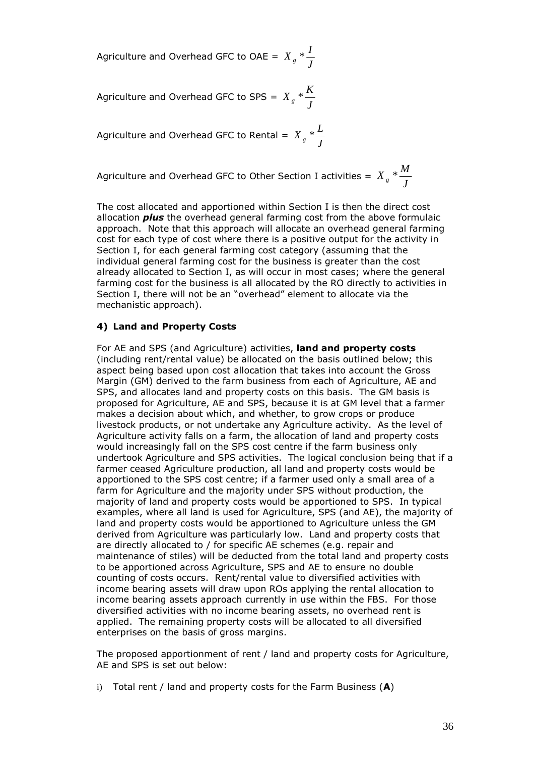Agriculture and Overhead GFC to OAE = $X_g * \frac{I}{J}$

Agriculture and Overhead GFC to SPS = $X_g * \frac{K}{J}$

Agriculture and Overhead GFC to Rental = $X_g * \frac{L}{J}$

Agriculture and Overhead GFC to Other Section I activities = $X_g * \frac{M}{J}$

The cost allocated and apportioned within Section I is then the direct cost allocation ***plus*** the overhead general farming cost from the above formulaic approach. Note that this approach will allocate an overhead general farming cost for each type of cost where there is a positive output for the activity in Section I, for each general farming cost category (assuming that the individual general farming cost for the business is greater than the cost already allocated to Section I, as will occur in most cases; where the general farming cost for the business is all allocated by the RO directly to activities in Section I, there will not be an "overhead" element to allocate via the mechanistic approach).

### 4) Land and Property Costs

For AE and SPS (and Agriculture) activities, **land and property costs** (including rent/rental value) be allocated on the basis outlined below; this aspect being based upon cost allocation that takes into account the Gross Margin (GM) derived to the farm business from each of Agriculture, AE and SPS, and allocates land and property costs on this basis. The GM basis is proposed for Agriculture, AE and SPS, because it is at GM level that a farmer makes a decision about which, and whether, to grow crops or produce livestock products, or not undertake any Agriculture activity. As the level of Agriculture activity falls on a farm, the allocation of land and property costs would increasingly fall on the SPS cost centre if the farm business only undertook Agriculture and SPS activities. The logical conclusion being that if a farmer ceased Agriculture production, all land and property costs would be apportioned to the SPS cost centre; if a farmer used only a small area of a farm for Agriculture and the majority under SPS without production, the majority of land and property costs would be apportioned to SPS. In typical examples, where all land is used for Agriculture, SPS (and AE), the majority of land and property costs would be apportioned to Agriculture unless the GM derived from Agriculture was particularly low. Land and property costs that are directly allocated to / for specific AE schemes (e.g. repair and maintenance of stiles) will be deducted from the total land and property costs to be apportioned across Agriculture, SPS and AE to ensure no double counting of costs occurs. Rent/rental value to diversified activities with income bearing assets will draw upon ROs applying the rental allocation to income bearing assets approach currently in use within the FBS. For those diversified activities with no income bearing assets, no overhead rent is applied. The remaining property costs will be allocated to all diversified enterprises on the basis of gross margins.

The proposed apportionment of rent / land and property costs for Agriculture, AE and SPS is set out below:

i) Total rent / land and property costs for the Farm Business (**A**)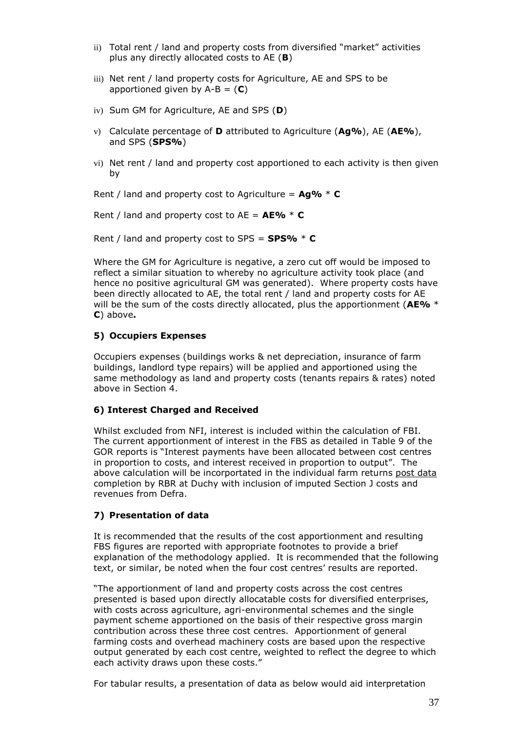ii) Total rent / land and property costs from diversified "market" activities plus any directly allocated costs to AE (**B**)

iii) Net rent / land property costs for Agriculture, AE and SPS to be apportioned given by A-B = (**C**)

iv) Sum GM for Agriculture, AE and SPS (**D**)

v) Calculate percentage of **D** attributed to Agriculture (**Ag%**), AE (**AE%**), and SPS (**SPS%**)

vi) Net rent / land and property cost apportioned to each activity is then given by

Rent / land and property cost to Agriculture = **Ag%** * **C**

Rent / land and property cost to AE = **AE%** * **C**

Rent / land and property cost to SPS = **SPS%** * **C**

Where the GM for Agriculture is negative, a zero cut off would be imposed to reflect a similar situation to whereby no agriculture activity took place (and hence no positive agricultural GM was generated). Where property costs have been directly allocated to AE, the total rent / land and property costs for AE will be the sum of the costs directly allocated, plus the apportionment (**AE%** * **C**) above**.**

### 5) Occupiers Expenses

Occupiers expenses (buildings works & net depreciation, insurance of farm buildings, landlord type repairs) will be applied and apportioned using the same methodology as land and property costs (tenants repairs & rates) noted above in Section 4.

### 6) Interest Charged and Received

Whilst excluded from NFI, interest is included within the calculation of FBI. The current apportionment of interest in the FBS as detailed in Table 9 of the GOR reports is "Interest payments have been allocated between cost centres in proportion to costs, and interest received in proportion to output". The above calculation will be incorportated in the individual farm returns post data completion by RBR at Duchy with inclusion of imputed Section J costs and revenues from Defra.

### 7) Presentation of data

It is recommended that the results of the cost apportionment and resulting FBS figures are reported with appropriate footnotes to provide a brief explanation of the methodology applied. It is recommended that the following text, or similar, be noted when the four cost centres' results are reported.

"The apportionment of land and property costs across the cost centres presented is based upon directly allocatable costs for diversified enterprises, with costs across agriculture, agri-environmental schemes and the single payment scheme apportioned on the basis of their respective gross margin contribution across these three cost centres. Apportionment of general farming costs and overhead machinery costs are based upon the respective output generated by each cost centre, weighted to reflect the degree to which each activity draws upon these costs."

For tabular results, a presentation of data as below would aid interpretation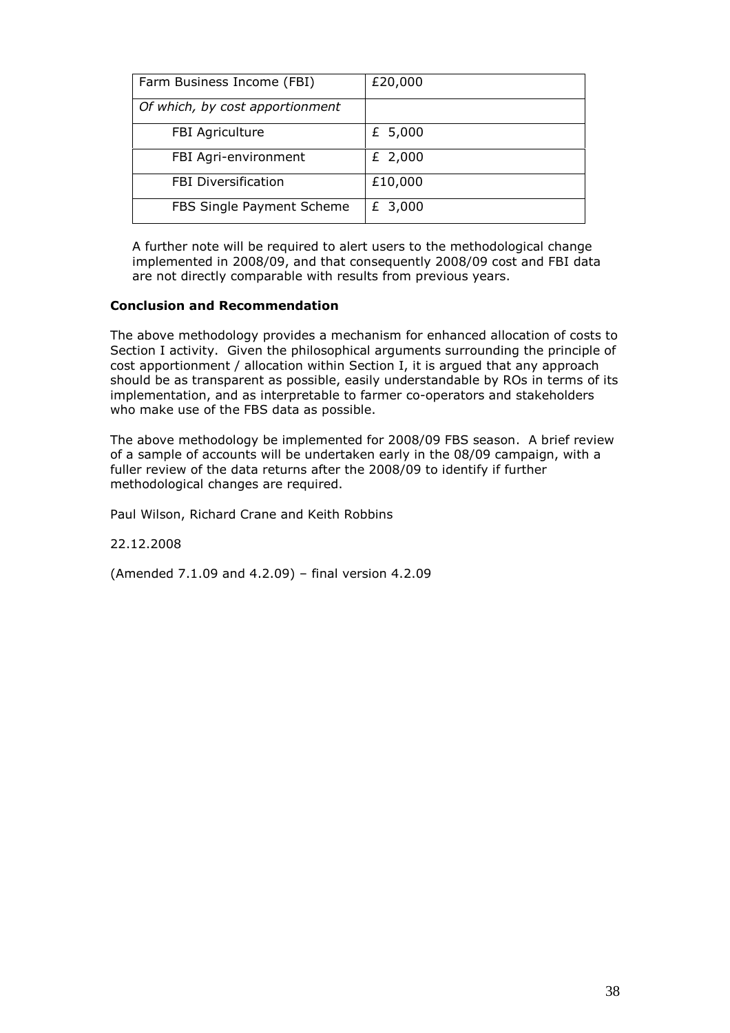| | |
|---|---|
| Farm Business Income (FBI) | £20,000 |
| *Of which, by cost apportionment* | |
| FBI Agriculture | £ 5,000 |
| FBI Agri-environment | £ 2,000 |
| FBI Diversification | £10,000 |
| FBS Single Payment Scheme | £ 3,000 |

A further note will be required to alert users to the methodological change implemented in 2008/09, and that consequently 2008/09 cost and FBI data are not directly comparable with results from previous years.

**Conclusion and Recommendation**

The above methodology provides a mechanism for enhanced allocation of costs to Section I activity. Given the philosophical arguments surrounding the principle of cost apportionment / allocation within Section I, it is argued that any approach should be as transparent as possible, easily understandable by ROs in terms of its implementation, and as interpretable to farmer co-operators and stakeholders who make use of the FBS data as possible.

The above methodology be implemented for 2008/09 FBS season. A brief review of a sample of accounts will be undertaken early in the 08/09 campaign, with a fuller review of the data returns after the 2008/09 to identify if further methodological changes are required.

Paul Wilson, Richard Crane and Keith Robbins

22.12.2008

(Amended 7.1.09 and 4.2.09) – final version 4.2.09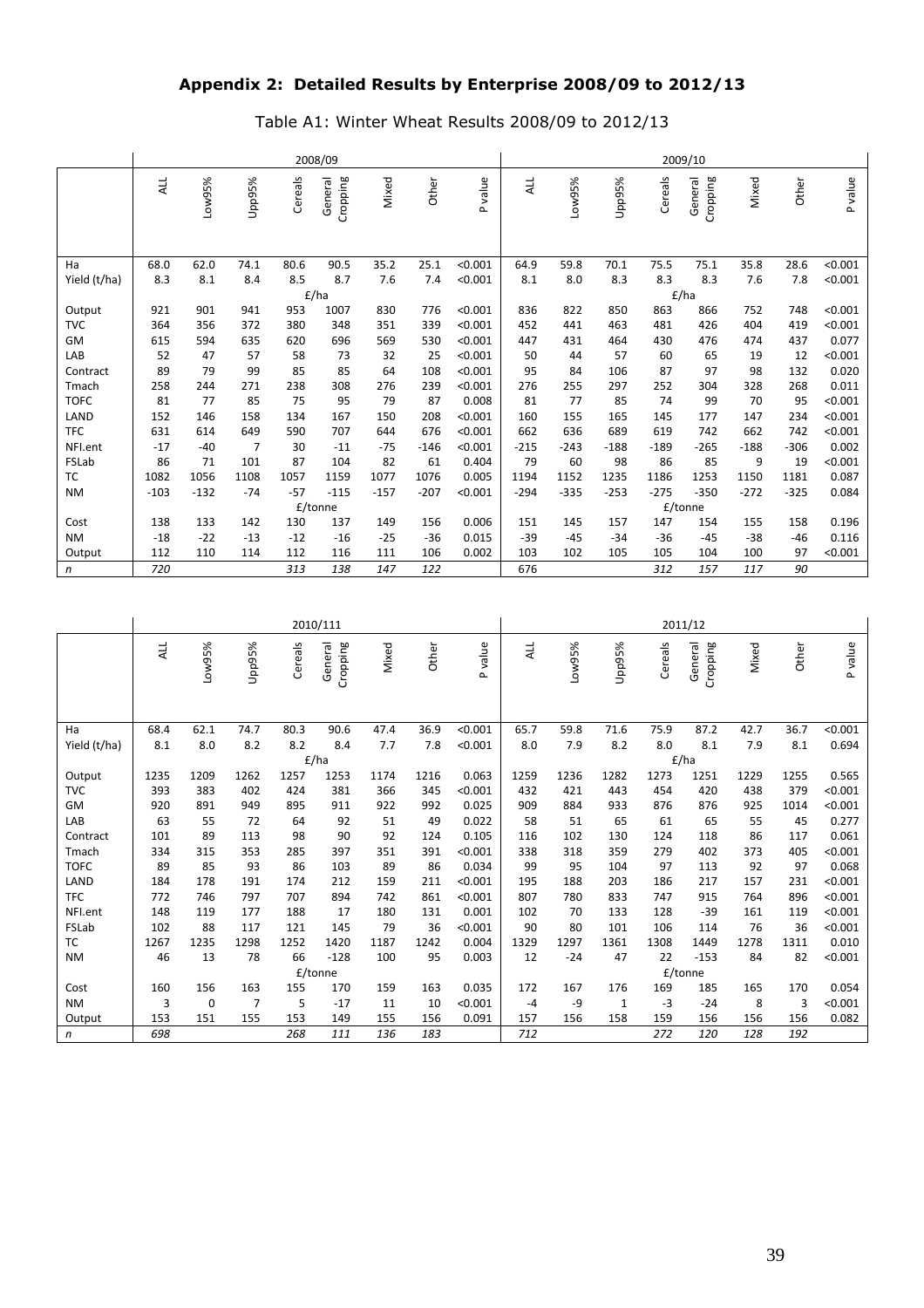## Appendix 2: Detailed Results by Enterprise 2008/09 to 2012/13

Table A1: Winter Wheat Results 2008/09 to 2012/13

| | 2008/09 | | | | | | | | 2009/10 | | | | | | | |
|---|---|---|---|---|---|---|---|---|---|---|---|---|---|---|---|---|
| | ALL | Low95% | Upp95% | Cereals | General Cropping | Mixed | Other | P value | ALL | Low95% | Upp95% | Cereals | General Cropping | Mixed | Other | P value |
| Ha | 68.0 | 62.0 | 74.1 | 80.6 | 90.5 | 35.2 | 25.1 | <0.001 | 64.9 | 59.8 | 70.1 | 75.5 | 75.1 | 35.8 | 28.6 | <0.001 |
| Yield (t/ha) | 8.3 | 8.1 | 8.4 | 8.5 | 8.7 | 7.6 | 7.4 | <0.001 | 8.1 | 8.0 | 8.3 | 8.3 | 8.3 | 7.6 | 7.8 | <0.001 |
| | | | | £/ha | | | | | | | | £/ha | | | | |
| Output | 921 | 901 | 941 | 953 | 1007 | 830 | 776 | <0.001 | 836 | 822 | 850 | 863 | 866 | 752 | 748 | <0.001 |
| TVC | 364 | 356 | 372 | 380 | 348 | 351 | 339 | <0.001 | 452 | 441 | 463 | 481 | 426 | 404 | 419 | <0.001 |
| GM | 615 | 594 | 635 | 620 | 696 | 569 | 530 | <0.001 | 447 | 431 | 464 | 430 | 476 | 474 | 437 | 0.077 |
| LAB | 52 | 47 | 57 | 58 | 73 | 32 | 25 | <0.001 | 50 | 44 | 57 | 60 | 65 | 19 | 12 | <0.001 |
| Contract | 89 | 79 | 99 | 85 | 85 | 64 | 108 | <0.001 | 95 | 84 | 106 | 87 | 97 | 98 | 132 | 0.020 |
| Tmach | 258 | 244 | 271 | 238 | 308 | 276 | 239 | <0.001 | 276 | 255 | 297 | 252 | 304 | 328 | 268 | 0.011 |
| TOFC | 81 | 77 | 85 | 75 | 95 | 79 | 87 | 0.008 | 81 | 77 | 85 | 74 | 99 | 70 | 95 | <0.001 |
| LAND | 152 | 146 | 158 | 134 | 167 | 150 | 208 | <0.001 | 160 | 155 | 165 | 145 | 177 | 147 | 234 | <0.001 |
| TFC | 631 | 614 | 649 | 590 | 707 | 644 | 676 | <0.001 | 662 | 636 | 689 | 619 | 742 | 662 | 742 | <0.001 |
| NFI.ent | -17 | -40 | 7 | 30 | -11 | -75 | -146 | <0.001 | -215 | -243 | -188 | -189 | -265 | -188 | -306 | 0.002 |
| FSLab | 86 | 71 | 101 | 87 | 104 | 82 | 61 | 0.404 | 79 | 60 | 98 | 86 | 85 | 9 | 19 | <0.001 |
| TC | 1082 | 1056 | 1108 | 1057 | 1159 | 1077 | 1076 | 0.005 | 1194 | 1152 | 1235 | 1186 | 1253 | 1150 | 1181 | 0.087 |
| NM | -103 | -132 | -74 | -57 | -115 | -157 | -207 | <0.001 | -294 | -335 | -253 | -275 | -350 | -272 | -325 | 0.084 |
| | | | | £/tonne | | | | | | | | £/tonne | | | | |
| Cost | 138 | 133 | 142 | 130 | 137 | 149 | 156 | 0.006 | 151 | 145 | 157 | 147 | 154 | 155 | 158 | 0.196 |
| NM | -18 | -22 | -13 | -12 | -16 | -25 | -36 | 0.015 | -39 | -45 | -34 | -36 | -45 | -38 | -46 | 0.116 |
| Output | 112 | 110 | 114 | 112 | 116 | 111 | 106 | 0.002 | 103 | 102 | 105 | 105 | 104 | 100 | 97 | <0.001 |
| *n* | *720* | | | *313* | *138* | *147* | *122* | | *676* | | | *312* | *157* | *117* | *90* | |

| | 2010/111 | | | | | | | | 2011/12 | | | | | | | |
|---|---|---|---|---|---|---|---|---|---|---|---|---|---|---|---|---|
| | ALL | Low95% | Upp95% | Cereals | General Cropping | Mixed | Other | P value | ALL | Low95% | Upp95% | Cereals | General Cropping | Mixed | Other | P value |
| Ha | 68.4 | 62.1 | 74.7 | 80.3 | 90.6 | 47.4 | 36.9 | <0.001 | 65.7 | 59.8 | 71.6 | 75.9 | 87.2 | 42.7 | 36.7 | <0.001 |
| Yield (t/ha) | 8.1 | 8.0 | 8.2 | 8.2 | 8.4 | 7.7 | 7.8 | <0.001 | 8.0 | 7.9 | 8.2 | 8.0 | 8.1 | 7.9 | 8.1 | 0.694 |
| | | | | £/ha | | | | | | | | £/ha | | | | |
| Output | 1235 | 1209 | 1262 | 1257 | 1253 | 1174 | 1216 | 0.063 | 1259 | 1236 | 1282 | 1273 | 1251 | 1229 | 1255 | 0.565 |
| TVC | 393 | 383 | 402 | 424 | 381 | 366 | 345 | <0.001 | 432 | 421 | 443 | 454 | 420 | 438 | 379 | <0.001 |
| GM | 920 | 891 | 949 | 895 | 911 | 922 | 992 | 0.025 | 909 | 884 | 933 | 876 | 876 | 925 | 1014 | <0.001 |
| LAB | 63 | 55 | 72 | 64 | 92 | 51 | 49 | 0.022 | 58 | 51 | 65 | 61 | 65 | 55 | 45 | 0.277 |
| Contract | 101 | 89 | 113 | 98 | 90 | 92 | 124 | 0.105 | 116 | 102 | 130 | 124 | 118 | 86 | 117 | 0.061 |
| Tmach | 334 | 315 | 353 | 285 | 397 | 351 | 391 | <0.001 | 338 | 318 | 359 | 279 | 402 | 373 | 405 | <0.001 |
| TOFC | 89 | 85 | 93 | 86 | 103 | 89 | 86 | 0.034 | 99 | 95 | 104 | 97 | 113 | 92 | 97 | 0.068 |
| LAND | 184 | 178 | 191 | 174 | 212 | 159 | 211 | <0.001 | 195 | 188 | 203 | 186 | 217 | 157 | 231 | <0.001 |
| TFC | 772 | 746 | 797 | 707 | 894 | 742 | 861 | <0.001 | 807 | 780 | 833 | 747 | 915 | 764 | 896 | <0.001 |
| NFI.ent | 148 | 119 | 177 | 188 | 17 | 180 | 131 | 0.001 | 102 | 70 | 133 | 128 | -39 | 161 | 119 | <0.001 |
| FSLab | 102 | 88 | 117 | 121 | 145 | 79 | 36 | <0.001 | 90 | 80 | 101 | 106 | 114 | 76 | 36 | <0.001 |
| TC | 1267 | 1235 | 1298 | 1252 | 1420 | 1187 | 1242 | 0.004 | 1329 | 1297 | 1361 | 1308 | 1449 | 1278 | 1311 | 0.010 |
| NM | 46 | 13 | 78 | 66 | -128 | 100 | 95 | 0.003 | 12 | -24 | 47 | 22 | -153 | 84 | 82 | <0.001 |
| | | | | £/tonne | | | | | | | | £/tonne | | | | |
| Cost | 160 | 156 | 163 | 155 | 170 | 159 | 163 | 0.035 | 172 | 167 | 176 | 169 | 185 | 165 | 170 | 0.054 |
| NM | 3 | 0 | 7 | 5 | -17 | 11 | 10 | <0.001 | -4 | -9 | 1 | -3 | -24 | 8 | 3 | <0.001 |
| Output | 153 | 151 | 155 | 153 | 149 | 155 | 156 | 0.091 | 157 | 156 | 158 | 159 | 156 | 156 | 156 | 0.082 |
| *n* | *698* | | | *268* | *111* | *136* | *183* | | *712* | | | *272* | *120* | *128* | *192* | |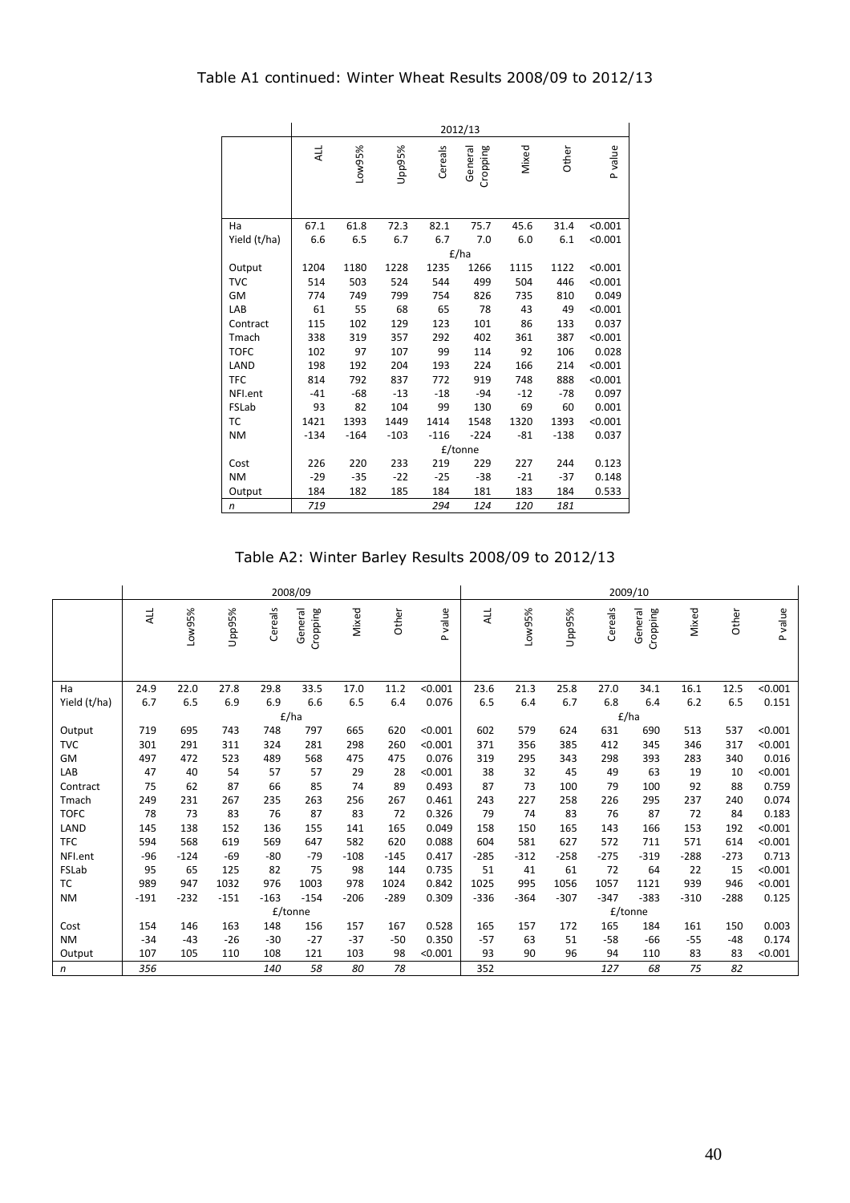## Table A1 continued: Winter Wheat Results 2008/09 to 2012/13

| | 2012/13 | | | | | | | |
|---|---|---|---|---|---|---|---|---|
| | ALL | Low95% | Upp95% | Cereals | General Cropping | Mixed | Other | P value |
| Ha | 67.1 | 61.8 | 72.3 | 82.1 | 75.7 | 45.6 | 31.4 | <0.001 |
| Yield (t/ha) | 6.6 | 6.5 | 6.7 | 6.7 | 7.0 | 6.0 | 6.1 | <0.001 |
| | £/ha | | | | | | | |
| Output | 1204 | 1180 | 1228 | 1235 | 1266 | 1115 | 1122 | <0.001 |
| TVC | 514 | 503 | 524 | 544 | 499 | 504 | 446 | <0.001 |
| GM | 774 | 749 | 799 | 754 | 826 | 735 | 810 | 0.049 |
| LAB | 61 | 55 | 68 | 65 | 78 | 43 | 49 | <0.001 |
| Contract | 115 | 102 | 129 | 123 | 101 | 86 | 133 | 0.037 |
| Tmach | 338 | 319 | 357 | 292 | 402 | 361 | 387 | <0.001 |
| TOFC | 102 | 97 | 107 | 99 | 114 | 92 | 106 | 0.028 |
| LAND | 198 | 192 | 204 | 193 | 224 | 166 | 214 | <0.001 |
| TFC | 814 | 792 | 837 | 772 | 919 | 748 | 888 | <0.001 |
| NFI.ent | -41 | -68 | -13 | -18 | -94 | -12 | -78 | 0.097 |
| FSLab | 93 | 82 | 104 | 99 | 130 | 69 | 60 | 0.001 |
| TC | 1421 | 1393 | 1449 | 1414 | 1548 | 1320 | 1393 | <0.001 |
| NM | -134 | -164 | -103 | -116 | -224 | -81 | -138 | 0.037 |
| | £/tonne | | | | | | | |
| Cost | 226 | 220 | 233 | 219 | 229 | 227 | 244 | 0.123 |
| NM | -29 | -35 | -22 | -25 | -38 | -21 | -37 | 0.148 |
| Output | 184 | 182 | 185 | 184 | 181 | 183 | 184 | 0.533 |
| *n* | *719* | | | *294* | *124* | *120* | *181* | |

## Table A2: Winter Barley Results 2008/09 to 2012/13

| | 2008/09 | | | | | | | | 2009/10 | | | | | | | |
|---|---|---|---|---|---|---|---|---|---|---|---|---|---|---|---|---|
| | ALL | Low95% | Upp95% | Cereals | General Cropping | Mixed | Other | P value | ALL | Low95% | Upp95% | Cereals | General Cropping | Mixed | Other | P value |
| Ha | 24.9 | 22.0 | 27.8 | 29.8 | 33.5 | 17.0 | 11.2 | <0.001 | 23.6 | 21.3 | 25.8 | 27.0 | 34.1 | 16.1 | 12.5 | <0.001 |
| Yield (t/ha) | 6.7 | 6.5 | 6.9 | 6.9 | 6.6 | 6.5 | 6.4 | 0.076 | 6.5 | 6.4 | 6.7 | 6.8 | 6.4 | 6.2 | 6.5 | 0.151 |
| | £/ha | | | | | | | | £/ha | | | | | | | |
| Output | 719 | 695 | 743 | 748 | 797 | 665 | 620 | <0.001 | 602 | 579 | 624 | 631 | 690 | 513 | 537 | <0.001 |
| TVC | 301 | 291 | 311 | 324 | 281 | 298 | 260 | <0.001 | 371 | 356 | 385 | 412 | 345 | 346 | 317 | <0.001 |
| GM | 497 | 472 | 523 | 489 | 568 | 475 | 475 | 0.076 | 319 | 295 | 343 | 298 | 393 | 283 | 340 | 0.016 |
| LAB | 47 | 40 | 54 | 57 | 57 | 29 | 28 | <0.001 | 38 | 32 | 45 | 49 | 63 | 19 | 10 | <0.001 |
| Contract | 75 | 62 | 87 | 66 | 85 | 74 | 89 | 0.493 | 87 | 73 | 100 | 79 | 100 | 92 | 88 | 0.759 |
| Tmach | 249 | 231 | 267 | 235 | 263 | 256 | 267 | 0.461 | 243 | 227 | 258 | 226 | 295 | 237 | 240 | 0.074 |
| TOFC | 78 | 73 | 83 | 76 | 87 | 83 | 72 | 0.326 | 79 | 74 | 83 | 76 | 87 | 72 | 84 | 0.183 |
| LAND | 145 | 138 | 152 | 136 | 155 | 141 | 165 | 0.049 | 158 | 150 | 165 | 143 | 166 | 153 | 192 | <0.001 |
| TFC | 594 | 568 | 619 | 569 | 647 | 582 | 620 | 0.088 | 604 | 581 | 627 | 572 | 711 | 571 | 614 | <0.001 |
| NFI.ent | -96 | -124 | -69 | -80 | -79 | -108 | -145 | 0.417 | -285 | -312 | -258 | -275 | -319 | -288 | -273 | 0.713 |
| FSLab | 95 | 65 | 125 | 82 | 75 | 98 | 144 | 0.735 | 51 | 41 | 61 | 72 | 64 | 22 | 15 | <0.001 |
| TC | 989 | 947 | 1032 | 976 | 1003 | 978 | 1024 | 0.842 | 1025 | 995 | 1056 | 1057 | 1121 | 939 | 946 | <0.001 |
| NM | -191 | -232 | -151 | -163 | -154 | -206 | -289 | 0.309 | -336 | -364 | -307 | -347 | -383 | -310 | -288 | 0.125 |
| | £/tonne | | | | | | | | £/tonne | | | | | | | |
| Cost | 154 | 146 | 163 | 148 | 156 | 157 | 167 | 0.528 | 165 | 157 | 172 | 165 | 184 | 161 | 150 | 0.003 |
| NM | -34 | -43 | -26 | -30 | -27 | -37 | -50 | 0.350 | -57 | 63 | 51 | -58 | -66 | -55 | -48 | 0.174 |
| Output | 107 | 105 | 110 | 108 | 121 | 103 | 98 | <0.001 | 93 | 90 | 96 | 94 | 110 | 83 | 83 | <0.001 |
| *n* | *356* | | | *140* | *58* | *80* | *78* | | *352* | | | *127* | *68* | *75* | *82* | |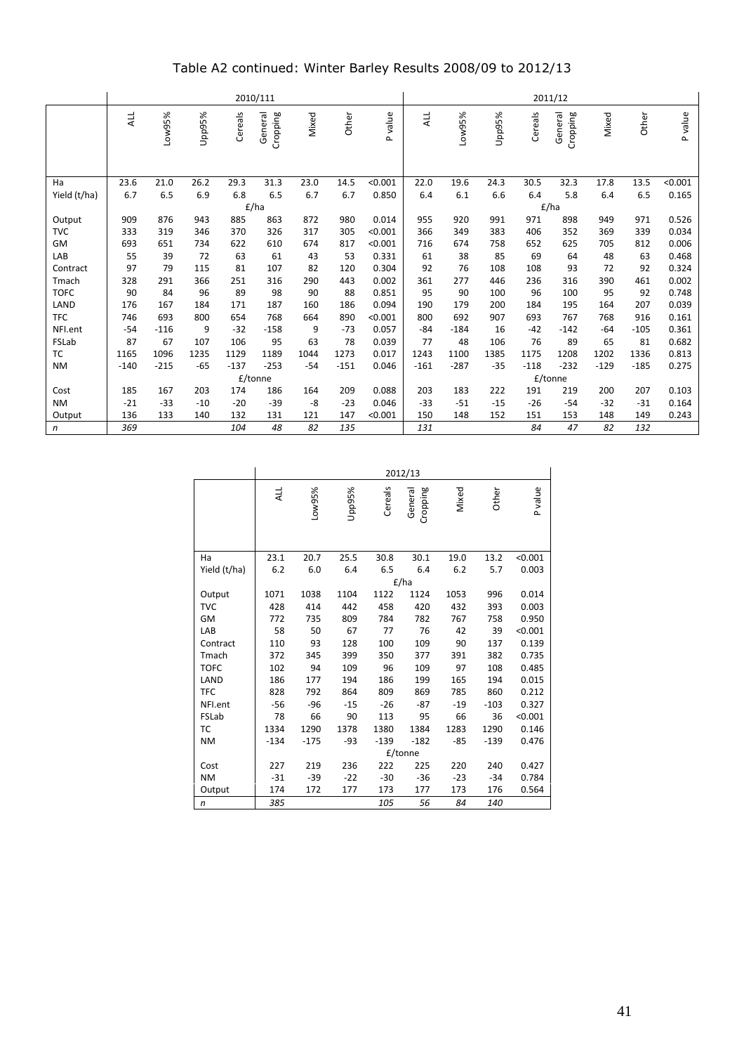# Table A2 continued: Winter Barley Results 2008/09 to 2012/13

| | 2010/111 | | | | | | | | 2011/12 | | | | | | | |
|---|---|---|---|---|---|---|---|---|---|---|---|---|---|---|---|---|
| | ALL | Low95% | Upp95% | Cereals | General Cropping | Mixed | Other | P value | ALL | Low95% | Upp95% | Cereals | General Cropping | Mixed | Other | P value |
| Ha | 23.6 | 21.0 | 26.2 | 29.3 | 31.3 | 23.0 | 14.5 | <0.001 | 22.0 | 19.6 | 24.3 | 30.5 | 32.3 | 17.8 | 13.5 | <0.001 |
| Yield (t/ha) | 6.7 | 6.5 | 6.9 | 6.8 | 6.5 | 6.7 | 6.7 | 0.850 | 6.4 | 6.1 | 6.6 | 6.4 | 5.8 | 6.4 | 6.5 | 0.165 |
| | | | | £/ha | | | | | | | | £/ha | | | | |
| Output | 909 | 876 | 943 | 885 | 863 | 872 | 980 | 0.014 | 955 | 920 | 991 | 971 | 898 | 949 | 971 | 0.526 |
| TVC | 333 | 319 | 346 | 370 | 326 | 317 | 305 | <0.001 | 366 | 349 | 383 | 406 | 352 | 369 | 339 | 0.034 |
| GM | 693 | 651 | 734 | 622 | 610 | 674 | 817 | <0.001 | 716 | 674 | 758 | 652 | 625 | 705 | 812 | 0.006 |
| LAB | 55 | 39 | 72 | 63 | 61 | 43 | 53 | 0.331 | 61 | 38 | 85 | 69 | 64 | 48 | 63 | 0.468 |
| Contract | 97 | 79 | 115 | 81 | 107 | 82 | 120 | 0.304 | 92 | 76 | 108 | 108 | 93 | 72 | 92 | 0.324 |
| Tmach | 328 | 291 | 366 | 251 | 316 | 290 | 443 | 0.002 | 361 | 277 | 446 | 236 | 316 | 390 | 461 | 0.002 |
| TOFC | 90 | 84 | 96 | 89 | 98 | 90 | 88 | 0.851 | 95 | 90 | 100 | 96 | 100 | 95 | 92 | 0.748 |
| LAND | 176 | 167 | 184 | 171 | 187 | 160 | 186 | 0.094 | 190 | 179 | 200 | 184 | 195 | 164 | 207 | 0.039 |
| TFC | 746 | 693 | 800 | 654 | 768 | 664 | 890 | <0.001 | 800 | 692 | 907 | 693 | 767 | 768 | 916 | 0.161 |
| NFI.ent | -54 | -116 | 9 | -32 | -158 | 9 | -73 | 0.057 | -84 | -184 | 16 | -42 | -142 | -64 | -105 | 0.361 |
| FSLab | 87 | 67 | 107 | 106 | 95 | 63 | 78 | 0.039 | 77 | 48 | 106 | 76 | 89 | 65 | 81 | 0.682 |
| TC | 1165 | 1096 | 1235 | 1129 | 1189 | 1044 | 1273 | 0.017 | 1243 | 1100 | 1385 | 1175 | 1208 | 1202 | 1336 | 0.813 |
| NM | -140 | -215 | -65 | -137 | -253 | -54 | -151 | 0.046 | -161 | -287 | -35 | -118 | -232 | -129 | -185 | 0.275 |
| | | | | £/tonne | | | | | | | | £/tonne | | | | |
| Cost | 185 | 167 | 203 | 174 | 186 | 164 | 209 | 0.088 | 203 | 183 | 222 | 191 | 219 | 200 | 207 | 0.103 |
| NM | -21 | -33 | -10 | -20 | -39 | -8 | -23 | 0.046 | -33 | -51 | -15 | -26 | -54 | -32 | -31 | 0.164 |
| Output | 136 | 133 | 140 | 132 | 131 | 121 | 147 | <0.001 | 150 | 148 | 152 | 151 | 153 | 148 | 149 | 0.243 |
| *n* | *369* | | | *104* | *48* | *82* | *135* | | *131* | | | *84* | *47* | *82* | *132* | |

| | 2012/13 | | | | | | | |
|---|---|---|---|---|---|---|---|---|
| | ALL | Low95% | Upp95% | Cereals | General Cropping | Mixed | Other | P value |
| Ha | 23.1 | 20.7 | 25.5 | 30.8 | 30.1 | 19.0 | 13.2 | <0.001 |
| Yield (t/ha) | 6.2 | 6.0 | 6.4 | 6.5 | 6.4 | 6.2 | 5.7 | 0.003 |
| | | | | £/ha | | | | |
| Output | 1071 | 1038 | 1104 | 1122 | 1124 | 1053 | 996 | 0.014 |
| TVC | 428 | 414 | 442 | 458 | 420 | 432 | 393 | 0.003 |
| GM | 772 | 735 | 809 | 784 | 782 | 767 | 758 | 0.950 |
| LAB | 58 | 50 | 67 | 77 | 76 | 42 | 39 | <0.001 |
| Contract | 110 | 93 | 128 | 100 | 109 | 90 | 137 | 0.139 |
| Tmach | 372 | 345 | 399 | 350 | 377 | 391 | 382 | 0.735 |
| TOFC | 102 | 94 | 109 | 96 | 109 | 97 | 108 | 0.485 |
| LAND | 186 | 177 | 194 | 186 | 199 | 165 | 194 | 0.015 |
| TFC | 828 | 792 | 864 | 809 | 869 | 785 | 860 | 0.212 |
| NFI.ent | -56 | -96 | -15 | -26 | -87 | -19 | -103 | 0.327 |
| FSLab | 78 | 66 | 90 | 113 | 95 | 66 | 36 | <0.001 |
| TC | 1334 | 1290 | 1378 | 1380 | 1384 | 1283 | 1290 | 0.146 |
| NM | -134 | -175 | -93 | -139 | -182 | -85 | -139 | 0.476 |
| | | | | £/tonne | | | | |
| Cost | 227 | 219 | 236 | 222 | 225 | 220 | 240 | 0.427 |
| NM | -31 | -39 | -22 | -30 | -36 | -23 | -34 | 0.784 |
| Output | 174 | 172 | 177 | 173 | 177 | 173 | 176 | 0.564 |
| *n* | *385* | | | *105* | *56* | *84* | *140* | |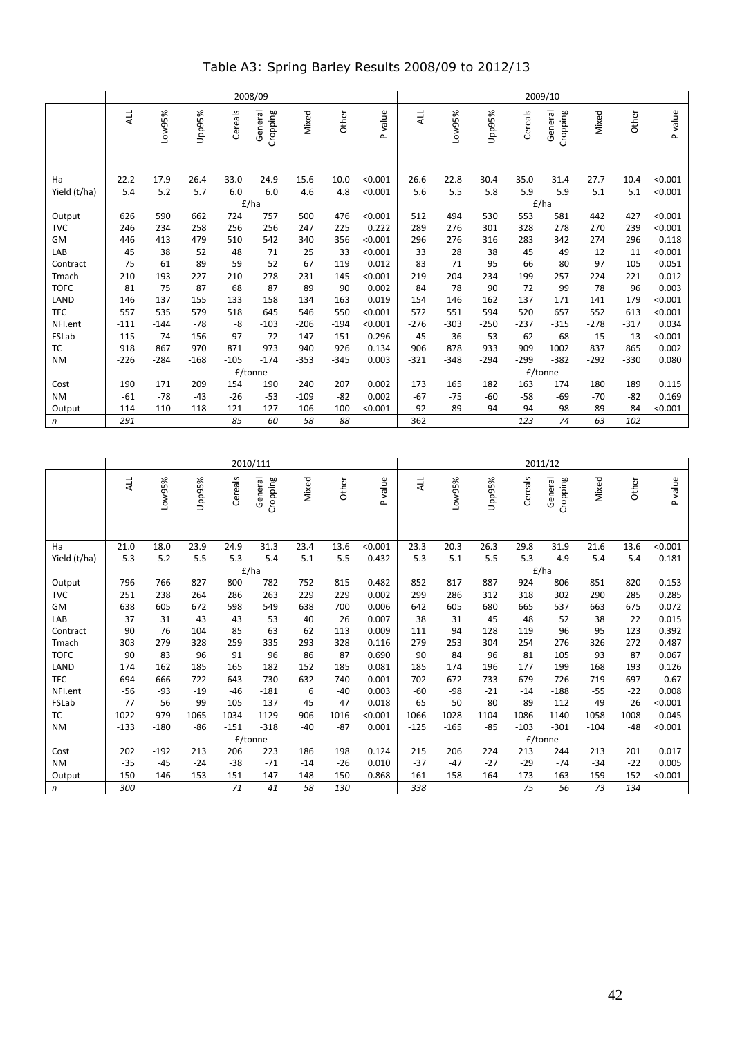# Table A3: Spring Barley Results 2008/09 to 2012/13

| | 2008/09 | | | | | | | | 2009/10 | | | | | | | |
|---|---|---|---|---|---|---|---|---|---|---|---|---|---|---|---|---|
| | ALL | Low95% | Upp95% | Cereals | General Cropping | Mixed | Other | P value | ALL | Low95% | Upp95% | Cereals | General Cropping | Mixed | Other | P value |
| Ha | 22.2 | 17.9 | 26.4 | 33.0 | 24.9 | 15.6 | 10.0 | <0.001 | 26.6 | 22.8 | 30.4 | 35.0 | 31.4 | 27.7 | 10.4 | <0.001 |
| Yield (t/ha) | 5.4 | 5.2 | 5.7 | 6.0 | 6.0 | 4.6 | 4.8 | <0.001 | 5.6 | 5.5 | 5.8 | 5.9 | 5.9 | 5.1 | 5.1 | <0.001 |
| | | | | £/ha | | | | | | | | £/ha | | | | |
| Output | 626 | 590 | 662 | 724 | 757 | 500 | 476 | <0.001 | 512 | 494 | 530 | 553 | 581 | 442 | 427 | <0.001 |
| TVC | 246 | 234 | 258 | 256 | 256 | 247 | 225 | 0.222 | 289 | 276 | 301 | 328 | 278 | 270 | 239 | <0.001 |
| GM | 446 | 413 | 479 | 510 | 542 | 340 | 356 | <0.001 | 296 | 276 | 316 | 283 | 342 | 274 | 296 | 0.118 |
| LAB | 45 | 38 | 52 | 48 | 71 | 25 | 33 | <0.001 | 33 | 28 | 38 | 45 | 49 | 12 | 11 | <0.001 |
| Contract | 75 | 61 | 89 | 59 | 52 | 67 | 119 | 0.012 | 83 | 71 | 95 | 66 | 80 | 97 | 105 | 0.051 |
| Tmach | 210 | 193 | 227 | 210 | 278 | 231 | 145 | <0.001 | 219 | 204 | 234 | 199 | 257 | 224 | 221 | 0.012 |
| TOFC | 81 | 75 | 87 | 68 | 87 | 89 | 90 | 0.002 | 84 | 78 | 90 | 72 | 99 | 78 | 96 | 0.003 |
| LAND | 146 | 137 | 155 | 133 | 158 | 134 | 163 | 0.019 | 154 | 146 | 162 | 137 | 171 | 141 | 179 | <0.001 |
| TFC | 557 | 535 | 579 | 518 | 645 | 546 | 550 | <0.001 | 572 | 551 | 594 | 520 | 657 | 552 | 613 | <0.001 |
| NFI.ent | -111 | -144 | -78 | -8 | -103 | -206 | -194 | <0.001 | -276 | -303 | -250 | -237 | -315 | -278 | -317 | 0.034 |
| FSLab | 115 | 74 | 156 | 97 | 72 | 147 | 151 | 0.296 | 45 | 36 | 53 | 62 | 68 | 15 | 13 | <0.001 |
| TC | 918 | 867 | 970 | 871 | 973 | 940 | 926 | 0.134 | 906 | 878 | 933 | 909 | 1002 | 837 | 865 | 0.002 |
| NM | -226 | -284 | -168 | -105 | -174 | -353 | -345 | 0.003 | -321 | -348 | -294 | -299 | -382 | -292 | -330 | 0.080 |
| | | | | £/tonne | | | | | | | | £/tonne | | | | |
| Cost | 190 | 171 | 209 | 154 | 190 | 240 | 207 | 0.002 | 173 | 165 | 182 | 163 | 174 | 180 | 189 | 0.115 |
| NM | -61 | -78 | -43 | -26 | -53 | -109 | -82 | 0.002 | -67 | -75 | -60 | -58 | -69 | -70 | -82 | 0.169 |
| Output | 114 | 110 | 118 | 121 | 127 | 106 | 100 | <0.001 | 92 | 89 | 94 | 94 | 98 | 89 | 84 | <0.001 |
| *n* | *291* | | | *85* | *60* | *58* | *88* | | 362 | | | *123* | *74* | *63* | *102* | |

| | 2010/111 | | | | | | | | 2011/12 | | | | | | | |
|---|---|---|---|---|---|---|---|---|---|---|---|---|---|---|---|---|
| | ALL | Low95% | Upp95% | Cereals | General Cropping | Mixed | Other | P value | ALL | Low95% | Upp95% | Cereals | General Cropping | Mixed | Other | P value |
| Ha | 21.0 | 18.0 | 23.9 | 24.9 | 31.3 | 23.4 | 13.6 | <0.001 | 23.3 | 20.3 | 26.3 | 29.8 | 31.9 | 21.6 | 13.6 | <0.001 |
| Yield (t/ha) | 5.3 | 5.2 | 5.5 | 5.3 | 5.4 | 5.1 | 5.5 | 0.432 | 5.3 | 5.1 | 5.5 | 5.3 | 4.9 | 5.4 | 5.4 | 0.181 |
| | | | | £/ha | | | | | | | | £/ha | | | | |
| Output | 796 | 766 | 827 | 800 | 782 | 752 | 815 | 0.482 | 852 | 817 | 887 | 924 | 806 | 851 | 820 | 0.153 |
| TVC | 251 | 238 | 264 | 286 | 263 | 229 | 229 | 0.002 | 299 | 286 | 312 | 318 | 302 | 290 | 285 | 0.285 |
| GM | 638 | 605 | 672 | 598 | 549 | 638 | 700 | 0.006 | 642 | 605 | 680 | 665 | 537 | 663 | 675 | 0.072 |
| LAB | 37 | 31 | 43 | 43 | 53 | 40 | 26 | 0.007 | 38 | 31 | 45 | 48 | 52 | 38 | 22 | 0.015 |
| Contract | 90 | 76 | 104 | 85 | 63 | 62 | 113 | 0.009 | 111 | 94 | 128 | 119 | 96 | 95 | 123 | 0.392 |
| Tmach | 303 | 279 | 328 | 259 | 335 | 293 | 328 | 0.116 | 279 | 253 | 304 | 254 | 276 | 326 | 272 | 0.487 |
| TOFC | 90 | 83 | 96 | 91 | 96 | 86 | 87 | 0.690 | 90 | 84 | 96 | 81 | 105 | 93 | 87 | 0.067 |
| LAND | 174 | 162 | 185 | 165 | 182 | 152 | 185 | 0.081 | 185 | 174 | 196 | 177 | 199 | 168 | 193 | 0.126 |
| TFC | 694 | 666 | 722 | 643 | 730 | 632 | 740 | 0.001 | 702 | 672 | 733 | 679 | 726 | 719 | 697 | 0.67 |
| NFI.ent | -56 | -93 | -19 | -46 | -181 | 6 | -40 | 0.003 | -60 | -98 | -21 | -14 | -188 | -55 | -22 | 0.008 |
| FSLab | 77 | 56 | 99 | 105 | 137 | 45 | 47 | 0.018 | 65 | 50 | 80 | 89 | 112 | 49 | 26 | <0.001 |
| TC | 1022 | 979 | 1065 | 1034 | 1129 | 906 | 1016 | <0.001 | 1066 | 1028 | 1104 | 1086 | 1140 | 1058 | 1008 | 0.045 |
| NM | -133 | -180 | -86 | -151 | -318 | -40 | -87 | 0.001 | -125 | -165 | -85 | -103 | -301 | -104 | -48 | <0.001 |
| | | | | £/tonne | | | | | | | | £/tonne | | | | |
| Cost | 202 | -192 | 213 | 206 | 223 | 186 | 198 | 0.124 | 215 | 206 | 224 | 213 | 244 | 213 | 201 | 0.017 |
| NM | -35 | -45 | -24 | -38 | -71 | -14 | -26 | 0.010 | -37 | -47 | -27 | -29 | -74 | -34 | -22 | 0.005 |
| Output | 150 | 146 | 153 | 151 | 147 | 148 | 150 | 0.868 | 161 | 158 | 164 | 173 | 163 | 159 | 152 | <0.001 |
| *n* | *300* | | | *71* | *41* | *58* | *130* | | *338* | | | *75* | *56* | *73* | *134* | |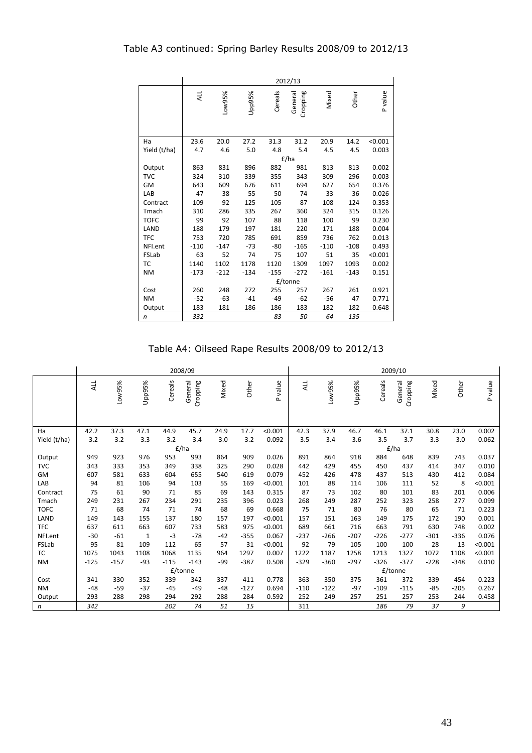## Table A3 continued: Spring Barley Results 2008/09 to 2012/13

| | 2012/13 | | | | | | | |
|---|---|---|---|---|---|---|---|---|
| | ALL | Low95% | Upp95% | Cereals | General Cropping | Mixed | Other | P value |
| Ha | 23.6 | 20.0 | 27.2 | 31.3 | 31.2 | 20.9 | 14.2 | <0.001 |
| Yield (t/ha) | 4.7 | 4.6 | 5.0 | 4.8 | 5.4 | 4.5 | 4.5 | 0.003 |
| | £/ha | | | | | | | |
| Output | 863 | 831 | 896 | 882 | 981 | 813 | 813 | 0.002 |
| TVC | 324 | 310 | 339 | 355 | 343 | 309 | 296 | 0.003 |
| GM | 643 | 609 | 676 | 611 | 694 | 627 | 654 | 0.376 |
| LAB | 47 | 38 | 55 | 50 | 74 | 33 | 36 | 0.026 |
| Contract | 109 | 92 | 125 | 105 | 87 | 108 | 124 | 0.353 |
| Tmach | 310 | 286 | 335 | 267 | 360 | 324 | 315 | 0.126 |
| TOFC | 99 | 92 | 107 | 88 | 118 | 100 | 99 | 0.230 |
| LAND | 188 | 179 | 197 | 181 | 220 | 171 | 188 | 0.004 |
| TFC | 753 | 720 | 785 | 691 | 859 | 736 | 762 | 0.013 |
| NFI.ent | -110 | -147 | -73 | -80 | -165 | -110 | -108 | 0.493 |
| FSLab | 63 | 52 | 74 | 75 | 107 | 51 | 35 | <0.001 |
| TC | 1140 | 1102 | 1178 | 1120 | 1309 | 1097 | 1093 | 0.002 |
| NM | -173 | -212 | -134 | -155 | -272 | -161 | -143 | 0.151 |
| | £/tonne | | | | | | | |
| Cost | 260 | 248 | 272 | 255 | 257 | 267 | 261 | 0.921 |
| NM | -52 | -63 | -41 | -49 | -62 | -56 | 47 | 0.771 |
| Output | 183 | 181 | 186 | 186 | 183 | 182 | 182 | 0.648 |
| *n* | *332* | | | *83* | *50* | *64* | *135* | |

## Table A4: Oilseed Rape Results 2008/09 to 2012/13

| | 2008/09 | | | | | | | | 2009/10 | | | | | | | |
|---|---|---|---|---|---|---|---|---|---|---|---|---|---|---|---|---|
| | ALL | Low95% | Upp95% | Cereals | General Cropping | Mixed | Other | P value | ALL | Low95% | Upp95% | Cereals | General Cropping | Mixed | Other | P value |
| Ha | 42.2 | 37.3 | 47.1 | 44.9 | 45.7 | 24.9 | 17.7 | <0.001 | 42.3 | 37.9 | 46.7 | 46.1 | 37.1 | 30.8 | 23.0 | 0.002 |
| Yield (t/ha) | 3.2 | 3.2 | 3.3 | 3.2 | 3.4 | 3.0 | 3.2 | 0.092 | 3.5 | 3.4 | 3.6 | 3.5 | 3.7 | 3.3 | 3.0 | 0.062 |
| | £/ha | | | | | | | | £/ha | | | | | | | |
| Output | 949 | 923 | 976 | 953 | 993 | 864 | 909 | 0.026 | 891 | 864 | 918 | 884 | 648 | 839 | 743 | 0.037 |
| TVC | 343 | 333 | 353 | 349 | 338 | 325 | 290 | 0.028 | 442 | 429 | 455 | 450 | 437 | 414 | 347 | 0.010 |
| GM | 607 | 581 | 633 | 604 | 655 | 540 | 619 | 0.079 | 452 | 426 | 478 | 437 | 513 | 430 | 412 | 0.084 |
| LAB | 94 | 81 | 106 | 94 | 103 | 55 | 169 | <0.001 | 101 | 88 | 114 | 106 | 111 | 52 | 8 | <0.001 |
| Contract | 75 | 61 | 90 | 71 | 85 | 69 | 143 | 0.315 | 87 | 73 | 102 | 80 | 101 | 83 | 201 | 0.006 |
| Tmach | 249 | 231 | 267 | 234 | 291 | 235 | 396 | 0.023 | 268 | 249 | 287 | 252 | 323 | 258 | 277 | 0.099 |
| TOFC | 71 | 68 | 74 | 71 | 74 | 68 | 69 | 0.668 | 75 | 71 | 80 | 76 | 80 | 65 | 71 | 0.223 |
| LAND | 149 | 143 | 155 | 137 | 180 | 157 | 197 | <0.001 | 157 | 151 | 163 | 149 | 175 | 172 | 190 | 0.001 |
| TFC | 637 | 611 | 663 | 607 | 733 | 583 | 975 | <0.001 | 689 | 661 | 716 | 663 | 791 | 630 | 748 | 0.002 |
| NFI.ent | -30 | -61 | 1 | -3 | -78 | -42 | -355 | 0.067 | -237 | -266 | -207 | -226 | -277 | -301 | -336 | 0.076 |
| FSLab | 95 | 81 | 109 | 112 | 65 | 57 | 31 | <0.001 | 92 | 79 | 105 | 100 | 100 | 28 | 13 | <0.001 |
| TC | 1075 | 1043 | 1108 | 1068 | 1135 | 964 | 1297 | 0.007 | 1222 | 1187 | 1258 | 1213 | 1327 | 1072 | 1108 | <0.001 |
| NM | -125 | -157 | -93 | -115 | -143 | -99 | -387 | 0.508 | -329 | -360 | -297 | -326 | -377 | -228 | -348 | 0.010 |
| | £/tonne | | | | | | | | £/tonne | | | | | | | |
| Cost | 341 | 330 | 352 | 339 | 342 | 337 | 411 | 0.778 | 363 | 350 | 375 | 361 | 372 | 339 | 454 | 0.223 |
| NM | -48 | -59 | -37 | -45 | -49 | -48 | -127 | 0.694 | -110 | -122 | -97 | -109 | -115 | -85 | -205 | 0.267 |
| Output | 293 | 288 | 298 | 294 | 292 | 288 | 284 | 0.592 | 252 | 249 | 257 | 251 | 257 | 253 | 244 | 0.458 |
| *n* | *342* | | | *202* | *74* | *51* | *15* | | *311* | | | *186* | *79* | *37* | *9* | |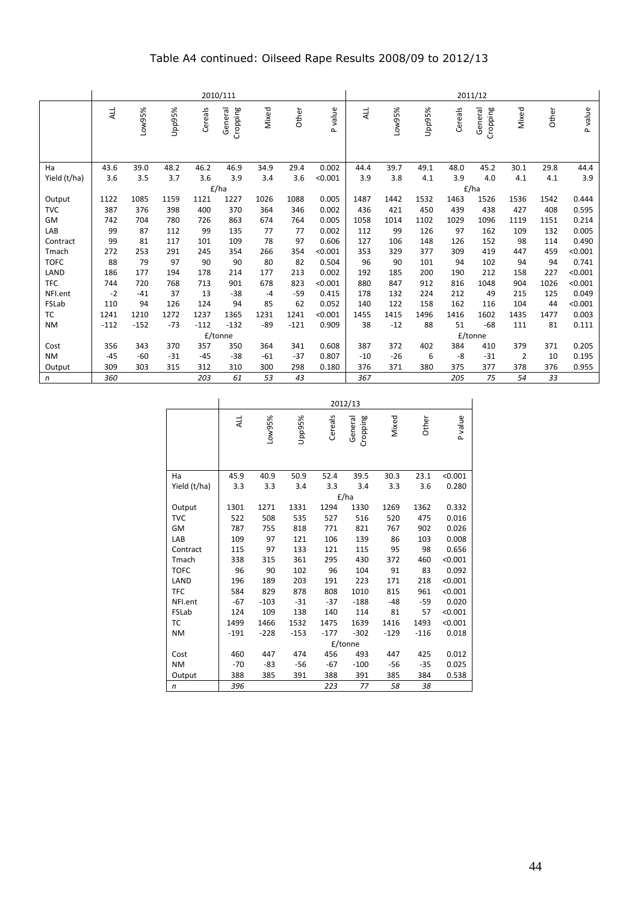# Table A4 continued: Oilseed Rape Results 2008/09 to 2012/13

| | 2010/111 | | | | | | | | 2011/12 | | | | | | | |
|---|---|---|---|---|---|---|---|---|---|---|---|---|---|---|---|---|
| | ALL | Low95% | Upp95% | Cereals | General Cropping | Mixed | Other | P value | ALL | Low95% | Upp95% | Cereals | General Cropping | Mixed | Other | P value |
| Ha | 43.6 | 39.0 | 48.2 | 46.2 | 46.9 | 34.9 | 29.4 | 0.002 | 44.4 | 39.7 | 49.1 | 48.0 | 45.2 | 30.1 | 29.8 | 44.4 |
| Yield (t/ha) | 3.6 | 3.5 | 3.7 | 3.6 | 3.9 | 3.4 | 3.6 | <0.001 | 3.9 | 3.8 | 4.1 | 3.9 | 4.0 | 4.1 | 4.1 | 3.9 |
| | | | | £/ha | | | | | | | | £/ha | | | | |
| Output | 1122 | 1085 | 1159 | 1121 | 1227 | 1026 | 1088 | 0.005 | 1487 | 1442 | 1532 | 1463 | 1526 | 1536 | 1542 | 0.444 |
| TVC | 387 | 376 | 398 | 400 | 370 | 364 | 346 | 0.002 | 436 | 421 | 450 | 439 | 438 | 427 | 408 | 0.595 |
| GM | 742 | 704 | 780 | 726 | 863 | 674 | 764 | 0.005 | 1058 | 1014 | 1102 | 1029 | 1096 | 1119 | 1151 | 0.214 |
| LAB | 99 | 87 | 112 | 99 | 135 | 77 | 77 | 0.002 | 112 | 99 | 126 | 97 | 162 | 109 | 132 | 0.005 |
| Contract | 99 | 81 | 117 | 101 | 109 | 78 | 97 | 0.606 | 127 | 106 | 148 | 126 | 152 | 98 | 114 | 0.490 |
| Tmach | 272 | 253 | 291 | 245 | 354 | 266 | 354 | <0.001 | 353 | 329 | 377 | 309 | 419 | 447 | 459 | <0.001 |
| TOFC | 88 | 79 | 97 | 90 | 90 | 80 | 82 | 0.504 | 96 | 90 | 101 | 94 | 102 | 94 | 94 | 0.741 |
| LAND | 186 | 177 | 194 | 178 | 214 | 177 | 213 | 0.002 | 192 | 185 | 200 | 190 | 212 | 158 | 227 | <0.001 |
| TFC | 744 | 720 | 768 | 713 | 901 | 678 | 823 | <0.001 | 880 | 847 | 912 | 816 | 1048 | 904 | 1026 | <0.001 |
| NFI.ent | -2 | -41 | 37 | 13 | -38 | -4 | -59 | 0.415 | 178 | 132 | 224 | 212 | 49 | 215 | 125 | 0.049 |
| FSLab | 110 | 94 | 126 | 124 | 94 | 85 | 62 | 0.052 | 140 | 122 | 158 | 162 | 116 | 104 | 44 | <0.001 |
| TC | 1241 | 1210 | 1272 | 1237 | 1365 | 1231 | 1241 | <0.001 | 1455 | 1415 | 1496 | 1416 | 1602 | 1435 | 1477 | 0.003 |
| NM | -112 | -152 | -73 | -112 | -132 | -89 | -121 | 0.909 | 38 | -12 | 88 | 51 | -68 | 111 | 81 | 0.111 |
| | | | | £/tonne | | | | | | | | £/tonne | | | | |
| Cost | 356 | 343 | 370 | 357 | 350 | 364 | 341 | 0.608 | 387 | 372 | 402 | 384 | 410 | 379 | 371 | 0.205 |
| NM | -45 | -60 | -31 | -45 | -38 | -61 | -37 | 0.807 | -10 | -26 | 6 | -8 | -31 | 2 | 10 | 0.195 |
| Output | 309 | 303 | 315 | 312 | 310 | 300 | 298 | 0.180 | 376 | 371 | 380 | 375 | 377 | 378 | 376 | 0.955 |
| *n* | *360* | | | *203* | *61* | *53* | *43* | | *367* | | | *205* | *75* | *54* | *33* | |

| | 2012/13 | | | | | | | |
|---|---|---|---|---|---|---|---|---|
| | ALL | Low95% | Upp95% | Cereals | General Cropping | Mixed | Other | P value |
| Ha | 45.9 | 40.9 | 50.9 | 52.4 | 39.5 | 30.3 | 23.1 | <0.001 |
| Yield (t/ha) | 3.3 | 3.3 | 3.4 | 3.3 | 3.4 | 3.3 | 3.6 | 0.280 |
| | | | | £/ha | | | | |
| Output | 1301 | 1271 | 1331 | 1294 | 1330 | 1269 | 1362 | 0.332 |
| TVC | 522 | 508 | 535 | 527 | 516 | 520 | 475 | 0.016 |
| GM | 787 | 755 | 818 | 771 | 821 | 767 | 902 | 0.026 |
| LAB | 109 | 97 | 121 | 106 | 139 | 86 | 103 | 0.008 |
| Contract | 115 | 97 | 133 | 121 | 115 | 95 | 98 | 0.656 |
| Tmach | 338 | 315 | 361 | 295 | 430 | 372 | 460 | <0.001 |
| TOFC | 96 | 90 | 102 | 96 | 104 | 91 | 83 | 0.092 |
| LAND | 196 | 189 | 203 | 191 | 223 | 171 | 218 | <0.001 |
| TFC | 584 | 829 | 878 | 808 | 1010 | 815 | 961 | <0.001 |
| NFI.ent | -67 | -103 | -31 | -37 | -188 | -48 | -59 | 0.020 |
| FSLab | 124 | 109 | 138 | 140 | 114 | 81 | 57 | <0.001 |
| TC | 1499 | 1466 | 1532 | 1475 | 1639 | 1416 | 1493 | <0.001 |
| NM | -191 | -228 | -153 | -177 | -302 | -129 | -116 | 0.018 |
| | | | | £/tonne | | | | |
| Cost | 460 | 447 | 474 | 456 | 493 | 447 | 425 | 0.012 |
| NM | -70 | -83 | -56 | -67 | -100 | -56 | -35 | 0.025 |
| Output | 388 | 385 | 391 | 388 | 391 | 385 | 384 | 0.538 |
| *n* | *396* | | | *223* | *77* | *58* | *38* | |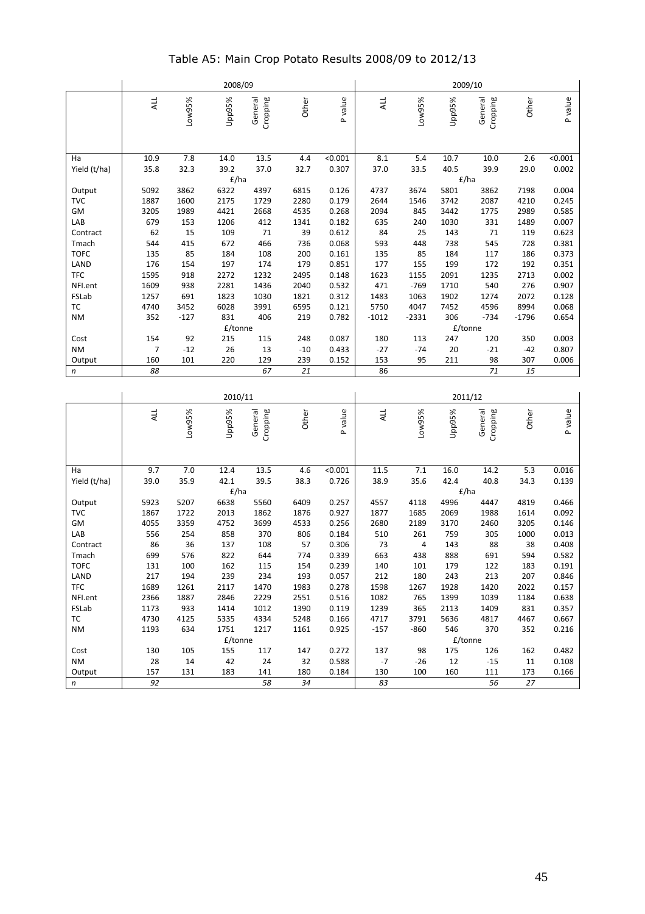# Table A5: Main Crop Potato Results 2008/09 to 2012/13

| | 2008/09 | | | | | | 2009/10 | | | | | |
|---|---|---|---|---|---|---|---|---|---|---|---|---|
| | ALL | Low95% | Upp95% | General Cropping | Other | P value | ALL | Low95% | Upp95% | General Cropping | Other | P value |
| Ha | 10.9 | 7.8 | 14.0 | 13.5 | 4.4 | <0.001 | 8.1 | 5.4 | 10.7 | 10.0 | 2.6 | <0.001 |
| Yield (t/ha) | 35.8 | 32.3 | 39.2 | 37.0 | 32.7 | 0.307 | 37.0 | 33.5 | 40.5 | 39.9 | 29.0 | 0.002 |
| | | | £/ha | | | | | | £/ha | | | |
| Output | 5092 | 3862 | 6322 | 4397 | 6815 | 0.126 | 4737 | 3674 | 5801 | 3862 | 7198 | 0.004 |
| TVC | 1887 | 1600 | 2175 | 1729 | 2280 | 0.179 | 2644 | 1546 | 3742 | 2087 | 4210 | 0.245 |
| GM | 3205 | 1989 | 4421 | 2668 | 4535 | 0.268 | 2094 | 845 | 3442 | 1775 | 2989 | 0.585 |
| LAB | 679 | 153 | 1206 | 412 | 1341 | 0.182 | 635 | 240 | 1030 | 331 | 1489 | 0.007 |
| Contract | 62 | 15 | 109 | 71 | 39 | 0.612 | 84 | 25 | 143 | 71 | 119 | 0.623 |
| Tmach | 544 | 415 | 672 | 466 | 736 | 0.068 | 593 | 448 | 738 | 545 | 728 | 0.381 |
| TOFC | 135 | 85 | 184 | 108 | 200 | 0.161 | 135 | 85 | 184 | 117 | 186 | 0.373 |
| LAND | 176 | 154 | 197 | 174 | 179 | 0.851 | 177 | 155 | 199 | 172 | 192 | 0.351 |
| TFC | 1595 | 918 | 2272 | 1232 | 2495 | 0.148 | 1623 | 1155 | 2091 | 1235 | 2713 | 0.002 |
| NFI.ent | 1609 | 938 | 2281 | 1436 | 2040 | 0.532 | 471 | -769 | 1710 | 540 | 276 | 0.907 |
| FSLab | 1257 | 691 | 1823 | 1030 | 1821 | 0.312 | 1483 | 1063 | 1902 | 1274 | 2072 | 0.128 |
| TC | 4740 | 3452 | 6028 | 3991 | 6595 | 0.121 | 5750 | 4047 | 7452 | 4596 | 8994 | 0.068 |
| NM | 352 | -127 | 831 | 406 | 219 | 0.782 | -1012 | -2331 | 306 | -734 | -1796 | 0.654 |
| | | | £/tonne | | | | | | £/tonne | | | |
| Cost | 154 | 92 | 215 | 115 | 248 | 0.087 | 180 | 113 | 247 | 120 | 350 | 0.003 |
| NM | 7 | -12 | 26 | 13 | -10 | 0.433 | -27 | -74 | 20 | -21 | -42 | 0.807 |
| Output | 160 | 101 | 220 | 129 | 239 | 0.152 | 153 | 95 | 211 | 98 | 307 | 0.006 |
| *n* | *88* | | | *67* | *21* | | *86* | | | *71* | *15* | |

| | 2010/11 | | | | | | 2011/12 | | | | | |
|---|---|---|---|---|---|---|---|---|---|---|---|---|
| | ALL | Low95% | Upp95% | General Cropping | Other | P value | ALL | Low95% | Upp95% | General Cropping | Other | P value |
| Ha | 9.7 | 7.0 | 12.4 | 13.5 | 4.6 | <0.001 | 11.5 | 7.1 | 16.0 | 14.2 | 5.3 | 0.016 |
| Yield (t/ha) | 39.0 | 35.9 | 42.1 | 39.5 | 38.3 | 0.726 | 38.9 | 35.6 | 42.4 | 40.8 | 34.3 | 0.139 |
| | | | £/ha | | | | | | £/ha | | | |
| Output | 5923 | 5207 | 6638 | 5560 | 6409 | 0.257 | 4557 | 4118 | 4996 | 4447 | 4819 | 0.466 |
| TVC | 1867 | 1722 | 2013 | 1862 | 1876 | 0.927 | 1877 | 1685 | 2069 | 1988 | 1614 | 0.092 |
| GM | 4055 | 3359 | 4752 | 3699 | 4533 | 0.256 | 2680 | 2189 | 3170 | 2460 | 3205 | 0.146 |
| LAB | 556 | 254 | 858 | 370 | 806 | 0.184 | 510 | 261 | 759 | 305 | 1000 | 0.013 |
| Contract | 86 | 36 | 137 | 108 | 57 | 0.306 | 73 | 4 | 143 | 88 | 38 | 0.408 |
| Tmach | 699 | 576 | 822 | 644 | 774 | 0.339 | 663 | 438 | 888 | 691 | 594 | 0.582 |
| TOFC | 131 | 100 | 162 | 115 | 154 | 0.239 | 140 | 101 | 179 | 122 | 183 | 0.191 |
| LAND | 217 | 194 | 239 | 234 | 193 | 0.057 | 212 | 180 | 243 | 213 | 207 | 0.846 |
| TFC | 1689 | 1261 | 2117 | 1470 | 1983 | 0.278 | 1598 | 1267 | 1928 | 1420 | 2022 | 0.157 |
| NFI.ent | 2366 | 1887 | 2846 | 2229 | 2551 | 0.516 | 1082 | 765 | 1399 | 1039 | 1184 | 0.638 |
| FSLab | 1173 | 933 | 1414 | 1012 | 1390 | 0.119 | 1239 | 365 | 2113 | 1409 | 831 | 0.357 |
| TC | 4730 | 4125 | 5335 | 4334 | 5248 | 0.166 | 4717 | 3791 | 5636 | 4817 | 4467 | 0.667 |
| NM | 1193 | 634 | 1751 | 1217 | 1161 | 0.925 | -157 | -860 | 546 | 370 | 352 | 0.216 |
| | | | £/tonne | | | | | | £/tonne | | | |
| Cost | 130 | 105 | 155 | 117 | 147 | 0.272 | 137 | 98 | 175 | 126 | 162 | 0.482 |
| NM | 28 | 14 | 42 | 24 | 32 | 0.588 | -7 | -26 | 12 | -15 | 11 | 0.108 |
| Output | 157 | 131 | 183 | 141 | 180 | 0.184 | 130 | 100 | 160 | 111 | 173 | 0.166 |
| *n* | *92* | | | *58* | *34* | | *83* | | | *56* | *27* | |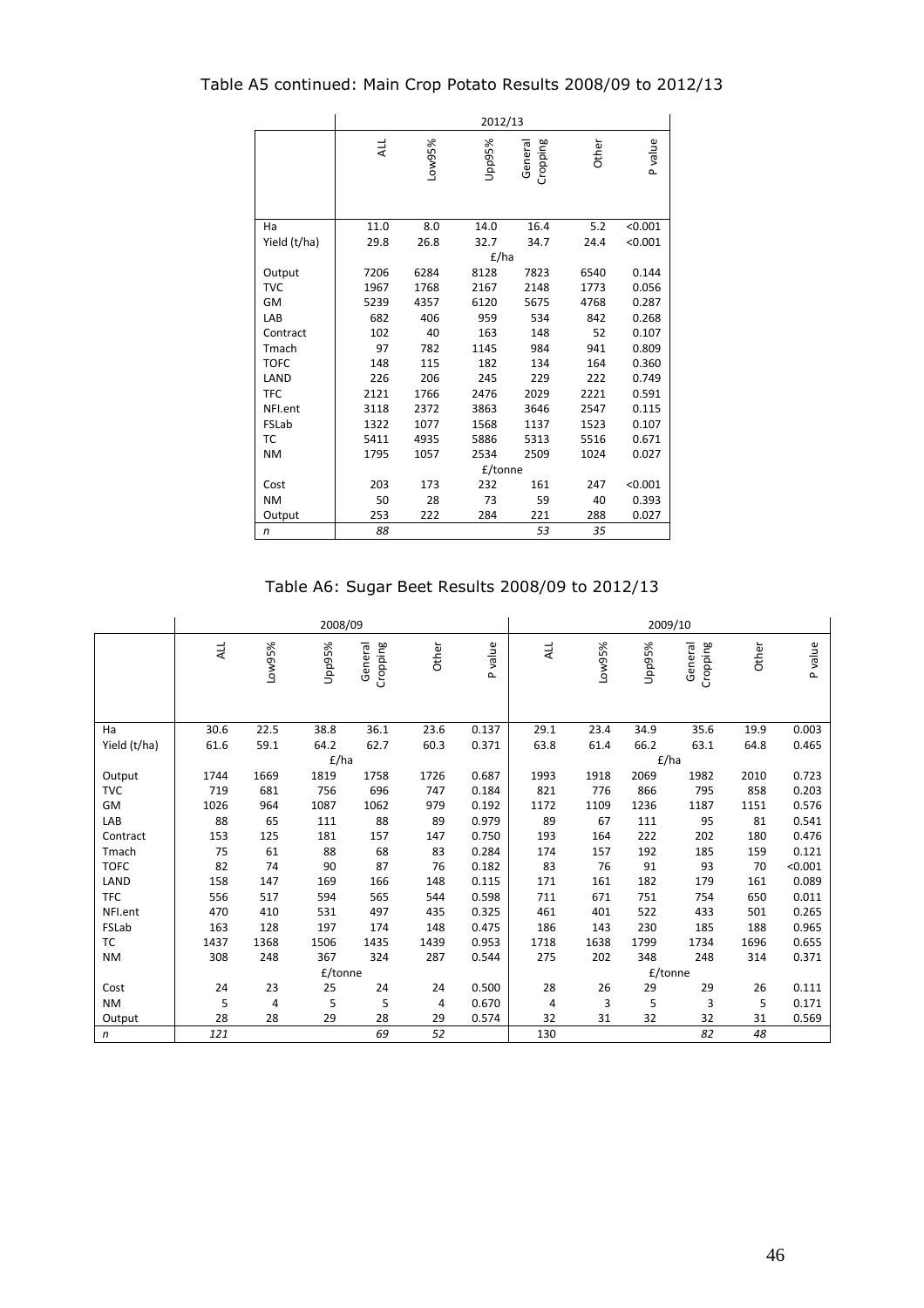Table A5 continued: Main Crop Potato Results 2008/09 to 2012/13

| | 2012/13 | | | | | |
|---|---|---|---|---|---|---|
| | ALL | Low95% | Upp95% | General Cropping | Other | P value |
| Ha | 11.0 | 8.0 | 14.0 | 16.4 | 5.2 | <0.001 |
| Yield (t/ha) | 29.8 | 26.8 | 32.7 | 34.7 | 24.4 | <0.001 |
| | | | £/ha | | | |
| Output | 7206 | 6284 | 8128 | 7823 | 6540 | 0.144 |
| TVC | 1967 | 1768 | 2167 | 2148 | 1773 | 0.056 |
| GM | 5239 | 4357 | 6120 | 5675 | 4768 | 0.287 |
| LAB | 682 | 406 | 959 | 534 | 842 | 0.268 |
| Contract | 102 | 40 | 163 | 148 | 52 | 0.107 |
| Tmach | 97 | 782 | 1145 | 984 | 941 | 0.809 |
| TOFC | 148 | 115 | 182 | 134 | 164 | 0.360 |
| LAND | 226 | 206 | 245 | 229 | 222 | 0.749 |
| TFC | 2121 | 1766 | 2476 | 2029 | 2221 | 0.591 |
| NFI.ent | 3118 | 2372 | 3863 | 3646 | 2547 | 0.115 |
| FSLab | 1322 | 1077 | 1568 | 1137 | 1523 | 0.107 |
| TC | 5411 | 4935 | 5886 | 5313 | 5516 | 0.671 |
| NM | 1795 | 1057 | 2534 | 2509 | 1024 | 0.027 |
| | | | £/tonne | | | |
| Cost | 203 | 173 | 232 | 161 | 247 | <0.001 |
| NM | 50 | 28 | 73 | 59 | 40 | 0.393 |
| Output | 253 | 222 | 284 | 221 | 288 | 0.027 |
| *n* | *88* | | | *53* | *35* | |

Table A6: Sugar Beet Results 2008/09 to 2012/13

| | 2008/09 | | | | | | 2009/10 | | | | | |
|---|---|---|---|---|---|---|---|---|---|---|---|---|
| | ALL | Low95% | Upp95% | General Cropping | Other | P value | ALL | Low95% | Upp95% | General Cropping | Other | P value |
| Ha | 30.6 | 22.5 | 38.8 | 36.1 | 23.6 | 0.137 | 29.1 | 23.4 | 34.9 | 35.6 | 19.9 | 0.003 |
| Yield (t/ha) | 61.6 | 59.1 | 64.2 | 62.7 | 60.3 | 0.371 | 63.8 | 61.4 | 66.2 | 63.1 | 64.8 | 0.465 |
| | | | £/ha | | | | | | £/ha | | | |
| Output | 1744 | 1669 | 1819 | 1758 | 1726 | 0.687 | 1993 | 1918 | 2069 | 1982 | 2010 | 0.723 |
| TVC | 719 | 681 | 756 | 696 | 747 | 0.184 | 821 | 776 | 866 | 795 | 858 | 0.203 |
| GM | 1026 | 964 | 1087 | 1062 | 979 | 0.192 | 1172 | 1109 | 1236 | 1187 | 1151 | 0.576 |
| LAB | 88 | 65 | 111 | 88 | 89 | 0.979 | 89 | 67 | 111 | 95 | 81 | 0.541 |
| Contract | 153 | 125 | 181 | 157 | 147 | 0.750 | 193 | 164 | 222 | 202 | 180 | 0.476 |
| Tmach | 75 | 61 | 88 | 68 | 83 | 0.284 | 174 | 157 | 192 | 185 | 159 | 0.121 |
| TOFC | 82 | 74 | 90 | 87 | 76 | 0.182 | 83 | 76 | 91 | 93 | 70 | <0.001 |
| LAND | 158 | 147 | 169 | 166 | 148 | 0.115 | 171 | 161 | 182 | 179 | 161 | 0.089 |
| TFC | 556 | 517 | 594 | 565 | 544 | 0.598 | 711 | 671 | 751 | 754 | 650 | 0.011 |
| NFI.ent | 470 | 410 | 531 | 497 | 435 | 0.325 | 461 | 401 | 522 | 433 | 501 | 0.265 |
| FSLab | 163 | 128 | 197 | 174 | 148 | 0.475 | 186 | 143 | 230 | 185 | 188 | 0.965 |
| TC | 1437 | 1368 | 1506 | 1435 | 1439 | 0.953 | 1718 | 1638 | 1799 | 1734 | 1696 | 0.655 |
| NM | 308 | 248 | 367 | 324 | 287 | 0.544 | 275 | 202 | 348 | 248 | 314 | 0.371 |
| | | | £/tonne | | | | | | £/tonne | | | |
| Cost | 24 | 23 | 25 | 24 | 24 | 0.500 | 28 | 26 | 29 | 29 | 26 | 0.111 |
| NM | 5 | 4 | 5 | 5 | 4 | 0.670 | 4 | 3 | 5 | 3 | 5 | 0.171 |
| Output | 28 | 28 | 29 | 28 | 29 | 0.574 | 32 | 31 | 32 | 32 | 31 | 0.569 |
| *n* | *121* | | | *69* | *52* | | *130* | | | *82* | *48* | |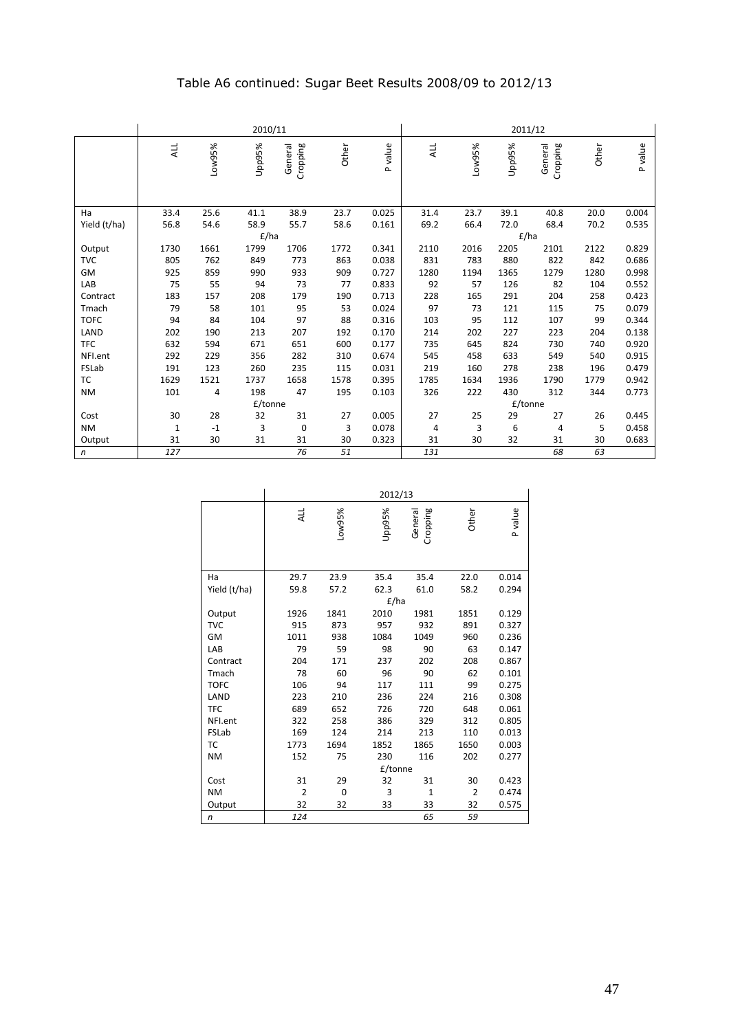# Table A6 continued: Sugar Beet Results 2008/09 to 2012/13

| | 2010/11 | | | | | | 2011/12 | | | | | |
|---|---|---|---|---|---|---|---|---|---|---|---|---|
| | ALL | Low95% | Upp95% | General Cropping | Other | P value | ALL | Low95% | Upp95% | General Cropping | Other | P value |
| Ha | 33.4 | 25.6 | 41.1 | 38.9 | 23.7 | 0.025 | 31.4 | 23.7 | 39.1 | 40.8 | 20.0 | 0.004 |
| Yield (t/ha) | 56.8 | 54.6 | 58.9 | 55.7 | 58.6 | 0.161 | 69.2 | 66.4 | 72.0 | 68.4 | 70.2 | 0.535 |
| | | | £/ha | | | | | | £/ha | | | |
| Output | 1730 | 1661 | 1799 | 1706 | 1772 | 0.341 | 2110 | 2016 | 2205 | 2101 | 2122 | 0.829 |
| TVC | 805 | 762 | 849 | 773 | 863 | 0.038 | 831 | 783 | 880 | 822 | 842 | 0.686 |
| GM | 925 | 859 | 990 | 933 | 909 | 0.727 | 1280 | 1194 | 1365 | 1279 | 1280 | 0.998 |
| LAB | 75 | 55 | 94 | 73 | 77 | 0.833 | 92 | 57 | 126 | 82 | 104 | 0.552 |
| Contract | 183 | 157 | 208 | 179 | 190 | 0.713 | 228 | 165 | 291 | 204 | 258 | 0.423 |
| Tmach | 79 | 58 | 101 | 95 | 53 | 0.024 | 97 | 73 | 121 | 115 | 75 | 0.079 |
| TOFC | 94 | 84 | 104 | 97 | 88 | 0.316 | 103 | 95 | 112 | 107 | 99 | 0.344 |
| LAND | 202 | 190 | 213 | 207 | 192 | 0.170 | 214 | 202 | 227 | 223 | 204 | 0.138 |
| TFC | 632 | 594 | 671 | 651 | 600 | 0.177 | 735 | 645 | 824 | 730 | 740 | 0.920 |
| NFI.ent | 292 | 229 | 356 | 282 | 310 | 0.674 | 545 | 458 | 633 | 549 | 540 | 0.915 |
| FSLab | 191 | 123 | 260 | 235 | 115 | 0.031 | 219 | 160 | 278 | 238 | 196 | 0.479 |
| TC | 1629 | 1521 | 1737 | 1658 | 1578 | 0.395 | 1785 | 1634 | 1936 | 1790 | 1779 | 0.942 |
| NM | 101 | 4 | 198 | 47 | 195 | 0.103 | 326 | 222 | 430 | 312 | 344 | 0.773 |
| | | | £/tonne | | | | | | £/tonne | | | |
| Cost | 30 | 28 | 32 | 31 | 27 | 0.005 | 27 | 25 | 29 | 27 | 26 | 0.445 |
| NM | 1 | -1 | 3 | 0 | 3 | 0.078 | 4 | 3 | 6 | 4 | 5 | 0.458 |
| Output | 31 | 30 | 31 | 31 | 30 | 0.323 | 31 | 30 | 32 | 31 | 30 | 0.683 |
| *n* | *127* | | | *76* | *51* | | *131* | | | *68* | *63* | |

| | 2012/13 | | | | | |
|---|---|---|---|---|---|---|
| | ALL | Low95% | Upp95% | General Cropping | Other | P value |
| Ha | 29.7 | 23.9 | 35.4 | 35.4 | 22.0 | 0.014 |
| Yield (t/ha) | 59.8 | 57.2 | 62.3 | 61.0 | 58.2 | 0.294 |
| | | | £/ha | | | |
| Output | 1926 | 1841 | 2010 | 1981 | 1851 | 0.129 |
| TVC | 915 | 873 | 957 | 932 | 891 | 0.327 |
| GM | 1011 | 938 | 1084 | 1049 | 960 | 0.236 |
| LAB | 79 | 59 | 98 | 90 | 63 | 0.147 |
| Contract | 204 | 171 | 237 | 202 | 208 | 0.867 |
| Tmach | 78 | 60 | 96 | 90 | 62 | 0.101 |
| TOFC | 106 | 94 | 117 | 111 | 99 | 0.275 |
| LAND | 223 | 210 | 236 | 224 | 216 | 0.308 |
| TFC | 689 | 652 | 726 | 720 | 648 | 0.061 |
| NFI.ent | 322 | 258 | 386 | 329 | 312 | 0.805 |
| FSLab | 169 | 124 | 214 | 213 | 110 | 0.013 |
| TC | 1773 | 1694 | 1852 | 1865 | 1650 | 0.003 |
| NM | 152 | 75 | 230 | 116 | 202 | 0.277 |
| | | | £/tonne | | | |
| Cost | 31 | 29 | 32 | 31 | 30 | 0.423 |
| NM | 2 | 0 | 3 | 1 | 2 | 0.474 |
| Output | 32 | 32 | 33 | 33 | 32 | 0.575 |
| *n* | *124* | | | *65* | *59* | |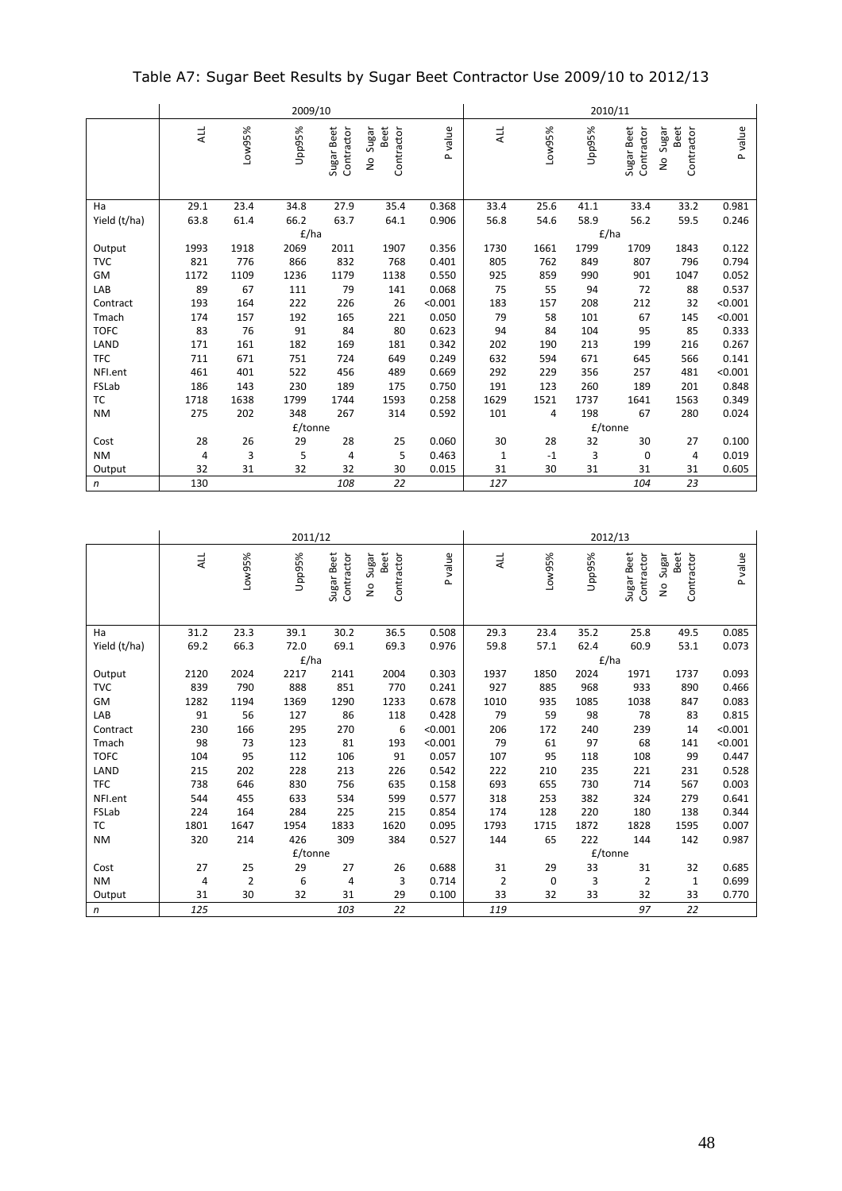# Table A7: Sugar Beet Results by Sugar Beet Contractor Use 2009/10 to 2012/13

| | 2009/10 | | | | | | 2010/11 | | | | | |
|---|---|---|---|---|---|---|---|---|---|---|---|---|
| | ALL | Low95% | Upp95% | Sugar Beet Contractor | No Sugar Beet Contractor | P value | ALL | Low95% | Upp95% | Sugar Beet Contractor | No Sugar Beet Contractor | P value |
| Ha | 29.1 | 23.4 | 34.8 | 27.9 | 35.4 | 0.368 | 33.4 | 25.6 | 41.1 | 33.4 | 33.2 | 0.981 |
| Yield (t/ha) | 63.8 | 61.4 | 66.2 | 63.7 | 64.1 | 0.906 | 56.8 | 54.6 | 58.9 | 56.2 | 59.5 | 0.246 |
| | | | £/ha | | | | | | £/ha | | | |
| Output | 1993 | 1918 | 2069 | 2011 | 1907 | 0.356 | 1730 | 1661 | 1799 | 1709 | 1843 | 0.122 |
| TVC | 821 | 776 | 866 | 832 | 768 | 0.401 | 805 | 762 | 849 | 807 | 796 | 0.794 |
| GM | 1172 | 1109 | 1236 | 1179 | 1138 | 0.550 | 925 | 859 | 990 | 901 | 1047 | 0.052 |
| LAB | 89 | 67 | 111 | 79 | 141 | 0.068 | 75 | 55 | 94 | 72 | 88 | 0.537 |
| Contract | 193 | 164 | 222 | 226 | 26 | <0.001 | 183 | 157 | 208 | 212 | 32 | <0.001 |
| Tmach | 174 | 157 | 192 | 165 | 221 | 0.050 | 79 | 58 | 101 | 67 | 145 | <0.001 |
| TOFC | 83 | 76 | 91 | 84 | 80 | 0.623 | 94 | 84 | 104 | 95 | 85 | 0.333 |
| LAND | 171 | 161 | 182 | 169 | 181 | 0.342 | 202 | 190 | 213 | 199 | 216 | 0.267 |
| TFC | 711 | 671 | 751 | 724 | 649 | 0.249 | 632 | 594 | 671 | 645 | 566 | 0.141 |
| NFI.ent | 461 | 401 | 522 | 456 | 489 | 0.669 | 292 | 229 | 356 | 257 | 481 | <0.001 |
| FSLab | 186 | 143 | 230 | 189 | 175 | 0.750 | 191 | 123 | 260 | 189 | 201 | 0.848 |
| TC | 1718 | 1638 | 1799 | 1744 | 1593 | 0.258 | 1629 | 1521 | 1737 | 1641 | 1563 | 0.349 |
| NM | 275 | 202 | 348 | 267 | 314 | 0.592 | 101 | 4 | 198 | 67 | 280 | 0.024 |
| | | | £/tonne | | | | | | £/tonne | | | |
| Cost | 28 | 26 | 29 | 28 | 25 | 0.060 | 30 | 28 | 32 | 30 | 27 | 0.100 |
| NM | 4 | 3 | 5 | 4 | 5 | 0.463 | 1 | -1 | 3 | 0 | 4 | 0.019 |
| Output | 32 | 31 | 32 | 32 | 30 | 0.015 | 31 | 30 | 31 | 31 | 31 | 0.605 |
| *n* | 130 | | | *108* | *22* | | *127* | | | *104* | *23* | |

| | 2011/12 | | | | | | 2012/13 | | | | | |
|---|---|---|---|---|---|---|---|---|---|---|---|---|
| | ALL | Low95% | Upp95% | Sugar Beet Contractor | No Sugar Beet Contractor | P value | ALL | Low95% | Upp95% | Sugar Beet Contractor | No Sugar Beet Contractor | P value |
| Ha | 31.2 | 23.3 | 39.1 | 30.2 | 36.5 | 0.508 | 29.3 | 23.4 | 35.2 | 25.8 | 49.5 | 0.085 |
| Yield (t/ha) | 69.2 | 66.3 | 72.0 | 69.1 | 69.3 | 0.976 | 59.8 | 57.1 | 62.4 | 60.9 | 53.1 | 0.073 |
| | | | £/ha | | | | | | £/ha | | | |
| Output | 2120 | 2024 | 2217 | 2141 | 2004 | 0.303 | 1937 | 1850 | 2024 | 1971 | 1737 | 0.093 |
| TVC | 839 | 790 | 888 | 851 | 770 | 0.241 | 927 | 885 | 968 | 933 | 890 | 0.466 |
| GM | 1282 | 1194 | 1369 | 1290 | 1233 | 0.678 | 1010 | 935 | 1085 | 1038 | 847 | 0.083 |
| LAB | 91 | 56 | 127 | 86 | 118 | 0.428 | 79 | 59 | 98 | 78 | 83 | 0.815 |
| Contract | 230 | 166 | 295 | 270 | 6 | <0.001 | 206 | 172 | 240 | 239 | 14 | <0.001 |
| Tmach | 98 | 73 | 123 | 81 | 193 | <0.001 | 79 | 61 | 97 | 68 | 141 | <0.001 |
| TOFC | 104 | 95 | 112 | 106 | 91 | 0.057 | 107 | 95 | 118 | 108 | 99 | 0.447 |
| LAND | 215 | 202 | 228 | 213 | 226 | 0.542 | 222 | 210 | 235 | 221 | 231 | 0.528 |
| TFC | 738 | 646 | 830 | 756 | 635 | 0.158 | 693 | 655 | 730 | 714 | 567 | 0.003 |
| NFI.ent | 544 | 455 | 633 | 534 | 599 | 0.577 | 318 | 253 | 382 | 324 | 279 | 0.641 |
| FSLab | 224 | 164 | 284 | 225 | 215 | 0.854 | 174 | 128 | 220 | 180 | 138 | 0.344 |
| TC | 1801 | 1647 | 1954 | 1833 | 1620 | 0.095 | 1793 | 1715 | 1872 | 1828 | 1595 | 0.007 |
| NM | 320 | 214 | 426 | 309 | 384 | 0.527 | 144 | 65 | 222 | 144 | 142 | 0.987 |
| | | | £/tonne | | | | | | £/tonne | | | |
| Cost | 27 | 25 | 29 | 27 | 26 | 0.688 | 31 | 29 | 33 | 31 | 32 | 0.685 |
| NM | 4 | 2 | 6 | 4 | 3 | 0.714 | 2 | 0 | 3 | 2 | 1 | 0.699 |
| Output | 31 | 30 | 32 | 31 | 29 | 0.100 | 33 | 32 | 33 | 32 | 33 | 0.770 |
| *n* | *125* | | | *103* | *22* | | *119* | | | *97* | *22* | |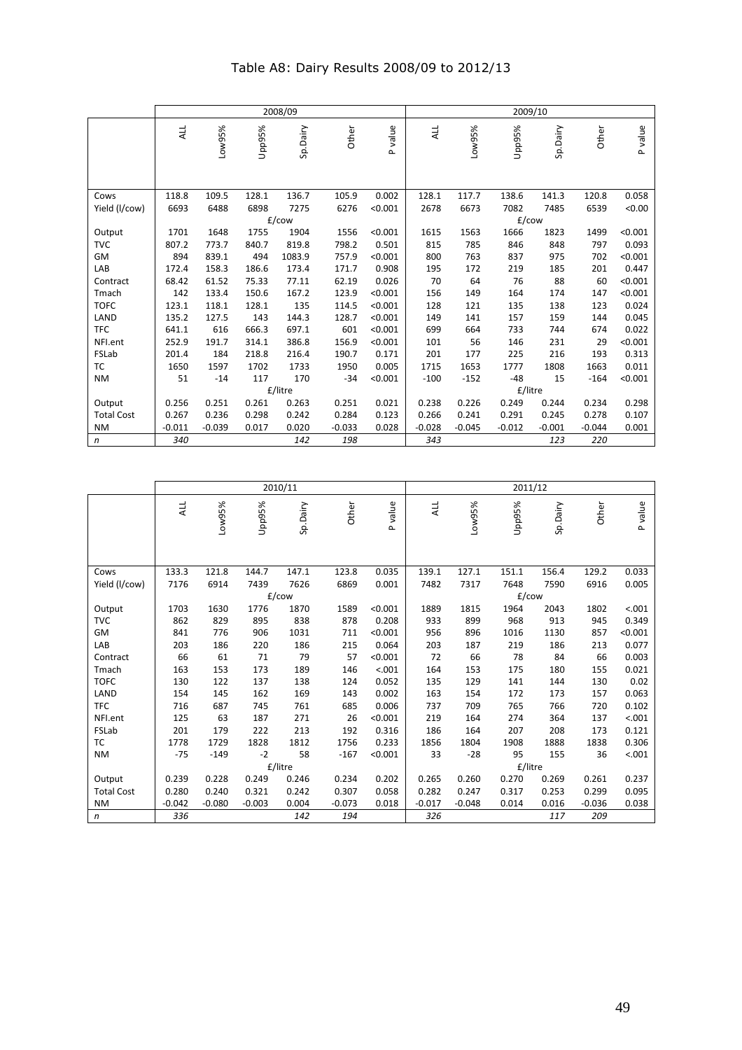# Table A8: Dairy Results 2008/09 to 2012/13

| | 2008/09 | | | | | | 2009/10 | | | | | |
|---|---|---|---|---|---|---|---|---|---|---|---|---|
| | ALL | Low95% | Upp95% | Sp.Dairy | Other | P value | ALL | Low95% | Upp95% | Sp.Dairy | Other | P value |
| Cows | 118.8 | 109.5 | 128.1 | 136.7 | 105.9 | 0.002 | 128.1 | 117.7 | 138.6 | 141.3 | 120.8 | 0.058 |
| Yield (l/cow) | 6693 | 6488 | 6898 | 7275 | 6276 | <0.001 | 2678 | 6673 | 7082 | 7485 | 6539 | <0.00 |
| | | | £/cow | | | | | | £/cow | | | |
| Output | 1701 | 1648 | 1755 | 1904 | 1556 | <0.001 | 1615 | 1563 | 1666 | 1823 | 1499 | <0.001 |
| TVC | 807.2 | 773.7 | 840.7 | 819.8 | 798.2 | 0.501 | 815 | 785 | 846 | 848 | 797 | 0.093 |
| GM | 894 | 839.1 | 494 | 1083.9 | 757.9 | <0.001 | 800 | 763 | 837 | 975 | 702 | <0.001 |
| LAB | 172.4 | 158.3 | 186.6 | 173.4 | 171.7 | 0.908 | 195 | 172 | 219 | 185 | 201 | 0.447 |
| Contract | 68.42 | 61.52 | 75.33 | 77.11 | 62.19 | 0.026 | 70 | 64 | 76 | 88 | 60 | <0.001 |
| Tmach | 142 | 133.4 | 150.6 | 167.2 | 123.9 | <0.001 | 156 | 149 | 164 | 174 | 147 | <0.001 |
| TOFC | 123.1 | 118.1 | 128.1 | 135 | 114.5 | <0.001 | 128 | 121 | 135 | 138 | 123 | 0.024 |
| LAND | 135.2 | 127.5 | 143 | 144.3 | 128.7 | <0.001 | 149 | 141 | 157 | 159 | 144 | 0.045 |
| TFC | 641.1 | 616 | 666.3 | 697.1 | 601 | <0.001 | 699 | 664 | 733 | 744 | 674 | 0.022 |
| NFI.ent | 252.9 | 191.7 | 314.1 | 386.8 | 156.9 | <0.001 | 101 | 56 | 146 | 231 | 29 | <0.001 |
| FSLab | 201.4 | 184 | 218.8 | 216.4 | 190.7 | 0.171 | 201 | 177 | 225 | 216 | 193 | 0.313 |
| TC | 1650 | 1597 | 1702 | 1733 | 1950 | 0.005 | 1715 | 1653 | 1777 | 1808 | 1663 | 0.011 |
| NM | 51 | -14 | 117 | 170 | -34 | <0.001 | -100 | -152 | -48 | 15 | -164 | <0.001 |
| | | | £/litre | | | | | | £/litre | | | |
| Output | 0.256 | 0.251 | 0.261 | 0.263 | 0.251 | 0.021 | 0.238 | 0.226 | 0.249 | 0.244 | 0.234 | 0.298 |
| Total Cost | 0.267 | 0.236 | 0.298 | 0.242 | 0.284 | 0.123 | 0.266 | 0.241 | 0.291 | 0.245 | 0.278 | 0.107 |
| NM | -0.011 | -0.039 | 0.017 | 0.020 | -0.033 | 0.028 | -0.028 | -0.045 | -0.012 | -0.001 | -0.044 | 0.001 |
| *n* | *340* | | | *142* | *198* | | *343* | | | *123* | *220* | |

| | 2010/11 | | | | | | 2011/12 | | | | | |
|---|---|---|---|---|---|---|---|---|---|---|---|---|
| | ALL | Low95% | Upp95% | Sp.Dairy | Other | P value | ALL | Low95% | Upp95% | Sp.Dairy | Other | P value |
| Cows | 133.3 | 121.8 | 144.7 | 147.1 | 123.8 | 0.035 | 139.1 | 127.1 | 151.1 | 156.4 | 129.2 | 0.033 |
| Yield (l/cow) | 7176 | 6914 | 7439 | 7626 | 6869 | 0.001 | 7482 | 7317 | 7648 | 7590 | 6916 | 0.005 |
| | | | £/cow | | | | | | £/cow | | | |
| Output | 1703 | 1630 | 1776 | 1870 | 1589 | <0.001 | 1889 | 1815 | 1964 | 2043 | 1802 | <.001 |
| TVC | 862 | 829 | 895 | 838 | 878 | 0.208 | 933 | 899 | 968 | 913 | 945 | 0.349 |
| GM | 841 | 776 | 906 | 1031 | 711 | <0.001 | 956 | 896 | 1016 | 1130 | 857 | <0.001 |
| LAB | 203 | 186 | 220 | 186 | 215 | 0.064 | 203 | 187 | 219 | 186 | 213 | 0.077 |
| Contract | 66 | 61 | 71 | 79 | 57 | <0.001 | 72 | 66 | 78 | 84 | 66 | 0.003 |
| Tmach | 163 | 153 | 173 | 189 | 146 | <.001 | 164 | 153 | 175 | 180 | 155 | 0.021 |
| TOFC | 130 | 122 | 137 | 138 | 124 | 0.052 | 135 | 129 | 141 | 144 | 130 | 0.02 |
| LAND | 154 | 145 | 162 | 169 | 143 | 0.002 | 163 | 154 | 172 | 173 | 157 | 0.063 |
| TFC | 716 | 687 | 745 | 761 | 685 | 0.006 | 737 | 709 | 765 | 766 | 720 | 0.102 |
| NFI.ent | 125 | 63 | 187 | 271 | 26 | <0.001 | 219 | 164 | 274 | 364 | 137 | <.001 |
| FSLab | 201 | 179 | 222 | 213 | 192 | 0.316 | 186 | 164 | 207 | 208 | 173 | 0.121 |
| TC | 1778 | 1729 | 1828 | 1812 | 1756 | 0.233 | 1856 | 1804 | 1908 | 1888 | 1838 | 0.306 |
| NM | -75 | -149 | -2 | 58 | -167 | <0.001 | 33 | -28 | 95 | 155 | 36 | <.001 |
| | | | £/litre | | | | | | £/litre | | | |
| Output | 0.239 | 0.228 | 0.249 | 0.246 | 0.234 | 0.202 | 0.265 | 0.260 | 0.270 | 0.269 | 0.261 | 0.237 |
| Total Cost | 0.280 | 0.240 | 0.321 | 0.242 | 0.307 | 0.058 | 0.282 | 0.247 | 0.317 | 0.253 | 0.299 | 0.095 |
| NM | -0.042 | -0.080 | -0.003 | 0.004 | -0.073 | 0.018 | -0.017 | -0.048 | 0.014 | 0.016 | -0.036 | 0.038 |
| *n* | *336* | | | *142* | *194* | | *326* | | | *117* | *209* | |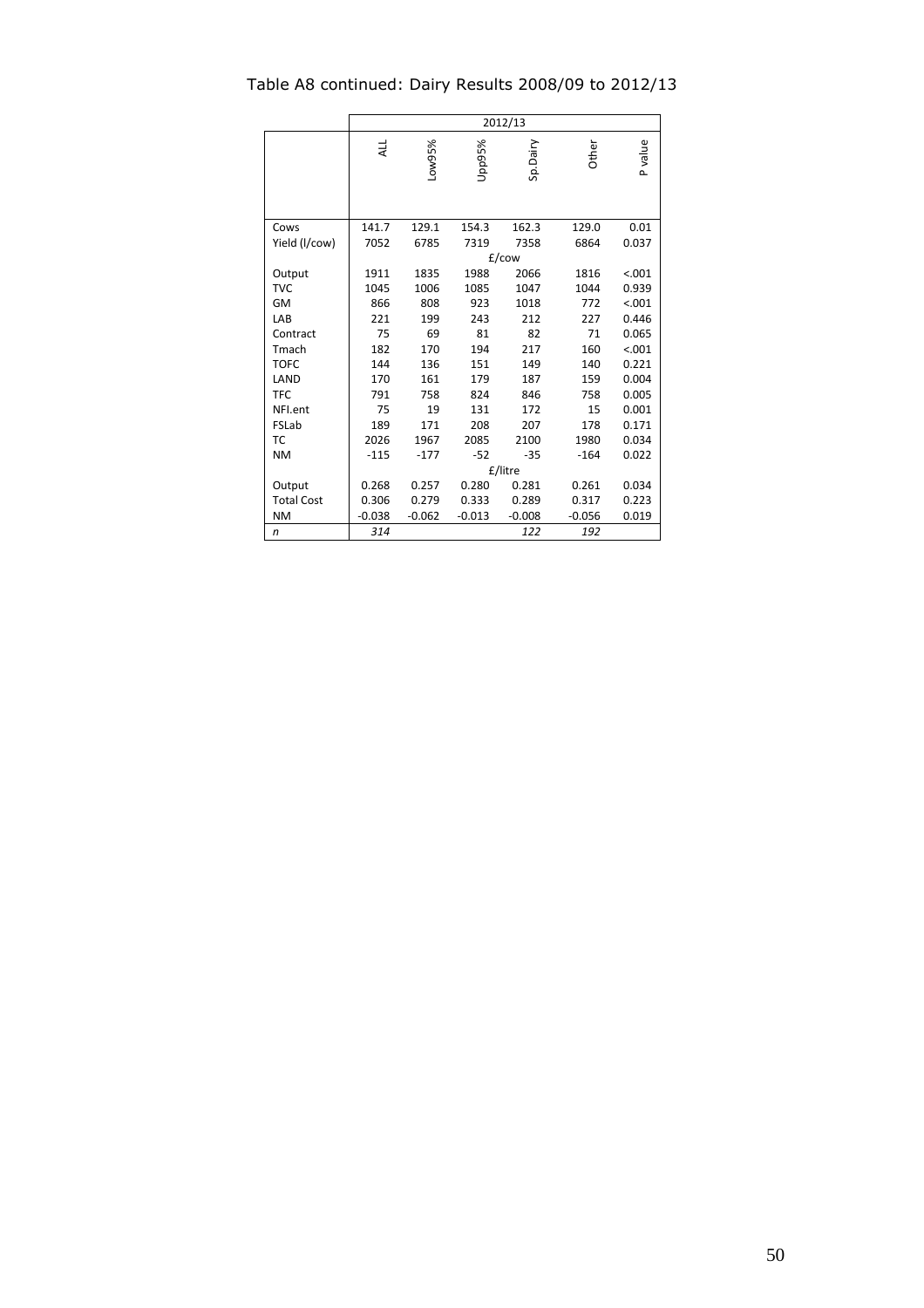Table A8 continued: Dairy Results 2008/09 to 2012/13

| | 2012/13 | | | | | |
|---|---|---|---|---|---|---|
| | ALL | Low95% | Upp95% | Sp.Dairy | Other | P value |
| Cows | 141.7 | 129.1 | 154.3 | 162.3 | 129.0 | 0.01 |
| Yield (l/cow) | 7052 | 6785 | 7319 | 7358 | 6864 | 0.037 |
| | | | | £/cow | | |
| Output | 1911 | 1835 | 1988 | 2066 | 1816 | <.001 |
| TVC | 1045 | 1006 | 1085 | 1047 | 1044 | 0.939 |
| GM | 866 | 808 | 923 | 1018 | 772 | <.001 |
| LAB | 221 | 199 | 243 | 212 | 227 | 0.446 |
| Contract | 75 | 69 | 81 | 82 | 71 | 0.065 |
| Tmach | 182 | 170 | 194 | 217 | 160 | <.001 |
| TOFC | 144 | 136 | 151 | 149 | 140 | 0.221 |
| LAND | 170 | 161 | 179 | 187 | 159 | 0.004 |
| TFC | 791 | 758 | 824 | 846 | 758 | 0.005 |
| NFI.ent | 75 | 19 | 131 | 172 | 15 | 0.001 |
| FSLab | 189 | 171 | 208 | 207 | 178 | 0.171 |
| TC | 2026 | 1967 | 2085 | 2100 | 1980 | 0.034 |
| NM | -115 | -177 | -52 | -35 | -164 | 0.022 |
| | | | | £/litre | | |
| Output | 0.268 | 0.257 | 0.280 | 0.281 | 0.261 | 0.034 |
| Total Cost | 0.306 | 0.279 | 0.333 | 0.289 | 0.317 | 0.223 |
| NM | -0.038 | -0.062 | -0.013 | -0.008 | -0.056 | 0.019 |
| *n* | *314* | | | *122* | *192* | |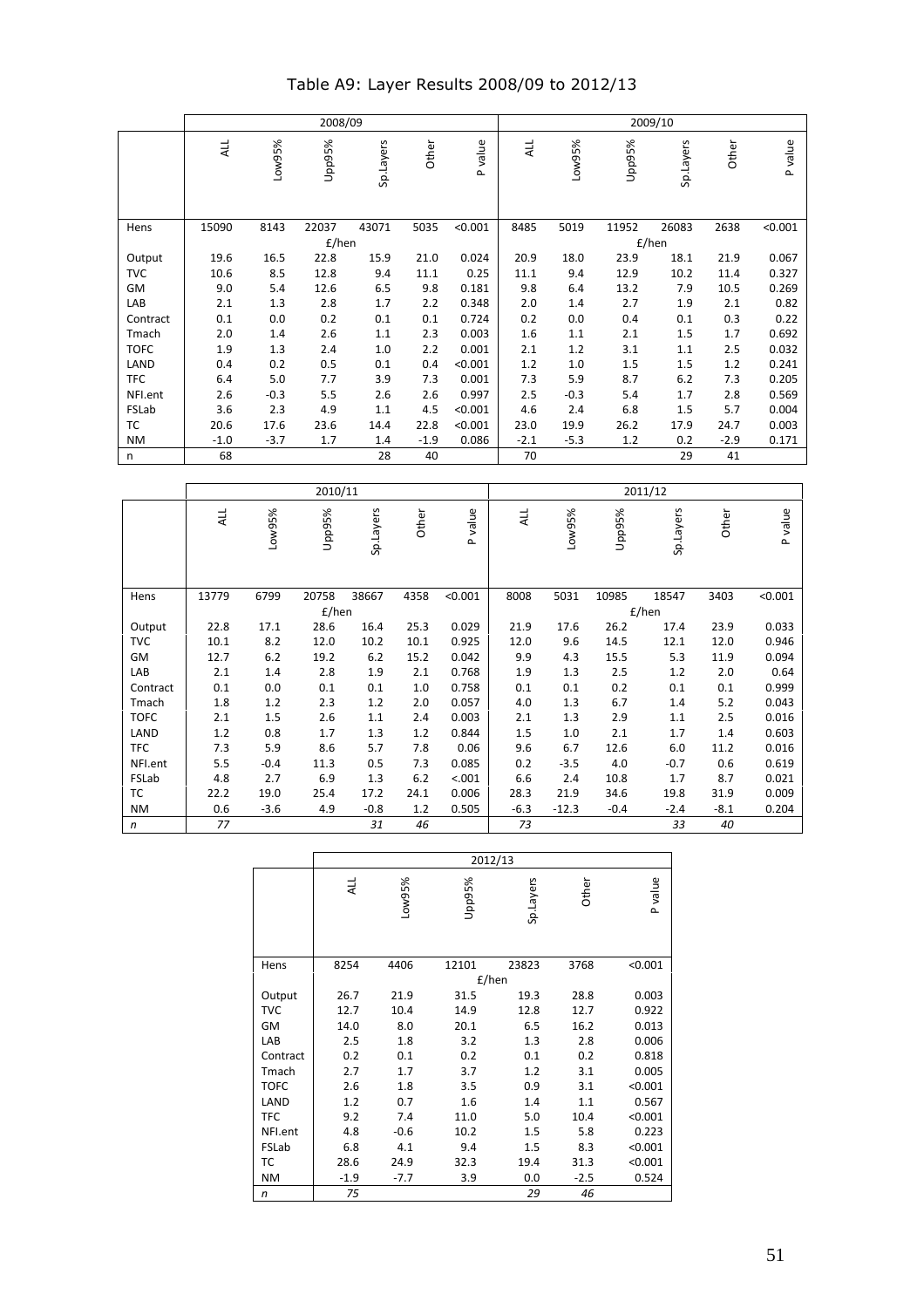# Table A9: Layer Results 2008/09 to 2012/13

| | 2008/09 | | | | | | 2009/10 | | | | | |
|---|---|---|---|---|---|---|---|---|---|---|---|---|
| | ALL | Low95% | Upp95% | Sp.Layers | Other | P value | ALL | Low95% | Upp95% | Sp.Layers | Other | P value |
| Hens | 15090 | 8143 | 22037 | 43071 | 5035 | <0.001 | 8485 | 5019 | 11952 | 26083 | 2638 | <0.001 |
| | | | £/hen | | | | | | £/hen | | | |
| Output | 19.6 | 16.5 | 22.8 | 15.9 | 21.0 | 0.024 | 20.9 | 18.0 | 23.9 | 18.1 | 21.9 | 0.067 |
| TVC | 10.6 | 8.5 | 12.8 | 9.4 | 11.1 | 0.25 | 11.1 | 9.4 | 12.9 | 10.2 | 11.4 | 0.327 |
| GM | 9.0 | 5.4 | 12.6 | 6.5 | 9.8 | 0.181 | 9.8 | 6.4 | 13.2 | 7.9 | 10.5 | 0.269 |
| LAB | 2.1 | 1.3 | 2.8 | 1.7 | 2.2 | 0.348 | 2.0 | 1.4 | 2.7 | 1.9 | 2.1 | 0.82 |
| Contract | 0.1 | 0.0 | 0.2 | 0.1 | 0.1 | 0.724 | 0.2 | 0.0 | 0.4 | 0.1 | 0.3 | 0.22 |
| Tmach | 2.0 | 1.4 | 2.6 | 1.1 | 2.3 | 0.003 | 1.6 | 1.1 | 2.1 | 1.5 | 1.7 | 0.692 |
| TOFC | 1.9 | 1.3 | 2.4 | 1.0 | 2.2 | 0.001 | 2.1 | 1.2 | 3.1 | 1.1 | 2.5 | 0.032 |
| LAND | 0.4 | 0.2 | 0.5 | 0.1 | 0.4 | <0.001 | 1.2 | 1.0 | 1.5 | 1.5 | 1.2 | 0.241 |
| TFC | 6.4 | 5.0 | 7.7 | 3.9 | 7.3 | 0.001 | 7.3 | 5.9 | 8.7 | 6.2 | 7.3 | 0.205 |
| NFI.ent | 2.6 | -0.3 | 5.5 | 2.6 | 2.6 | 0.997 | 2.5 | -0.3 | 5.4 | 1.7 | 2.8 | 0.569 |
| FSLab | 3.6 | 2.3 | 4.9 | 1.1 | 4.5 | <0.001 | 4.6 | 2.4 | 6.8 | 1.5 | 5.7 | 0.004 |
| TC | 20.6 | 17.6 | 23.6 | 14.4 | 22.8 | <0.001 | 23.0 | 19.9 | 26.2 | 17.9 | 24.7 | 0.003 |
| NM | -1.0 | -3.7 | 1.7 | 1.4 | -1.9 | 0.086 | -2.1 | -5.3 | 1.2 | 0.2 | -2.9 | 0.171 |
| n | 68 | | | 28 | 40 | | 70 | | | 29 | 41 | |

| | 2010/11 | | | | | | 2011/12 | | | | | |
|---|---|---|---|---|---|---|---|---|---|---|---|---|
| | ALL | Low95% | Upp95% | Sp.Layers | Other | P value | ALL | Low95% | Upp95% | Sp.Layers | Other | P value |
| Hens | 13779 | 6799 | 20758 | 38667 | 4358 | <0.001 | 8008 | 5031 | 10985 | 18547 | 3403 | <0.001 |
| | | | £/hen | | | | | | £/hen | | | |
| Output | 22.8 | 17.1 | 28.6 | 16.4 | 25.3 | 0.029 | 21.9 | 17.6 | 26.2 | 17.4 | 23.9 | 0.033 |
| TVC | 10.1 | 8.2 | 12.0 | 10.2 | 10.1 | 0.925 | 12.0 | 9.6 | 14.5 | 12.1 | 12.0 | 0.946 |
| GM | 12.7 | 6.2 | 19.2 | 6.2 | 15.2 | 0.042 | 9.9 | 4.3 | 15.5 | 5.3 | 11.9 | 0.094 |
| LAB | 2.1 | 1.4 | 2.8 | 1.9 | 2.1 | 0.768 | 1.9 | 1.3 | 2.5 | 1.2 | 2.0 | 0.64 |
| Contract | 0.1 | 0.0 | 0.1 | 0.1 | 1.0 | 0.758 | 0.1 | 0.1 | 0.2 | 0.1 | 0.1 | 0.999 |
| Tmach | 1.8 | 1.2 | 2.3 | 1.2 | 2.0 | 0.057 | 4.0 | 1.3 | 6.7 | 1.4 | 5.2 | 0.043 |
| TOFC | 2.1 | 1.5 | 2.6 | 1.1 | 2.4 | 0.003 | 2.1 | 1.3 | 2.9 | 1.1 | 2.5 | 0.016 |
| LAND | 1.2 | 0.8 | 1.7 | 1.3 | 1.2 | 0.844 | 1.5 | 1.0 | 2.1 | 1.7 | 1.4 | 0.603 |
| TFC | 7.3 | 5.9 | 8.6 | 5.7 | 7.8 | 0.06 | 9.6 | 6.7 | 12.6 | 6.0 | 11.2 | 0.016 |
| NFI.ent | 5.5 | -0.4 | 11.3 | 0.5 | 7.3 | 0.085 | 0.2 | -3.5 | 4.0 | -0.7 | 0.6 | 0.619 |
| FSLab | 4.8 | 2.7 | 6.9 | 1.3 | 6.2 | <.001 | 6.6 | 2.4 | 10.8 | 1.7 | 8.7 | 0.021 |
| TC | 22.2 | 19.0 | 25.4 | 17.2 | 24.1 | 0.006 | 28.3 | 21.9 | 34.6 | 19.8 | 31.9 | 0.009 |
| NM | 0.6 | -3.6 | 4.9 | -0.8 | 1.2 | 0.505 | -6.3 | -12.3 | -0.4 | -2.4 | -8.1 | 0.204 |
| *n* | *77* | | | *31* | *46* | | *73* | | | *33* | *40* | |

| | 2012/13 | | | | | |
|---|---|---|---|---|---|---|
| | ALL | Low95% | Upp95% | Sp.Layers | Other | P value |
| Hens | 8254 | 4406 | 12101 | 23823 | 3768 | <0.001 |
| | | | | £/hen | | |
| Output | 26.7 | 21.9 | 31.5 | 19.3 | 28.8 | 0.003 |
| TVC | 12.7 | 10.4 | 14.9 | 12.8 | 12.7 | 0.922 |
| GM | 14.0 | 8.0 | 20.1 | 6.5 | 16.2 | 0.013 |
| LAB | 2.5 | 1.8 | 3.2 | 1.3 | 2.8 | 0.006 |
| Contract | 0.2 | 0.1 | 0.2 | 0.1 | 0.2 | 0.818 |
| Tmach | 2.7 | 1.7 | 3.7 | 1.2 | 3.1 | 0.005 |
| TOFC | 2.6 | 1.8 | 3.5 | 0.9 | 3.1 | <0.001 |
| LAND | 1.2 | 0.7 | 1.6 | 1.4 | 1.1 | 0.567 |
| TFC | 9.2 | 7.4 | 11.0 | 5.0 | 10.4 | <0.001 |
| NFI.ent | 4.8 | -0.6 | 10.2 | 1.5 | 5.8 | 0.223 |
| FSLab | 6.8 | 4.1 | 9.4 | 1.5 | 8.3 | <0.001 |
| TC | 28.6 | 24.9 | 32.3 | 19.4 | 31.3 | <0.001 |
| NM | -1.9 | -7.7 | 3.9 | 0.0 | -2.5 | 0.524 |
| *n* | *75* | | | *29* | *46* | |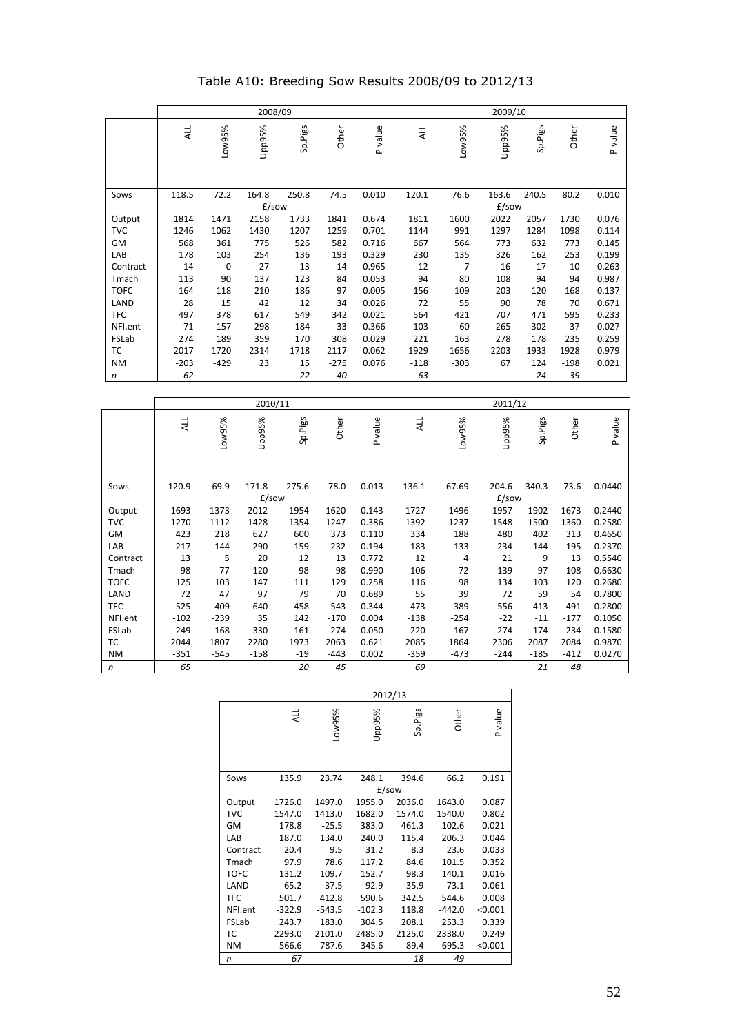# Table A10: Breeding Sow Results 2008/09 to 2012/13

| | 2008/09 | | | | | | 2009/10 | | | | | |
|---|---|---|---|---|---|---|---|---|---|---|---|---|
| | ALL | Low95% | Upp95% | Sp.Pigs | Other | P value | ALL | Low95% | Upp95% | Sp.Pigs | Other | P value |
| Sows | 118.5 | 72.2 | 164.8 | 250.8 | 74.5 | 0.010 | 120.1 | 76.6 | 163.6 | 240.5 | 80.2 | 0.010 |
| | | | £/sow | | | | | | £/sow | | | |
| Output | 1814 | 1471 | 2158 | 1733 | 1841 | 0.674 | 1811 | 1600 | 2022 | 2057 | 1730 | 0.076 |
| TVC | 1246 | 1062 | 1430 | 1207 | 1259 | 0.701 | 1144 | 991 | 1297 | 1284 | 1098 | 0.114 |
| GM | 568 | 361 | 775 | 526 | 582 | 0.716 | 667 | 564 | 773 | 632 | 773 | 0.145 |
| LAB | 178 | 103 | 254 | 136 | 193 | 0.329 | 230 | 135 | 326 | 162 | 253 | 0.199 |
| Contract | 14 | 0 | 27 | 13 | 14 | 0.965 | 12 | 7 | 16 | 17 | 10 | 0.263 |
| Tmach | 113 | 90 | 137 | 123 | 84 | 0.053 | 94 | 80 | 108 | 94 | 94 | 0.987 |
| TOFC | 164 | 118 | 210 | 186 | 97 | 0.005 | 156 | 109 | 203 | 120 | 168 | 0.137 |
| LAND | 28 | 15 | 42 | 12 | 34 | 0.026 | 72 | 55 | 90 | 78 | 70 | 0.671 |
| TFC | 497 | 378 | 617 | 549 | 342 | 0.021 | 564 | 421 | 707 | 471 | 595 | 0.233 |
| NFI.ent | 71 | -157 | 298 | 184 | 33 | 0.366 | 103 | -60 | 265 | 302 | 37 | 0.027 |
| FSLab | 274 | 189 | 359 | 170 | 308 | 0.029 | 221 | 163 | 278 | 178 | 235 | 0.259 |
| TC | 2017 | 1720 | 2314 | 1718 | 2117 | 0.062 | 1929 | 1656 | 2203 | 1933 | 1928 | 0.979 |
| NM | -203 | -429 | 23 | 15 | -275 | 0.076 | -118 | -303 | 67 | 124 | -198 | 0.021 |
| *n* | *62* | | | *22* | *40* | | *63* | | | *24* | *39* | |

| | 2010/11 | | | | | | 2011/12 | | | | | |
|---|---|---|---|---|---|---|---|---|---|---|---|---|
| | ALL | Low95% | Upp95% | Sp.Pigs | Other | P value | ALL | Low95% | Upp95% | Sp.Pigs | Other | P value |
| Sows | 120.9 | 69.9 | 171.8 | 275.6 | 78.0 | 0.013 | 136.1 | 67.69 | 204.6 | 340.3 | 73.6 | 0.0440 |
| | | | £/sow | | | | | | £/sow | | | |
| Output | 1693 | 1373 | 2012 | 1954 | 1620 | 0.143 | 1727 | 1496 | 1957 | 1902 | 1673 | 0.2440 |
| TVC | 1270 | 1112 | 1428 | 1354 | 1247 | 0.386 | 1392 | 1237 | 1548 | 1500 | 1360 | 0.2580 |
| GM | 423 | 218 | 627 | 600 | 373 | 0.110 | 334 | 188 | 480 | 402 | 313 | 0.4650 |
| LAB | 217 | 144 | 290 | 159 | 232 | 0.194 | 183 | 133 | 234 | 144 | 195 | 0.2370 |
| Contract | 13 | 5 | 20 | 12 | 13 | 0.772 | 12 | 4 | 21 | 9 | 13 | 0.5540 |
| Tmach | 98 | 77 | 120 | 98 | 98 | 0.990 | 106 | 72 | 139 | 97 | 108 | 0.6630 |
| TOFC | 125 | 103 | 147 | 111 | 129 | 0.258 | 116 | 98 | 134 | 103 | 120 | 0.2680 |
| LAND | 72 | 47 | 97 | 79 | 70 | 0.689 | 55 | 39 | 72 | 59 | 54 | 0.7800 |
| TFC | 525 | 409 | 640 | 458 | 543 | 0.344 | 473 | 389 | 556 | 413 | 491 | 0.2800 |
| NFI.ent | -102 | -239 | 35 | 142 | -170 | 0.004 | -138 | -254 | -22 | -11 | -177 | 0.1050 |
| FSLab | 249 | 168 | 330 | 161 | 274 | 0.050 | 220 | 167 | 274 | 174 | 234 | 0.1580 |
| TC | 2044 | 1807 | 2280 | 1973 | 2063 | 0.621 | 2085 | 1864 | 2306 | 2087 | 2084 | 0.9870 |
| NM | -351 | -545 | -158 | -19 | -443 | 0.002 | -359 | -473 | -244 | -185 | -412 | 0.0270 |
| *n* | *65* | | | *20* | *45* | | *69* | | | *21* | *48* | |

| | 2012/13 | | | | | |
|---|---|---|---|---|---|---|
| | ALL | Low95% | Upp95% | Sp.Pigs | Other | P value |
| Sows | 135.9 | 23.74 | 248.1 | 394.6 | 66.2 | 0.191 |
| | | | £/sow | | | |
| Output | 1726.0 | 1497.0 | 1955.0 | 2036.0 | 1643.0 | 0.087 |
| TVC | 1547.0 | 1413.0 | 1682.0 | 1574.0 | 1540.0 | 0.802 |
| GM | 178.8 | -25.5 | 383.0 | 461.3 | 102.6 | 0.021 |
| LAB | 187.0 | 134.0 | 240.0 | 115.4 | 206.3 | 0.044 |
| Contract | 20.4 | 9.5 | 31.2 | 8.3 | 23.6 | 0.033 |
| Tmach | 97.9 | 78.6 | 117.2 | 84.6 | 101.5 | 0.352 |
| TOFC | 131.2 | 109.7 | 152.7 | 98.3 | 140.1 | 0.016 |
| LAND | 65.2 | 37.5 | 92.9 | 35.9 | 73.1 | 0.061 |
| TFC | 501.7 | 412.8 | 590.6 | 342.5 | 544.6 | 0.008 |
| NFI.ent | -322.9 | -543.5 | -102.3 | 118.8 | -442.0 | <0.001 |
| FSLab | 243.7 | 183.0 | 304.5 | 208.1 | 253.3 | 0.339 |
| TC | 2293.0 | 2101.0 | 2485.0 | 2125.0 | 2338.0 | 0.249 |
| NM | -566.6 | -787.6 | -345.6 | -89.4 | -695.3 | <0.001 |
| *n* | *67* | | | *18* | *49* | |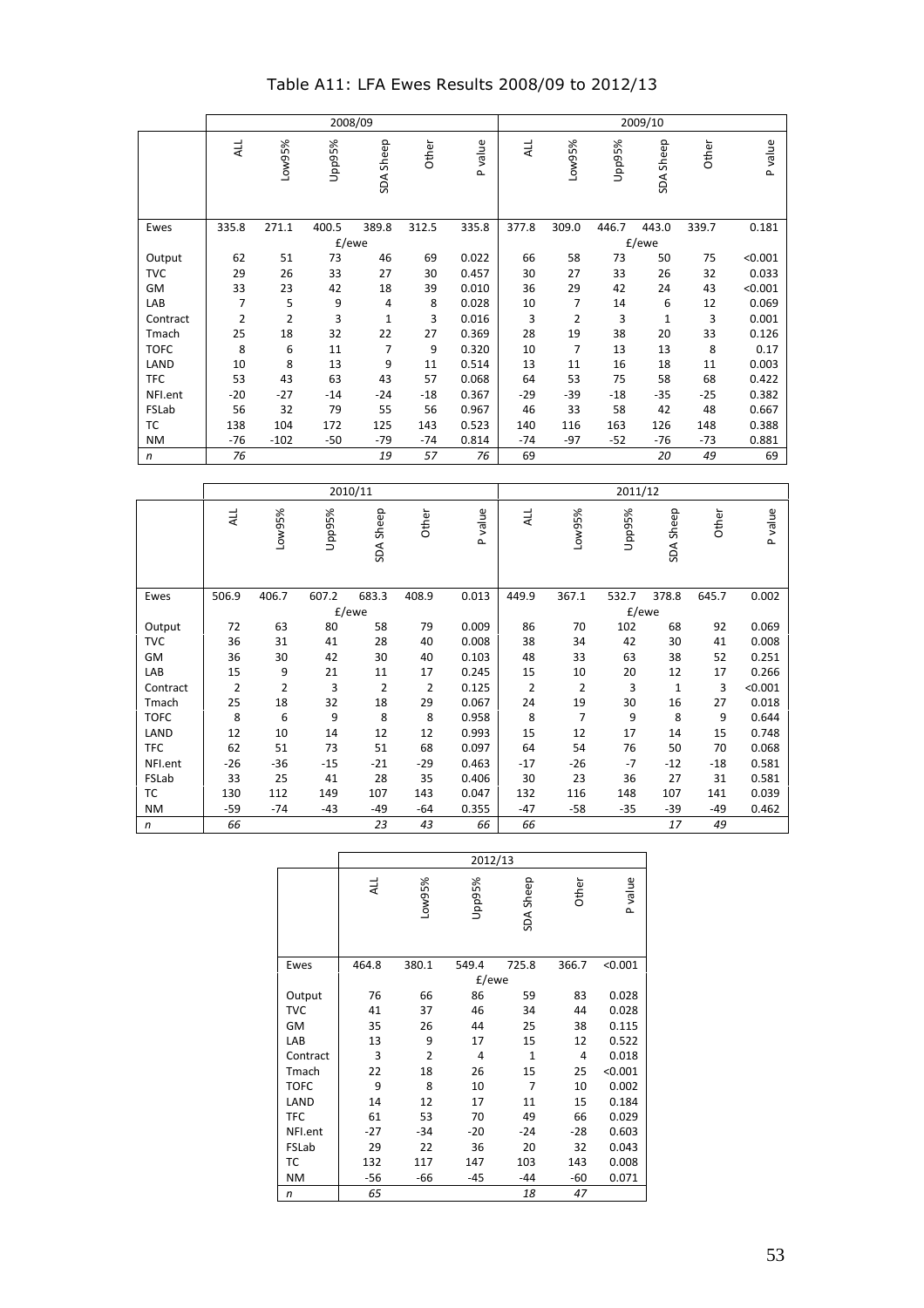# Table A11: LFA Ewes Results 2008/09 to 2012/13

| | 2008/09 | | | | | | 2009/10 | | | | | |
|---|---|---|---|---|---|---|---|---|---|---|---|---|
| | ALL | Low95% | Upp95% | SDA Sheep | Other | P value | ALL | Low95% | Upp95% | SDA Sheep | Other | P value |
| Ewes | 335.8 | 271.1 | 400.5 | 389.8 | 312.5 | 335.8 | 377.8 | 309.0 | 446.7 | 443.0 | 339.7 | 0.181 |
| | | | £/ewe | | | | | | £/ewe | | | |
| Output | 62 | 51 | 73 | 46 | 69 | 0.022 | 66 | 58 | 73 | 50 | 75 | <0.001 |
| TVC | 29 | 26 | 33 | 27 | 30 | 0.457 | 30 | 27 | 33 | 26 | 32 | 0.033 |
| GM | 33 | 23 | 42 | 18 | 39 | 0.010 | 36 | 29 | 42 | 24 | 43 | <0.001 |
| LAB | 7 | 5 | 9 | 4 | 8 | 0.028 | 10 | 7 | 14 | 6 | 12 | 0.069 |
| Contract | 2 | 2 | 3 | 1 | 3 | 0.016 | 3 | 2 | 3 | 1 | 3 | 0.001 |
| Tmach | 25 | 18 | 32 | 22 | 27 | 0.369 | 28 | 19 | 38 | 20 | 33 | 0.126 |
| TOFC | 8 | 6 | 11 | 7 | 9 | 0.320 | 10 | 7 | 13 | 13 | 8 | 0.17 |
| LAND | 10 | 8 | 13 | 9 | 11 | 0.514 | 13 | 11 | 16 | 18 | 11 | 0.003 |
| TFC | 53 | 43 | 63 | 43 | 57 | 0.068 | 64 | 53 | 75 | 58 | 68 | 0.422 |
| NFI.ent | -20 | -27 | -14 | -24 | -18 | 0.367 | -29 | -39 | -18 | -35 | -25 | 0.382 |
| FSLab | 56 | 32 | 79 | 55 | 56 | 0.967 | 46 | 33 | 58 | 42 | 48 | 0.667 |
| TC | 138 | 104 | 172 | 125 | 143 | 0.523 | 140 | 116 | 163 | 126 | 148 | 0.388 |
| NM | -76 | -102 | -50 | -79 | -74 | 0.814 | -74 | -97 | -52 | -76 | -73 | 0.881 |
| *n* | *76* | | | *19* | *57* | *76* | 69 | | | *20* | *49* | 69 |

| | 2010/11 | | | | | | 2011/12 | | | | | |
|---|---|---|---|---|---|---|---|---|---|---|---|---|
| | ALL | Low95% | Upp95% | SDA Sheep | Other | P value | ALL | Low95% | Upp95% | SDA Sheep | Other | P value |
| Ewes | 506.9 | 406.7 | 607.2 | 683.3 | 408.9 | 0.013 | 449.9 | 367.1 | 532.7 | 378.8 | 645.7 | 0.002 |
| | | | £/ewe | | | | | | £/ewe | | | |
| Output | 72 | 63 | 80 | 58 | 79 | 0.009 | 86 | 70 | 102 | 68 | 92 | 0.069 |
| TVC | 36 | 31 | 41 | 28 | 40 | 0.008 | 38 | 34 | 42 | 30 | 41 | 0.008 |
| GM | 36 | 30 | 42 | 30 | 40 | 0.103 | 48 | 33 | 63 | 38 | 52 | 0.251 |
| LAB | 15 | 9 | 21 | 11 | 17 | 0.245 | 15 | 10 | 20 | 12 | 17 | 0.266 |
| Contract | 2 | 2 | 3 | 2 | 2 | 0.125 | 2 | 2 | 3 | 1 | 3 | <0.001 |
| Tmach | 25 | 18 | 32 | 18 | 29 | 0.067 | 24 | 19 | 30 | 16 | 27 | 0.018 |
| TOFC | 8 | 6 | 9 | 8 | 8 | 0.958 | 8 | 7 | 9 | 8 | 9 | 0.644 |
| LAND | 12 | 10 | 14 | 12 | 12 | 0.993 | 15 | 12 | 17 | 14 | 15 | 0.748 |
| TFC | 62 | 51 | 73 | 51 | 68 | 0.097 | 64 | 54 | 76 | 50 | 70 | 0.068 |
| NFI.ent | -26 | -36 | -15 | -21 | -29 | 0.463 | -17 | -26 | -7 | -12 | -18 | 0.581 |
| FSLab | 33 | 25 | 41 | 28 | 35 | 0.406 | 30 | 23 | 36 | 27 | 31 | 0.581 |
| TC | 130 | 112 | 149 | 107 | 143 | 0.047 | 132 | 116 | 148 | 107 | 141 | 0.039 |
| NM | -59 | -74 | -43 | -49 | -64 | 0.355 | -47 | -58 | -35 | -39 | -49 | 0.462 |
| *n* | *66* | | | *23* | *43* | *66* | *66* | | | *17* | *49* | |

| | 2012/13 | | | | | |
|---|---|---|---|---|---|---|
| | ALL | Low95% | Upp95% | SDA Sheep | Other | P value |
| Ewes | 464.8 | 380.1 | 549.4 | 725.8 | 366.7 | <0.001 |
| | | | £/ewe | | | |
| Output | 76 | 66 | 86 | 59 | 83 | 0.028 |
| TVC | 41 | 37 | 46 | 34 | 44 | 0.028 |
| GM | 35 | 26 | 44 | 25 | 38 | 0.115 |
| LAB | 13 | 9 | 17 | 15 | 12 | 0.522 |
| Contract | 3 | 2 | 4 | 1 | 4 | 0.018 |
| Tmach | 22 | 18 | 26 | 15 | 25 | <0.001 |
| TOFC | 9 | 8 | 10 | 7 | 10 | 0.002 |
| LAND | 14 | 12 | 17 | 11 | 15 | 0.184 |
| TFC | 61 | 53 | 70 | 49 | 66 | 0.029 |
| NFI.ent | -27 | -34 | -20 | -24 | -28 | 0.603 |
| FSLab | 29 | 22 | 36 | 20 | 32 | 0.043 |
| TC | 132 | 117 | 147 | 103 | 143 | 0.008 |
| NM | -56 | -66 | -45 | -44 | -60 | 0.071 |
| *n* | *65* | | | *18* | *47* | |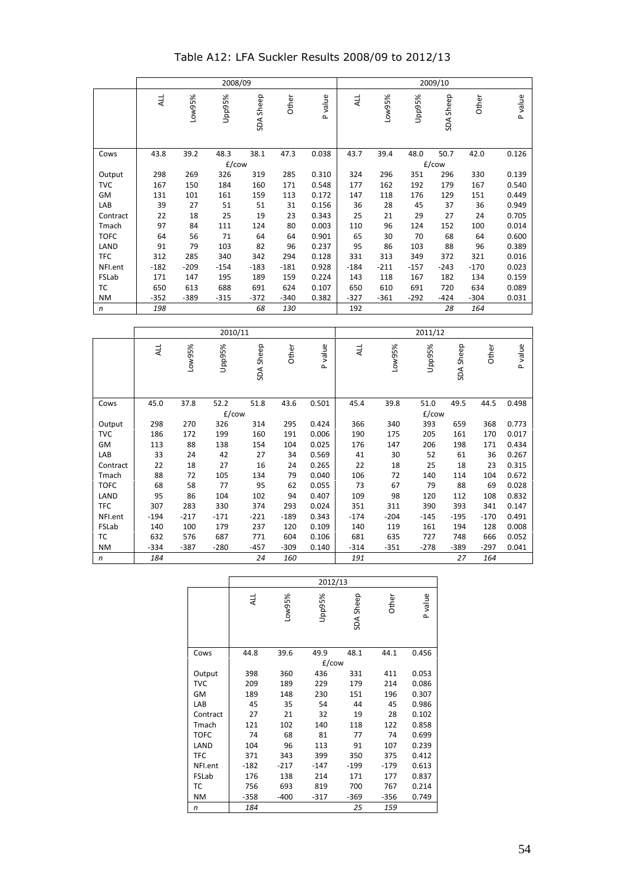# Table A12: LFA Suckler Results 2008/09 to 2012/13

| | 2008/09 | | | | | | 2009/10 | | | | | |
|---|---|---|---|---|---|---|---|---|---|---|---|---|
| | ALL | Low95% | Upp95% | SDA Sheep | Other | P value | ALL | Low95% | Upp95% | SDA Sheep | Other | P value |
| Cows | 43.8 | 39.2 | 48.3 | 38.1 | 47.3 | 0.038 | 43.7 | 39.4 | 48.0 | 50.7 | 42.0 | 0.126 |
| | | | £/cow | | | | | | | £/cow | | |
| Output | 298 | 269 | 326 | 319 | 285 | 0.310 | 324 | 296 | 351 | 296 | 330 | 0.139 |
| TVC | 167 | 150 | 184 | 160 | 171 | 0.548 | 177 | 162 | 192 | 179 | 167 | 0.540 |
| GM | 131 | 101 | 161 | 159 | 113 | 0.172 | 147 | 118 | 176 | 129 | 151 | 0.449 |
| LAB | 39 | 27 | 51 | 51 | 31 | 0.156 | 36 | 28 | 45 | 37 | 36 | 0.949 |
| Contract | 22 | 18 | 25 | 19 | 23 | 0.343 | 25 | 21 | 29 | 27 | 24 | 0.705 |
| Tmach | 97 | 84 | 111 | 124 | 80 | 0.003 | 110 | 96 | 124 | 152 | 100 | 0.014 |
| TOFC | 64 | 56 | 71 | 64 | 64 | 0.901 | 65 | 30 | 70 | 68 | 64 | 0.600 |
| LAND | 91 | 79 | 103 | 82 | 96 | 0.237 | 95 | 86 | 103 | 88 | 96 | 0.389 |
| TFC | 312 | 285 | 340 | 342 | 294 | 0.128 | 331 | 313 | 349 | 372 | 321 | 0.016 |
| NFI.ent | -182 | -209 | -154 | -183 | -181 | 0.928 | -184 | -211 | -157 | -243 | -170 | 0.023 |
| FSLab | 171 | 147 | 195 | 189 | 159 | 0.224 | 143 | 118 | 167 | 182 | 134 | 0.159 |
| TC | 650 | 613 | 688 | 691 | 624 | 0.107 | 650 | 610 | 691 | 720 | 634 | 0.089 |
| NM | -352 | -389 | -315 | -372 | -340 | 0.382 | -327 | -361 | -292 | -424 | -304 | 0.031 |
| *n* | *198* | | | *68* | *130* | | *192* | | | *28* | *164* | |

| | 2010/11 | | | | | | 2011/12 | | | | | |
|---|---|---|---|---|---|---|---|---|---|---|---|---|
| | ALL | Low95% | Upp95% | SDA Sheep | Other | P value | ALL | Low95% | Upp95% | SDA Sheep | Other | P value |
| Cows | 45.0 | 37.8 | 52.2 | 51.8 | 43.6 | 0.501 | 45.4 | 39.8 | 51.0 | 49.5 | 44.5 | 0.498 |
| | | | £/cow | | | | | | £/cow | | | |
| Output | 298 | 270 | 326 | 314 | 295 | 0.424 | 366 | 340 | 393 | 659 | 368 | 0.773 |
| TVC | 186 | 172 | 199 | 160 | 191 | 0.006 | 190 | 175 | 205 | 161 | 170 | 0.017 |
| GM | 113 | 88 | 138 | 154 | 104 | 0.025 | 176 | 147 | 206 | 198 | 171 | 0.434 |
| LAB | 33 | 24 | 42 | 27 | 34 | 0.569 | 41 | 30 | 52 | 61 | 36 | 0.267 |
| Contract | 22 | 18 | 27 | 16 | 24 | 0.265 | 22 | 18 | 25 | 18 | 23 | 0.315 |
| Tmach | 88 | 72 | 105 | 134 | 79 | 0.040 | 106 | 72 | 140 | 114 | 104 | 0.672 |
| TOFC | 68 | 58 | 77 | 95 | 62 | 0.055 | 73 | 67 | 79 | 88 | 69 | 0.028 |
| LAND | 95 | 86 | 104 | 102 | 94 | 0.407 | 109 | 98 | 120 | 112 | 108 | 0.832 |
| TFC | 307 | 283 | 330 | 374 | 293 | 0.024 | 351 | 311 | 390 | 393 | 341 | 0.147 |
| NFI.ent | -194 | -217 | -171 | -221 | -189 | 0.343 | -174 | -204 | -145 | -195 | -170 | 0.491 |
| FSLab | 140 | 100 | 179 | 237 | 120 | 0.109 | 140 | 119 | 161 | 194 | 128 | 0.008 |
| TC | 632 | 576 | 687 | 771 | 604 | 0.106 | 681 | 635 | 727 | 748 | 666 | 0.052 |
| NM | -334 | -387 | -280 | -457 | -309 | 0.140 | -314 | -351 | -278 | -389 | -297 | 0.041 |
| *n* | *184* | | | *24* | *160* | | *191* | | | *27* | *164* | |

| | 2012/13 | | | | | |
|---|---|---|---|---|---|---|
| | ALL | Low95% | Upp95% | SDA Sheep | Other | P value |
| Cows | 44.8 | 39.6 | 49.9 | 48.1 | 44.1 | 0.456 |
| | | | £/cow | | | |
| Output | 398 | 360 | 436 | 331 | 411 | 0.053 |
| TVC | 209 | 189 | 229 | 179 | 214 | 0.086 |
| GM | 189 | 148 | 230 | 151 | 196 | 0.307 |
| LAB | 45 | 35 | 54 | 44 | 45 | 0.986 |
| Contract | 27 | 21 | 32 | 19 | 28 | 0.102 |
| Tmach | 121 | 102 | 140 | 118 | 122 | 0.858 |
| TOFC | 74 | 68 | 81 | 77 | 74 | 0.699 |
| LAND | 104 | 96 | 113 | 91 | 107 | 0.239 |
| TFC | 371 | 343 | 399 | 350 | 375 | 0.412 |
| NFI.ent | -182 | -217 | -147 | -199 | -179 | 0.613 |
| FSLab | 176 | 138 | 214 | 171 | 177 | 0.837 |
| TC | 756 | 693 | 819 | 700 | 767 | 0.214 |
| NM | -358 | -400 | -317 | -369 | -356 | 0.749 |
| *n* | *184* | | | *25* | *159* | |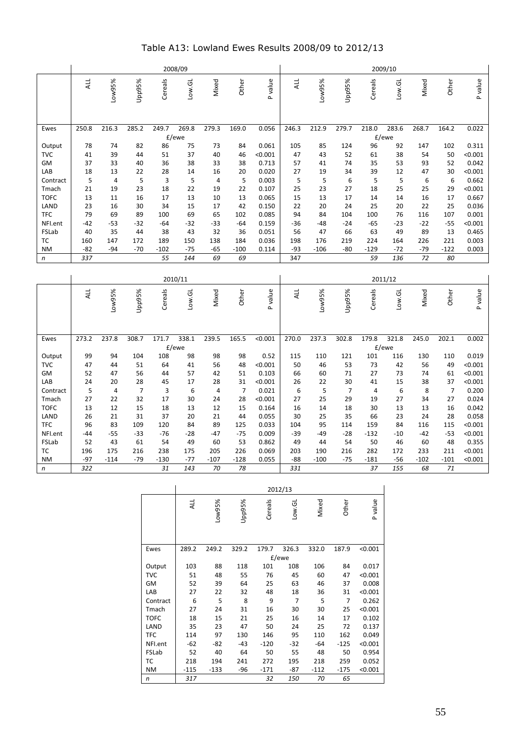# Table A13: Lowland Ewes Results 2008/09 to 2012/13

| | 2008/09 | | | | | | | | 2009/10 | | | | | | | |
|---|---|---|---|---|---|---|---|---|---|---|---|---|---|---|---|---|
| | ALL | Low95% | Upp95% | Cereals | Low.GL | Mixed | Other | P value | ALL | Low95% | Upp95% | Cereals | Low.GL | Mixed | Other | P value |
| Ewes | 250.8 | 216.3 | 285.2 | 249.7 | 269.8 | 279.3 | 169.0 | 0.056 | 246.3 | 212.9 | 279.7 | 218.0 | 283.6 | 268.7 | 164.2 | 0.022 |
| | | | | £/ewe | | | | | | | | £/ewe | | | | |
| Output | 78 | 74 | 82 | 86 | 75 | 73 | 84 | 0.061 | 105 | 85 | 124 | 96 | 92 | 147 | 102 | 0.311 |
| TVC | 41 | 39 | 44 | 51 | 37 | 40 | 46 | <0.001 | 47 | 43 | 52 | 61 | 38 | 54 | 50 | <0.001 |
| GM | 37 | 33 | 40 | 36 | 38 | 33 | 38 | 0.713 | 57 | 41 | 74 | 35 | 53 | 93 | 52 | 0.042 |
| LAB | 18 | 13 | 22 | 28 | 14 | 16 | 20 | 0.020 | 27 | 19 | 34 | 39 | 12 | 47 | 30 | <0.001 |
| Contract | 5 | 4 | 5 | 3 | 5 | 4 | 5 | 0.003 | 5 | 5 | 6 | 5 | 5 | 6 | 6 | 0.662 |
| Tmach | 21 | 19 | 23 | 18 | 22 | 19 | 22 | 0.107 | 25 | 23 | 27 | 18 | 25 | 25 | 29 | <0.001 |
| TOFC | 13 | 11 | 16 | 17 | 13 | 10 | 13 | 0.065 | 15 | 13 | 17 | 14 | 14 | 16 | 17 | 0.667 |
| LAND | 23 | 16 | 30 | 34 | 15 | 17 | 42 | 0.150 | 22 | 20 | 24 | 25 | 20 | 22 | 25 | 0.036 |
| TFC | 79 | 69 | 89 | 100 | 69 | 65 | 102 | 0.085 | 94 | 84 | 104 | 100 | 76 | 116 | 107 | 0.001 |
| NFI.ent | -42 | -53 | -32 | -64 | -32 | -33 | -64 | 0.159 | -36 | -48 | -24 | -65 | -23 | -22 | -55 | <0.001 |
| FSLab | 40 | 35 | 44 | 38 | 43 | 32 | 36 | 0.051 | 56 | 47 | 66 | 63 | 49 | 89 | 13 | 0.465 |
| TC | 160 | 147 | 172 | 189 | 150 | 138 | 184 | 0.036 | 198 | 176 | 219 | 224 | 164 | 226 | 221 | 0.003 |
| NM | -82 | -94 | -70 | -102 | -75 | -65 | -100 | 0.114 | -93 | -106 | -80 | -129 | -72 | -79 | -122 | 0.003 |
| *n* | *337* | | | *55* | *144* | *69* | *69* | | 347 | | | *59* | *136* | *72* | *80* | |

| | 2010/11 | | | | | | | | 2011/12 | | | | | | | |
|---|---|---|---|---|---|---|---|---|---|---|---|---|---|---|---|---|
| | ALL | Low95% | Upp95% | Cereals | Low.GL | Mixed | Other | P value | ALL | Low95% | Upp95% | Cereals | Low.GL | Mixed | Other | P value |
| Ewes | 273.2 | 237.8 | 308.7 | 171.7 | 338.1 | 239.5 | 165.5 | <0.001 | 270.0 | 237.3 | 302.8 | 179.8 | 321.8 | 245.0 | 202.1 | 0.002 |
| | | | | £/ewe | | | | | | | | £/ewe | | | | |
| Output | 99 | 94 | 104 | 108 | 98 | 98 | 98 | 0.52 | 115 | 110 | 121 | 101 | 116 | 130 | 110 | 0.019 |
| TVC | 47 | 44 | 51 | 64 | 41 | 56 | 48 | <0.001 | 50 | 46 | 53 | 73 | 42 | 56 | 49 | <0.001 |
| GM | 52 | 47 | 56 | 44 | 57 | 42 | 51 | 0.103 | 66 | 60 | 71 | 27 | 73 | 74 | 61 | <0.001 |
| LAB | 24 | 20 | 28 | 45 | 17 | 28 | 31 | <0.001 | 26 | 22 | 30 | 41 | 15 | 38 | 37 | <0.001 |
| Contract | 5 | 4 | 7 | 3 | 6 | 4 | 7 | 0.021 | 6 | 5 | 7 | 4 | 6 | 8 | 7 | 0.200 |
| Tmach | 27 | 22 | 32 | 17 | 30 | 24 | 28 | <0.001 | 27 | 25 | 29 | 19 | 27 | 34 | 27 | 0.024 |
| TOFC | 13 | 12 | 15 | 18 | 13 | 12 | 15 | 0.164 | 16 | 14 | 18 | 30 | 13 | 13 | 16 | 0.042 |
| LAND | 26 | 21 | 31 | 37 | 20 | 21 | 44 | 0.055 | 30 | 25 | 35 | 66 | 23 | 24 | 28 | 0.058 |
| TFC | 96 | 83 | 109 | 120 | 84 | 89 | 125 | 0.033 | 104 | 95 | 114 | 159 | 84 | 116 | 115 | <0.001 |
| NFI.ent | -44 | -55 | -33 | -76 | -28 | -47 | -75 | 0.009 | -39 | -49 | -28 | -132 | -10 | -42 | -53 | <0.001 |
| FSLab | 52 | 43 | 61 | 54 | 49 | 60 | 53 | 0.862 | 49 | 44 | 54 | 50 | 46 | 60 | 48 | 0.355 |
| TC | 196 | 175 | 216 | 238 | 175 | 205 | 226 | 0.069 | 203 | 190 | 216 | 282 | 172 | 233 | 211 | <0.001 |
| NM | -97 | -114 | -79 | -130 | -77 | -107 | -128 | 0.055 | -88 | -100 | -75 | -181 | -56 | -102 | -101 | <0.001 |
| *n* | *322* | | | *31* | *143* | *70* | *78* | | *331* | | | *37* | *155* | *68* | *71* | |

| | 2012/13 | | | | | | | |
|---|---|---|---|---|---|---|---|---|
| | ALL | Low95% | Upp95% | Cereals | Low.GL | Mixed | Other | P value |
| Ewes | 289.2 | 249.2 | 329.2 | 179.7 | 326.3 | 332.0 | 187.9 | <0.001 |
| | | | | | £/ewe | | | |
| Output | 103 | 88 | 118 | 101 | 108 | 106 | 84 | 0.017 |
| TVC | 51 | 48 | 55 | 76 | 45 | 60 | 47 | <0.001 |
| GM | 52 | 39 | 64 | 25 | 63 | 46 | 37 | 0.008 |
| LAB | 27 | 22 | 32 | 48 | 18 | 36 | 31 | <0.001 |
| Contract | 6 | 5 | 8 | 9 | 7 | 5 | 7 | 0.262 |
| Tmach | 27 | 24 | 31 | 16 | 30 | 30 | 25 | <0.001 |
| TOFC | 18 | 15 | 21 | 25 | 16 | 14 | 17 | 0.102 |
| LAND | 35 | 23 | 47 | 50 | 24 | 25 | 72 | 0.137 |
| TFC | 114 | 97 | 130 | 146 | 95 | 110 | 162 | 0.049 |
| NFI.ent | -62 | -82 | -43 | -120 | -32 | -64 | -125 | <0.001 |
| FSLab | 52 | 40 | 64 | 50 | 55 | 48 | 50 | 0.954 |
| TC | 218 | 194 | 241 | 272 | 195 | 218 | 259 | 0.052 |
| NM | -115 | -133 | -96 | -171 | -87 | -112 | -175 | <0.001 |
| *n* | *317* | | | *32* | *150* | *70* | *65* | |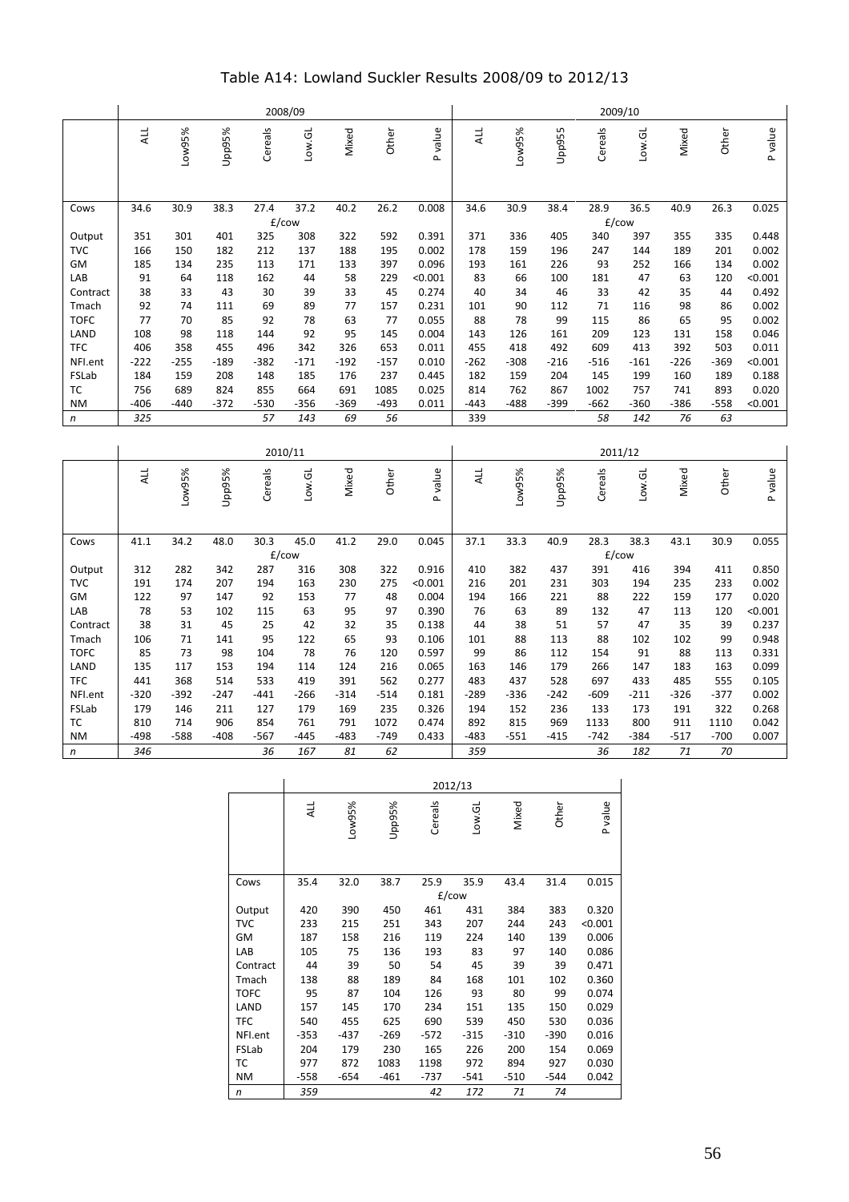# Table A14: Lowland Suckler Results 2008/09 to 2012/13

| | 2008/09 | | | | | | | | 2009/10 | | | | | | | |
|---|---|---|---|---|---|---|---|---|---|---|---|---|---|---|---|---|
| | ALL | Low95% | Upp95% | Cereals | Low.GL | Mixed | Other | P value | ALL | Low95% | Upp955 | Cereals | Low.GL | Mixed | Other | P value |
| Cows | 34.6 | 30.9 | 38.3 | 27.4 | 37.2 | 40.2 | 26.2 | 0.008 | 34.6 | 30.9 | 38.4 | 28.9 | 36.5 | 40.9 | 26.3 | 0.025 |
| | | | | £/cow | | | | | | | | £/cow | | | | |
| Output | 351 | 301 | 401 | 325 | 308 | 322 | 592 | 0.391 | 371 | 336 | 405 | 340 | 397 | 355 | 335 | 0.448 |
| TVC | 166 | 150 | 182 | 212 | 137 | 188 | 195 | 0.002 | 178 | 159 | 196 | 247 | 144 | 189 | 201 | 0.002 |
| GM | 185 | 134 | 235 | 113 | 171 | 133 | 397 | 0.096 | 193 | 161 | 226 | 93 | 252 | 166 | 134 | 0.002 |
| LAB | 91 | 64 | 118 | 162 | 44 | 58 | 229 | <0.001 | 83 | 66 | 100 | 181 | 47 | 63 | 120 | <0.001 |
| Contract | 38 | 33 | 43 | 30 | 39 | 33 | 45 | 0.274 | 40 | 34 | 46 | 33 | 42 | 35 | 44 | 0.492 |
| Tmach | 92 | 74 | 111 | 69 | 89 | 77 | 157 | 0.231 | 101 | 90 | 112 | 71 | 116 | 98 | 86 | 0.002 |
| TOFC | 77 | 70 | 85 | 92 | 78 | 63 | 77 | 0.055 | 88 | 78 | 99 | 115 | 86 | 65 | 95 | 0.002 |
| LAND | 108 | 98 | 118 | 144 | 92 | 95 | 145 | 0.004 | 143 | 126 | 161 | 209 | 123 | 131 | 158 | 0.046 |
| TFC | 406 | 358 | 455 | 496 | 342 | 326 | 653 | 0.011 | 455 | 418 | 492 | 609 | 413 | 392 | 503 | 0.011 |
| NFI.ent | -222 | -255 | -189 | -382 | -171 | -192 | -157 | 0.010 | -262 | -308 | -216 | -516 | -161 | -226 | -369 | <0.001 |
| FSLab | 184 | 159 | 208 | 148 | 185 | 176 | 237 | 0.445 | 182 | 159 | 204 | 145 | 199 | 160 | 189 | 0.188 |
| TC | 756 | 689 | 824 | 855 | 664 | 691 | 1085 | 0.025 | 814 | 762 | 867 | 1002 | 757 | 741 | 893 | 0.020 |
| NM | -406 | -440 | -372 | -530 | -356 | -369 | -493 | 0.011 | -443 | -488 | -399 | -662 | -360 | -386 | -558 | <0.001 |
| *n* | *325* | | | *57* | *143* | *69* | *56* | | *339* | | | *58* | *142* | *76* | *63* | |

| | 2010/11 | | | | | | | | 2011/12 | | | | | | | |
|---|---|---|---|---|---|---|---|---|---|---|---|---|---|---|---|---|
| | ALL | Low95% | Upp95% | Cereals | Low.GL | Mixed | Other | P value | ALL | Low95% | Upp95% | Cereals | Low.GL | Mixed | Other | P value |
| Cows | 41.1 | 34.2 | 48.0 | 30.3 | 45.0 | 41.2 | 29.0 | 0.045 | 37.1 | 33.3 | 40.9 | 28.3 | 38.3 | 43.1 | 30.9 | 0.055 |
| | | | | £/cow | | | | | | | | £/cow | | | | |
| Output | 312 | 282 | 342 | 287 | 316 | 308 | 322 | 0.916 | 410 | 382 | 437 | 391 | 416 | 394 | 411 | 0.850 |
| TVC | 191 | 174 | 207 | 194 | 163 | 230 | 275 | <0.001 | 216 | 201 | 231 | 303 | 194 | 235 | 233 | 0.002 |
| GM | 122 | 97 | 147 | 92 | 153 | 77 | 48 | 0.004 | 194 | 166 | 221 | 88 | 222 | 159 | 177 | 0.020 |
| LAB | 78 | 53 | 102 | 115 | 63 | 95 | 97 | 0.390 | 76 | 63 | 89 | 132 | 47 | 113 | 120 | <0.001 |
| Contract | 38 | 31 | 45 | 25 | 42 | 32 | 35 | 0.138 | 44 | 38 | 51 | 57 | 47 | 35 | 39 | 0.237 |
| Tmach | 106 | 71 | 141 | 95 | 122 | 65 | 93 | 0.106 | 101 | 88 | 113 | 88 | 102 | 102 | 99 | 0.948 |
| TOFC | 85 | 73 | 98 | 104 | 78 | 76 | 120 | 0.597 | 99 | 86 | 112 | 154 | 91 | 88 | 113 | 0.331 |
| LAND | 135 | 117 | 153 | 194 | 114 | 124 | 216 | 0.065 | 163 | 146 | 179 | 266 | 147 | 183 | 163 | 0.099 |
| TFC | 441 | 368 | 514 | 533 | 419 | 391 | 562 | 0.277 | 483 | 437 | 528 | 697 | 433 | 485 | 555 | 0.105 |
| NFI.ent | -320 | -392 | -247 | -441 | -266 | -314 | -514 | 0.181 | -289 | -336 | -242 | -609 | -211 | -326 | -377 | 0.002 |
| FSLab | 179 | 146 | 211 | 127 | 179 | 169 | 235 | 0.326 | 194 | 152 | 236 | 133 | 173 | 191 | 322 | 0.268 |
| TC | 810 | 714 | 906 | 854 | 761 | 791 | 1072 | 0.474 | 892 | 815 | 969 | 1133 | 800 | 911 | 1110 | 0.042 |
| NM | -498 | -588 | -408 | -567 | -445 | -483 | -749 | 0.433 | -483 | -551 | -415 | -742 | -384 | -517 | -700 | 0.007 |
| *n* | *346* | | | *36* | *167* | *81* | *62* | | *359* | | | *36* | *182* | *71* | *70* | |

| | 2012/13 | | | | | | | |
|---|---|---|---|---|---|---|---|---|
| | ALL | Low95% | Upp95% | Cereals | Low.GL | Mixed | Other | P value |
| Cows | 35.4 | 32.0 | 38.7 | 25.9 | 35.9 | 43.4 | 31.4 | 0.015 |
| | | | | £/cow | | | | |
| Output | 420 | 390 | 450 | 461 | 431 | 384 | 383 | 0.320 |
| TVC | 233 | 215 | 251 | 343 | 207 | 244 | 243 | <0.001 |
| GM | 187 | 158 | 216 | 119 | 224 | 140 | 139 | 0.006 |
| LAB | 105 | 75 | 136 | 193 | 83 | 97 | 140 | 0.086 |
| Contract | 44 | 39 | 50 | 54 | 45 | 39 | 39 | 0.471 |
| Tmach | 138 | 88 | 189 | 84 | 168 | 101 | 102 | 0.360 |
| TOFC | 95 | 87 | 104 | 126 | 93 | 80 | 99 | 0.074 |
| LAND | 157 | 145 | 170 | 234 | 151 | 135 | 150 | 0.029 |
| TFC | 540 | 455 | 625 | 690 | 539 | 450 | 530 | 0.036 |
| NFI.ent | -353 | -437 | -269 | -572 | -315 | -310 | -390 | 0.016 |
| FSLab | 204 | 179 | 230 | 165 | 226 | 200 | 154 | 0.069 |
| TC | 977 | 872 | 1083 | 1198 | 972 | 894 | 927 | 0.030 |
| NM | -558 | -654 | -461 | -737 | -541 | -510 | -544 | 0.042 |
| *n* | *359* | | | *42* | *172* | *71* | *74* | |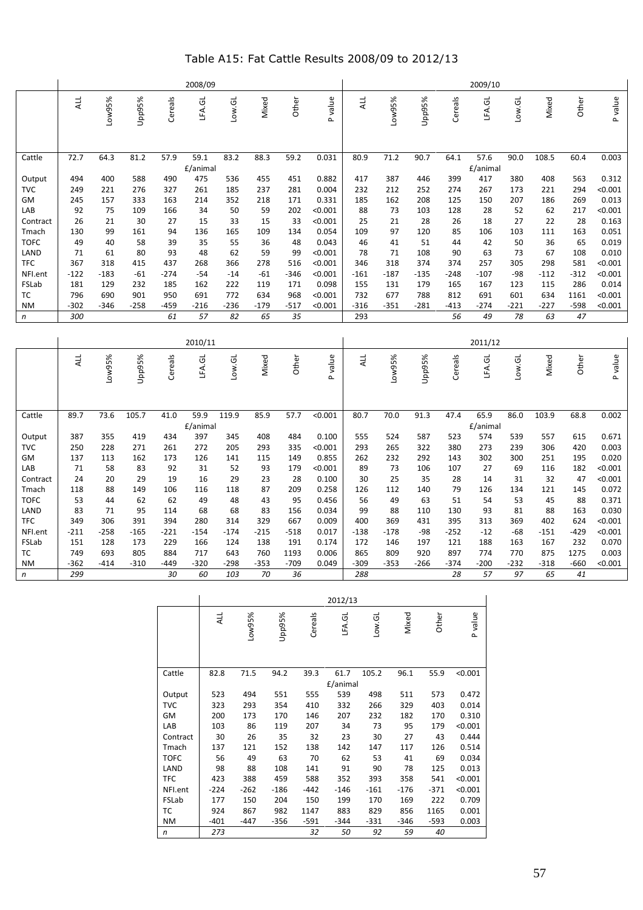# Table A15: Fat Cattle Results 2008/09 to 2012/13

| | 2008/09 | | | | | | | | | 2009/10 | | | | | | | | |
|---|---|---|---|---|---|---|---|---|---|---|---|---|---|---|---|---|---|---|
| | ALL | Low95% | Upp95% | Cereals | LFA.GL | Low.GL | Mixed | Other | P value | ALL | Low95% | Upp95% | Cereals | LFA.GL | Low.GL | Mixed | Other | P value |
| Cattle | 72.7 | 64.3 | 81.2 | 57.9 | 59.1 | 83.2 | 88.3 | 59.2 | 0.031 | 80.9 | 71.2 | 90.7 | 64.1 | 57.6 | 90.0 | 108.5 | 60.4 | 0.003 |
| | | | | | £/animal | | | | | | | | | £/animal | | | | |
| Output | 494 | 400 | 588 | 490 | 475 | 536 | 455 | 451 | 0.882 | 417 | 387 | 446 | 399 | 417 | 380 | 408 | 563 | 0.312 |
| TVC | 249 | 221 | 276 | 327 | 261 | 185 | 237 | 281 | 0.004 | 232 | 212 | 252 | 274 | 267 | 173 | 221 | 294 | <0.001 |
| GM | 245 | 157 | 333 | 163 | 214 | 352 | 218 | 171 | 0.331 | 185 | 162 | 208 | 125 | 150 | 207 | 186 | 269 | 0.013 |
| LAB | 92 | 75 | 109 | 166 | 34 | 50 | 59 | 202 | <0.001 | 88 | 73 | 103 | 128 | 28 | 52 | 62 | 217 | <0.001 |
| Contract | 26 | 21 | 30 | 27 | 15 | 33 | 15 | 33 | <0.001 | 25 | 21 | 28 | 26 | 18 | 27 | 22 | 28 | 0.163 |
| Tmach | 130 | 99 | 161 | 94 | 136 | 165 | 109 | 134 | 0.054 | 109 | 97 | 120 | 85 | 106 | 103 | 111 | 163 | 0.051 |
| TOFC | 49 | 40 | 58 | 39 | 35 | 55 | 36 | 48 | 0.043 | 46 | 41 | 51 | 44 | 42 | 50 | 36 | 65 | 0.019 |
| LAND | 71 | 61 | 80 | 93 | 48 | 62 | 59 | 99 | <0.001 | 78 | 71 | 108 | 90 | 63 | 73 | 67 | 108 | 0.010 |
| TFC | 367 | 318 | 415 | 437 | 268 | 366 | 278 | 516 | <0.001 | 346 | 318 | 374 | 374 | 257 | 305 | 298 | 581 | <0.001 |
| NFI.ent | -122 | -183 | -61 | -274 | -54 | -14 | -61 | -346 | <0.001 | -161 | -187 | -135 | -248 | -107 | -98 | -112 | -312 | <0.001 |
| FSLab | 181 | 129 | 232 | 185 | 162 | 222 | 119 | 171 | 0.098 | 155 | 131 | 179 | 165 | 167 | 123 | 115 | 286 | 0.014 |
| TC | 796 | 690 | 901 | 950 | 691 | 772 | 634 | 968 | <0.001 | 732 | 677 | 788 | 812 | 691 | 601 | 634 | 1161 | <0.001 |
| NM | -302 | -346 | -258 | -459 | -216 | -236 | -179 | -517 | <0.001 | -316 | -351 | -281 | -413 | -274 | -221 | -227 | -598 | <0.001 |
| *n* | *300* | | | *61* | *57* | *82* | *65* | *35* | | *293* | | | *56* | *49* | *78* | *63* | *47* | |

| | 2010/11 | | | | | | | | | 2011/12 | | | | | | | | |
|---|---|---|---|---|---|---|---|---|---|---|---|---|---|---|---|---|---|---|
| | ALL | Low95% | Upp95% | Cereals | LFA.GL | Low.GL | Mixed | Other | P value | ALL | Low95% | Upp95% | Cereals | LFA.GL | Low.GL | Mixed | Other | P value |
| Cattle | 89.7 | 73.6 | 105.7 | 41.0 | 59.9 | 119.9 | 85.9 | 57.7 | <0.001 | 80.7 | 70.0 | 91.3 | 47.4 | 65.9 | 86.0 | 103.9 | 68.8 | 0.002 |
| | | | | | £/animal | | | | | | | | | £/animal | | | | |
| Output | 387 | 355 | 419 | 434 | 397 | 345 | 408 | 484 | 0.100 | 555 | 524 | 587 | 523 | 574 | 539 | 557 | 615 | 0.671 |
| TVC | 250 | 228 | 271 | 261 | 272 | 205 | 293 | 335 | <0.001 | 293 | 265 | 322 | 380 | 273 | 239 | 306 | 420 | 0.003 |
| GM | 137 | 113 | 162 | 173 | 126 | 141 | 115 | 149 | 0.855 | 262 | 232 | 292 | 143 | 302 | 300 | 251 | 195 | 0.020 |
| LAB | 71 | 58 | 83 | 92 | 31 | 52 | 93 | 179 | <0.001 | 89 | 73 | 106 | 107 | 27 | 69 | 116 | 182 | <0.001 |
| Contract | 24 | 20 | 29 | 19 | 16 | 29 | 23 | 28 | 0.100 | 30 | 25 | 35 | 28 | 14 | 31 | 32 | 47 | <0.001 |
| Tmach | 118 | 88 | 149 | 106 | 116 | 118 | 87 | 209 | 0.258 | 126 | 112 | 140 | 79 | 126 | 134 | 121 | 145 | 0.072 |
| TOFC | 53 | 44 | 62 | 62 | 49 | 48 | 43 | 95 | 0.456 | 56 | 49 | 63 | 51 | 54 | 53 | 45 | 88 | 0.371 |
| LAND | 83 | 71 | 95 | 114 | 68 | 68 | 83 | 156 | 0.034 | 99 | 88 | 110 | 130 | 93 | 81 | 88 | 163 | 0.030 |
| TFC | 349 | 306 | 391 | 394 | 280 | 314 | 329 | 667 | 0.009 | 400 | 369 | 431 | 395 | 313 | 369 | 402 | 624 | <0.001 |
| NFI.ent | -211 | -258 | -165 | -221 | -154 | -174 | -215 | -518 | 0.017 | -138 | -178 | -98 | -252 | -12 | -68 | -151 | -429 | <0.001 |
| FSLab | 151 | 128 | 173 | 229 | 166 | 124 | 138 | 191 | 0.174 | 172 | 146 | 197 | 121 | 188 | 163 | 167 | 232 | 0.070 |
| TC | 749 | 693 | 805 | 884 | 717 | 643 | 760 | 1193 | 0.006 | 865 | 809 | 920 | 897 | 774 | 770 | 875 | 1275 | 0.003 |
| NM | -362 | -414 | -310 | -449 | -320 | -298 | -353 | -709 | 0.049 | -309 | -353 | -266 | -374 | -200 | -232 | -318 | -660 | <0.001 |
| *n* | *299* | | | *30* | *60* | *103* | *70* | *36* | | *288* | | | *28* | *57* | *97* | *65* | *41* | |

| | 2012/13 | | | | | | | | |
|---|---|---|---|---|---|---|---|---|---|
| | ALL | Low95% | Upp95% | Cereals | LFA.GL | Low.GL | Mixed | Other | P value |
| Cattle | 82.8 | 71.5 | 94.2 | 39.3 | 61.7 | 105.2 | 96.1 | 55.9 | <0.001 |
| | | | | | £/animal | | | | |
| Output | 523 | 494 | 551 | 555 | 539 | 498 | 511 | 573 | 0.472 |
| TVC | 323 | 293 | 354 | 410 | 332 | 266 | 329 | 403 | 0.014 |
| GM | 200 | 173 | 170 | 146 | 207 | 232 | 182 | 170 | 0.310 |
| LAB | 103 | 86 | 119 | 207 | 34 | 73 | 95 | 179 | <0.001 |
| Contract | 30 | 26 | 35 | 32 | 23 | 30 | 27 | 43 | 0.444 |
| Tmach | 137 | 121 | 152 | 138 | 142 | 147 | 117 | 126 | 0.514 |
| TOFC | 56 | 49 | 63 | 70 | 62 | 53 | 41 | 69 | 0.034 |
| LAND | 98 | 88 | 108 | 141 | 91 | 90 | 78 | 125 | 0.013 |
| TFC | 423 | 388 | 459 | 588 | 352 | 393 | 358 | 541 | <0.001 |
| NFI.ent | -224 | -262 | -186 | -442 | -146 | -161 | -176 | -371 | <0.001 |
| FSLab | 177 | 150 | 204 | 150 | 199 | 170 | 169 | 222 | 0.709 |
| TC | 924 | 867 | 982 | 1147 | 883 | 829 | 856 | 1165 | 0.001 |
| NM | -401 | -447 | -356 | -591 | -344 | -331 | -346 | -593 | 0.003 |
| *n* | *273* | | | *32* | *50* | *92* | *59* | *40* | |